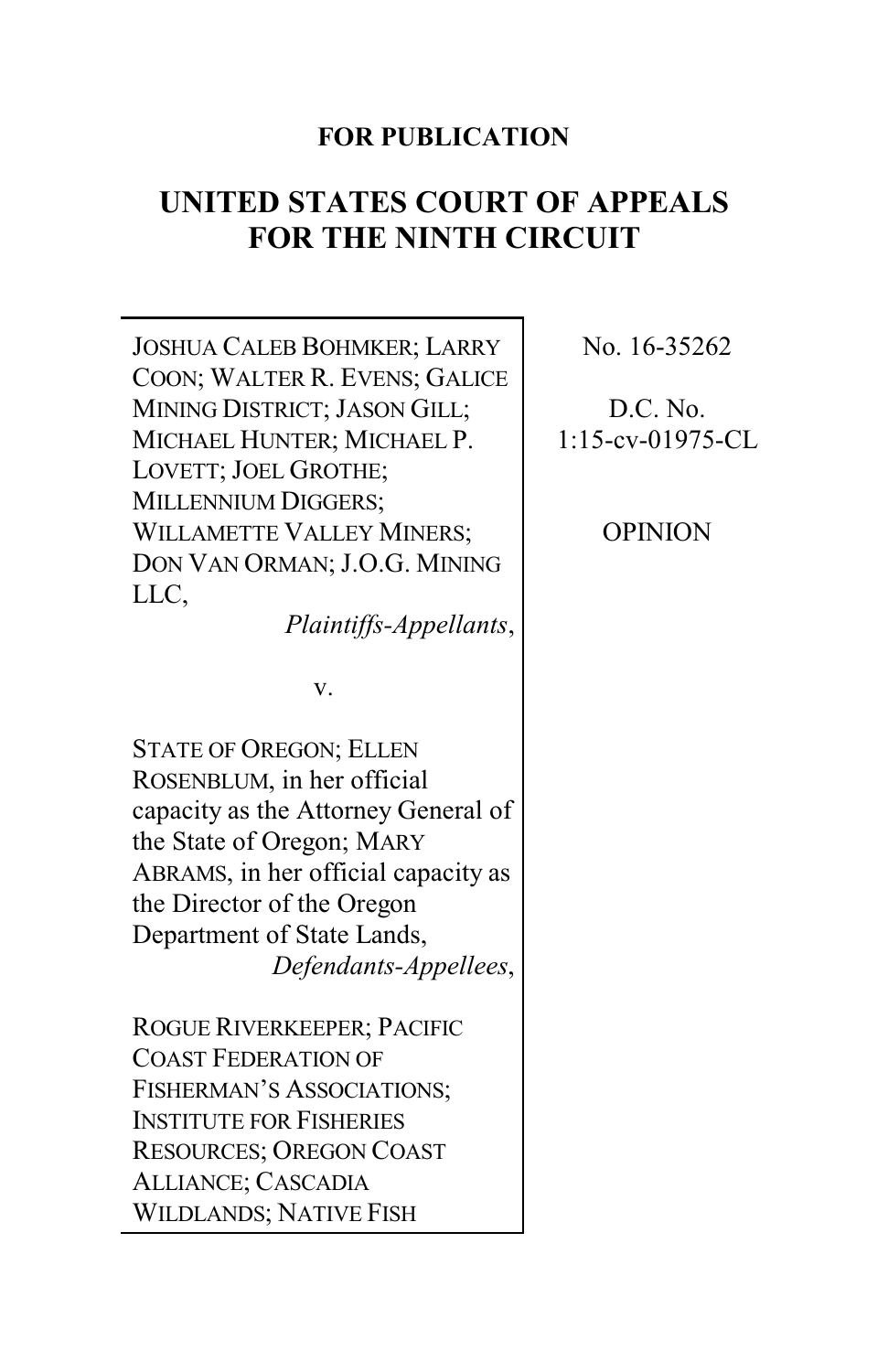**FOR PUBLICATION**

# UNITED STATES COURT OF APPEALS FOR THE NINTH CIRCUIT

JOSHUA CALEB BOHMKER; LARRY COON; WALTER R. EVENS; GALICE MINING DISTRICT; JASON GILL; MICHAEL HUNTER; MICHAEL P. LOVETT; JOEL GROTHE; MILLENNIUM DIGGERS; WILLAMETTE VALLEY MINERS; DON VAN ORMAN; J.O.G. MINING LLC,
*Plaintiffs-Appellants*,

v.

STATE OF OREGON; ELLEN ROSENBLUM, in her official capacity as the Attorney General of the State of Oregon; MARY ABRAMS, in her official capacity as the Director of the Oregon Department of State Lands,
*Defendants-Appellees*,

ROGUE RIVERKEEPER; PACIFIC COAST FEDERATION OF FISHERMAN'S ASSOCIATIONS; INSTITUTE FOR FISHERIES RESOURCES; OREGON COAST ALLIANCE; CASCADIA WILDLANDS; NATIVE FISH

No. 16-35262

D.C. No. 1:15-cv-01975-CL

OPINION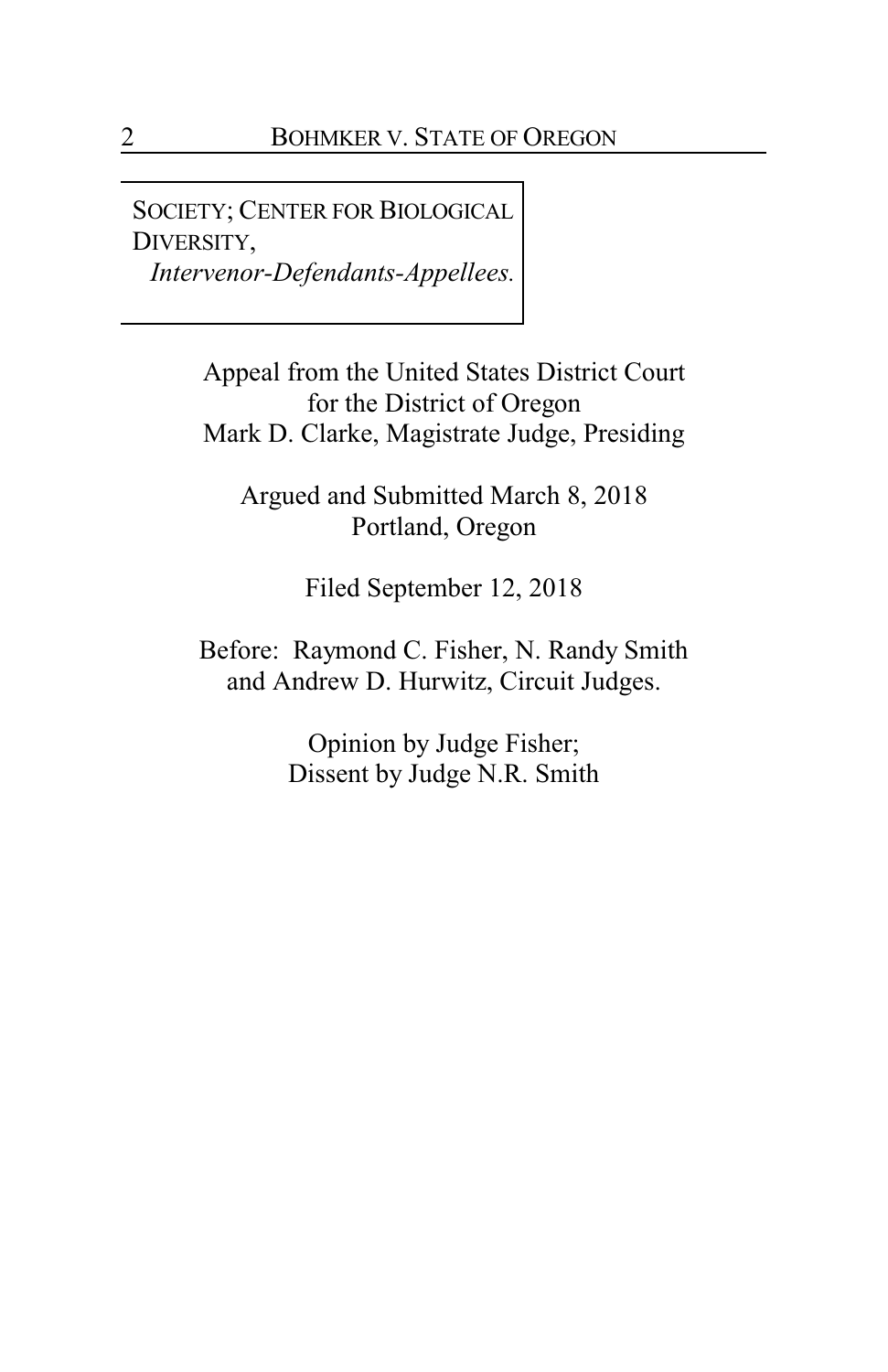SOCIETY; CENTER FOR BIOLOGICAL DIVERSITY,
*Intervenor-Defendants-Appellees.*

Appeal from the United States District Court
for the District of Oregon
Mark D. Clarke, Magistrate Judge, Presiding

Argued and Submitted March 8, 2018
Portland, Oregon

Filed September 12, 2018

Before: Raymond C. Fisher, N. Randy Smith
and Andrew D. Hurwitz, Circuit Judges.

Opinion by Judge Fisher;
Dissent by Judge N.R. Smith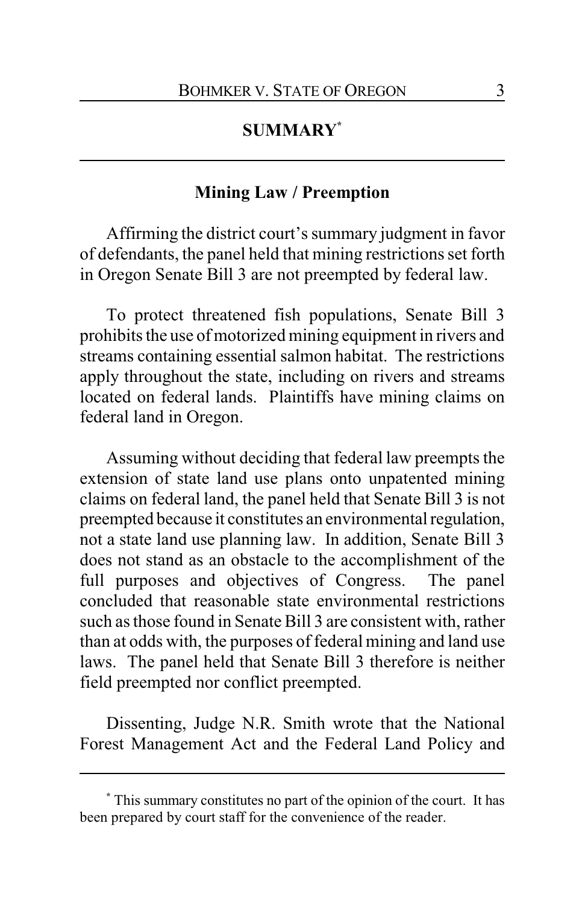## SUMMARY[*]

### Mining Law / Preemption

Affirming the district court's summary judgment in favor of defendants, the panel held that mining restrictions set forth in Oregon Senate Bill 3 are not preempted by federal law.

To protect threatened fish populations, Senate Bill 3 prohibits the use of motorized mining equipment in rivers and streams containing essential salmon habitat. The restrictions apply throughout the state, including on rivers and streams located on federal lands. Plaintiffs have mining claims on federal land in Oregon.

Assuming without deciding that federal law preempts the extension of state land use plans onto unpatented mining claims on federal land, the panel held that Senate Bill 3 is not preempted because it constitutes an environmental regulation, not a state land use planning law. In addition, Senate Bill 3 does not stand as an obstacle to the accomplishment of the full purposes and objectives of Congress. The panel concluded that reasonable state environmental restrictions such as those found in Senate Bill 3 are consistent with, rather than at odds with, the purposes of federal mining and land use laws. The panel held that Senate Bill 3 therefore is neither field preempted nor conflict preempted.

Dissenting, Judge N.R. Smith wrote that the National Forest Management Act and the Federal Land Policy and

---

[*] This summary constitutes no part of the opinion of the court. It has been prepared by court staff for the convenience of the reader.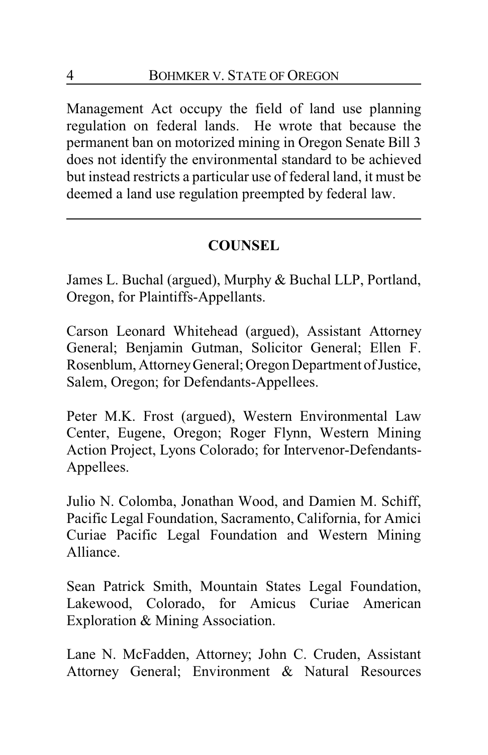Management Act occupy the field of land use planning regulation on federal lands. He wrote that because the permanent ban on motorized mining in Oregon Senate Bill 3 does not identify the environmental standard to be achieved but instead restricts a particular use of federal land, it must be deemed a land use regulation preempted by federal law.

---

## COUNSEL

James L. Buchal (argued), Murphy & Buchal LLP, Portland, Oregon, for Plaintiffs-Appellants.

Carson Leonard Whitehead (argued), Assistant Attorney General; Benjamin Gutman, Solicitor General; Ellen F. Rosenblum, Attorney General; Oregon Department of Justice, Salem, Oregon; for Defendants-Appellees.

Peter M.K. Frost (argued), Western Environmental Law Center, Eugene, Oregon; Roger Flynn, Western Mining Action Project, Lyons Colorado; for Intervenor-Defendants-Appellees.

Julio N. Colomba, Jonathan Wood, and Damien M. Schiff, Pacific Legal Foundation, Sacramento, California, for Amici Curiae Pacific Legal Foundation and Western Mining Alliance.

Sean Patrick Smith, Mountain States Legal Foundation, Lakewood, Colorado, for Amicus Curiae American Exploration & Mining Association.

Lane N. McFadden, Attorney; John C. Cruden, Assistant Attorney General; Environment & Natural Resources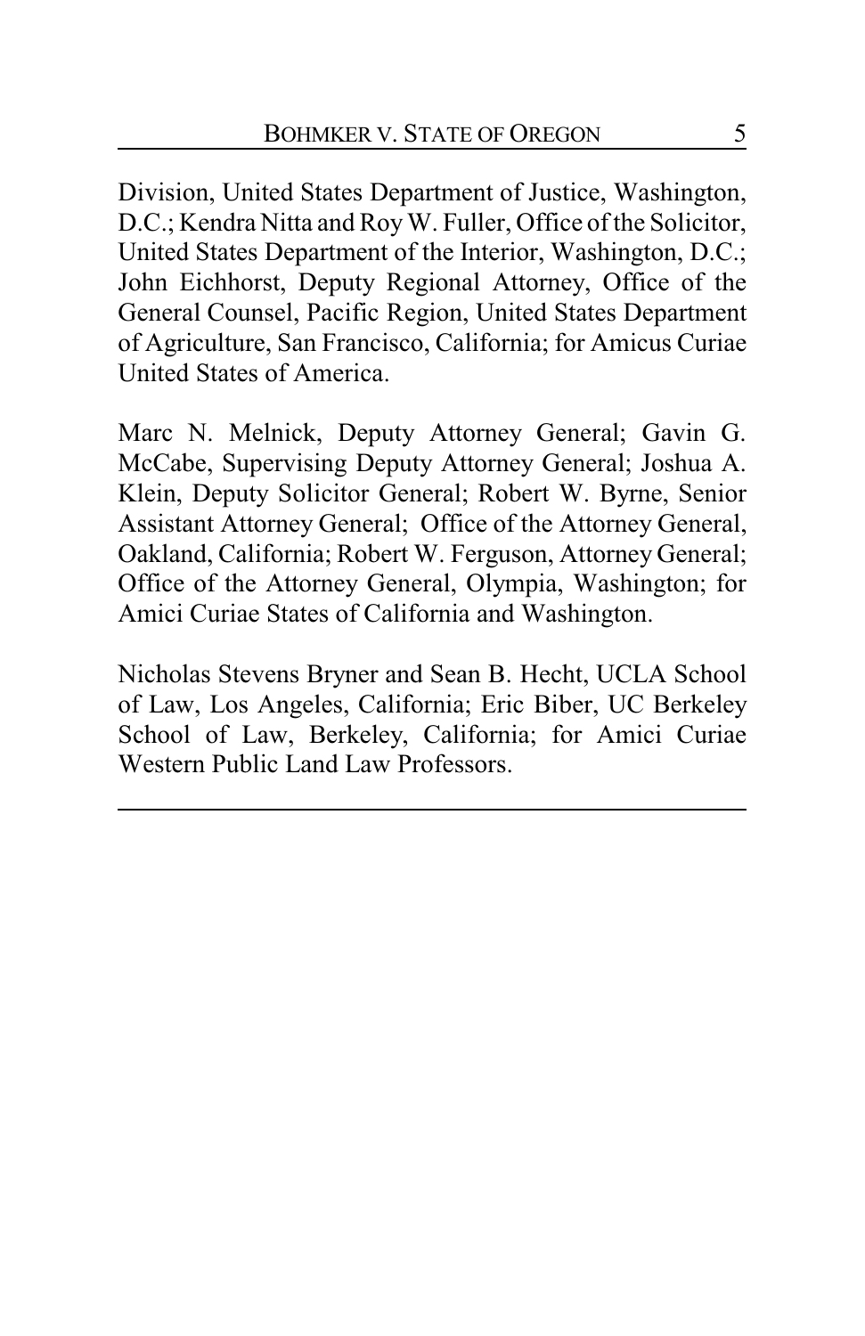Division, United States Department of Justice, Washington, D.C.; Kendra Nitta and Roy W. Fuller, Office of the Solicitor, United States Department of the Interior, Washington, D.C.; John Eichhorst, Deputy Regional Attorney, Office of the General Counsel, Pacific Region, United States Department of Agriculture, San Francisco, California; for Amicus Curiae United States of America.

Marc N. Melnick, Deputy Attorney General; Gavin G. McCabe, Supervising Deputy Attorney General; Joshua A. Klein, Deputy Solicitor General; Robert W. Byrne, Senior Assistant Attorney General; Office of the Attorney General, Oakland, California; Robert W. Ferguson, Attorney General; Office of the Attorney General, Olympia, Washington; for Amici Curiae States of California and Washington.

Nicholas Stevens Bryner and Sean B. Hecht, UCLA School of Law, Los Angeles, California; Eric Biber, UC Berkeley School of Law, Berkeley, California; for Amici Curiae Western Public Land Law Professors.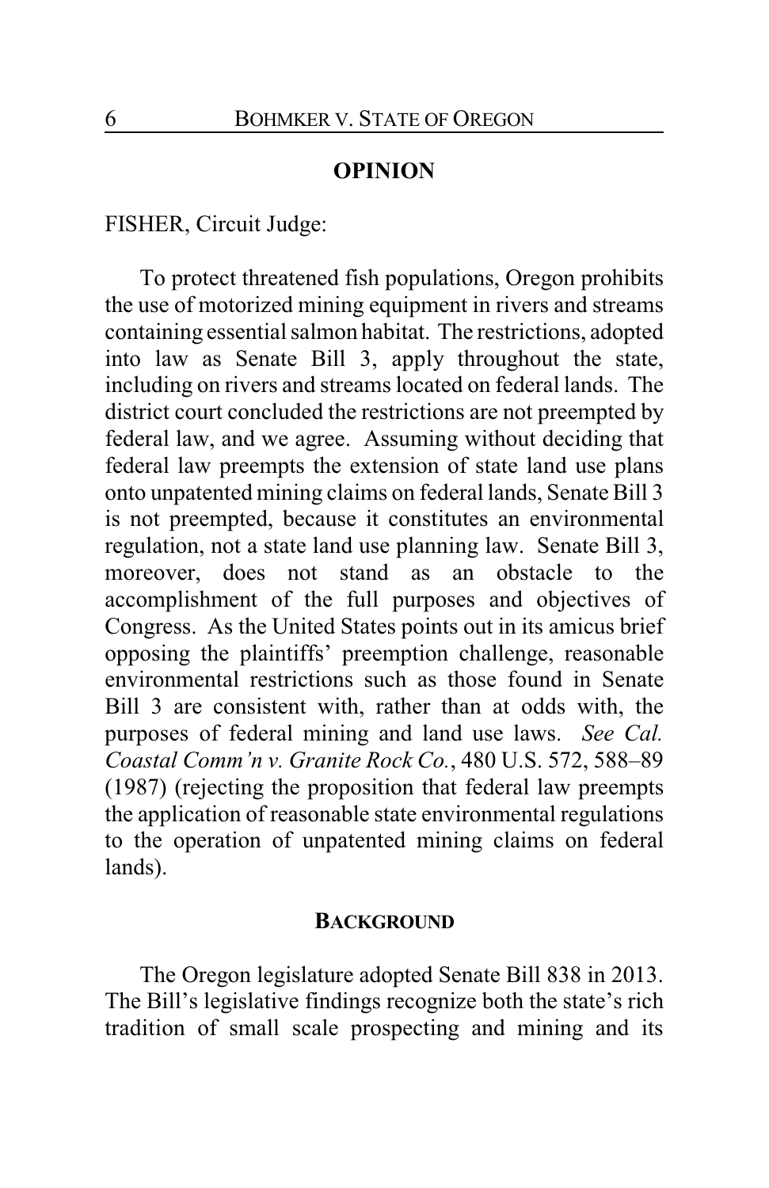## OPINION

FISHER, Circuit Judge:

To protect threatened fish populations, Oregon prohibits the use of motorized mining equipment in rivers and streams containing essential salmon habitat. The restrictions, adopted into law as Senate Bill 3, apply throughout the state, including on rivers and streams located on federal lands. The district court concluded the restrictions are not preempted by federal law, and we agree. Assuming without deciding that federal law preempts the extension of state land use plans onto unpatented mining claims on federal lands, Senate Bill 3 is not preempted, because it constitutes an environmental regulation, not a state land use planning law. Senate Bill 3, moreover, does not stand as an obstacle to the accomplishment of the full purposes and objectives of Congress. As the United States points out in its amicus brief opposing the plaintiffs' preemption challenge, reasonable environmental restrictions such as those found in Senate Bill 3 are consistent with, rather than at odds with, the purposes of federal mining and land use laws. *See Cal. Coastal Comm'n v. Granite Rock Co.*, 480 U.S. 572, 588–89 (1987) (rejecting the proposition that federal law preempts the application of reasonable state environmental regulations to the operation of unpatented mining claims on federal lands).

## BACKGROUND

The Oregon legislature adopted Senate Bill 838 in 2013. The Bill's legislative findings recognize both the state's rich tradition of small scale prospecting and mining and its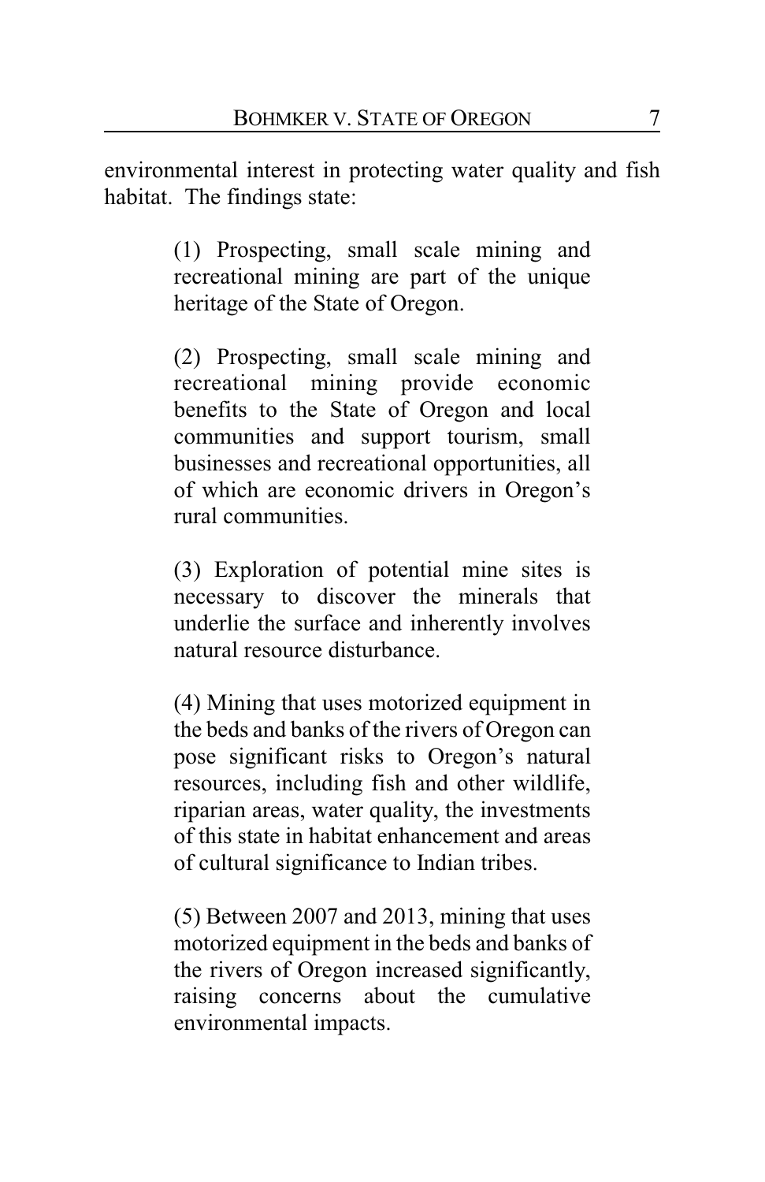environmental interest in protecting water quality and fish habitat. The findings state:

> (1) Prospecting, small scale mining and recreational mining are part of the unique heritage of the State of Oregon.
>
> (2) Prospecting, small scale mining and recreational mining provide economic benefits to the State of Oregon and local communities and support tourism, small businesses and recreational opportunities, all of which are economic drivers in Oregon's rural communities.
>
> (3) Exploration of potential mine sites is necessary to discover the minerals that underlie the surface and inherently involves natural resource disturbance.
>
> (4) Mining that uses motorized equipment in the beds and banks of the rivers of Oregon can pose significant risks to Oregon's natural resources, including fish and other wildlife, riparian areas, water quality, the investments of this state in habitat enhancement and areas of cultural significance to Indian tribes.
>
> (5) Between 2007 and 2013, mining that uses motorized equipment in the beds and banks of the rivers of Oregon increased significantly, raising concerns about the cumulative environmental impacts.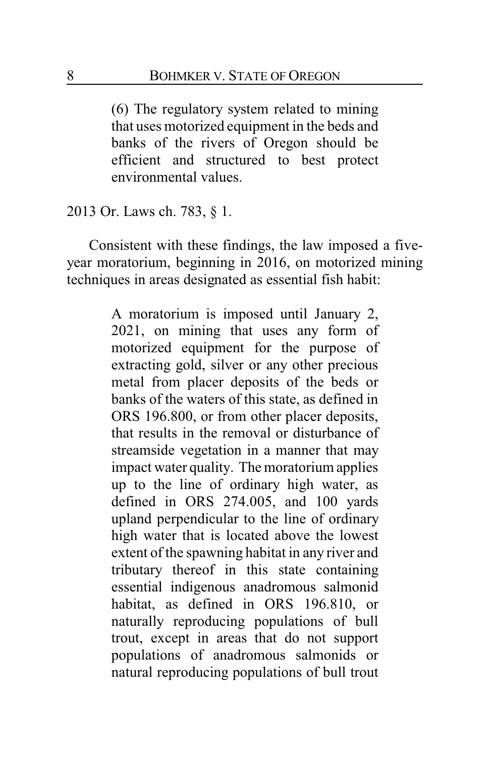> (6) The regulatory system related to mining that uses motorized equipment in the beds and banks of the rivers of Oregon should be efficient and structured to best protect environmental values.

2013 Or. Laws ch. 783, § 1.

Consistent with these findings, the law imposed a five-year moratorium, beginning in 2016, on motorized mining techniques in areas designated as essential fish habit:

> A moratorium is imposed until January 2, 2021, on mining that uses any form of motorized equipment for the purpose of extracting gold, silver or any other precious metal from placer deposits of the beds or banks of the waters of this state, as defined in ORS 196.800, or from other placer deposits, that results in the removal or disturbance of streamside vegetation in a manner that may impact water quality. The moratorium applies up to the line of ordinary high water, as defined in ORS 274.005, and 100 yards upland perpendicular to the line of ordinary high water that is located above the lowest extent of the spawning habitat in any river and tributary thereof in this state containing essential indigenous anadromous salmonid habitat, as defined in ORS 196.810, or naturally reproducing populations of bull trout, except in areas that do not support populations of anadromous salmonids or natural reproducing populations of bull trout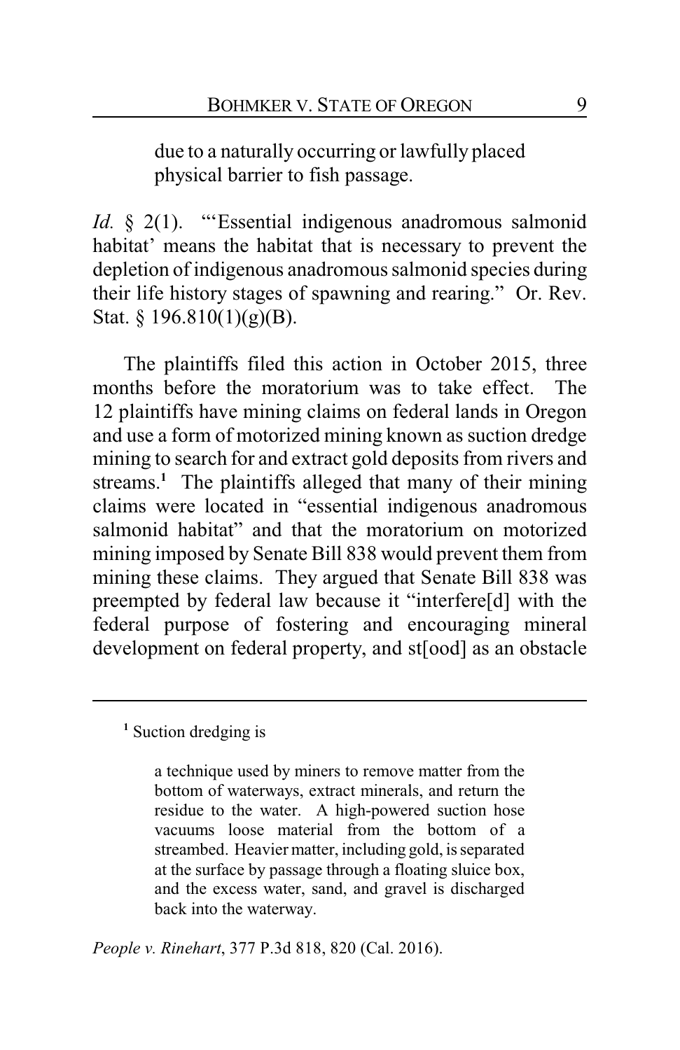> due to a naturally occurring or lawfully placed physical barrier to fish passage.

*Id.* § 2(1). "'Essential indigenous anadromous salmonid habitat' means the habitat that is necessary to prevent the depletion of indigenous anadromous salmonid species during their life history stages of spawning and rearing." Or. Rev. Stat. § 196.810(1)(g)(B).

The plaintiffs filed this action in October 2015, three months before the moratorium was to take effect. The 12 plaintiffs have mining claims on federal lands in Oregon and use a form of motorized mining known as suction dredge mining to search for and extract gold deposits from rivers and streams.[1] The plaintiffs alleged that many of their mining claims were located in "essential indigenous anadromous salmonid habitat" and that the moratorium on motorized mining imposed by Senate Bill 838 would prevent them from mining these claims. They argued that Senate Bill 838 was preempted by federal law because it "interfere[d] with the federal purpose of fostering and encouraging mineral development on federal property, and st[ood] as an obstacle

---

[1] Suction dredging is

> a technique used by miners to remove matter from the bottom of waterways, extract minerals, and return the residue to the water. A high-powered suction hose vacuums loose material from the bottom of a streambed. Heavier matter, including gold, is separated at the surface by passage through a floating sluice box, and the excess water, sand, and gravel is discharged back into the waterway.

*People v. Rinehart*, 377 P.3d 818, 820 (Cal. 2016).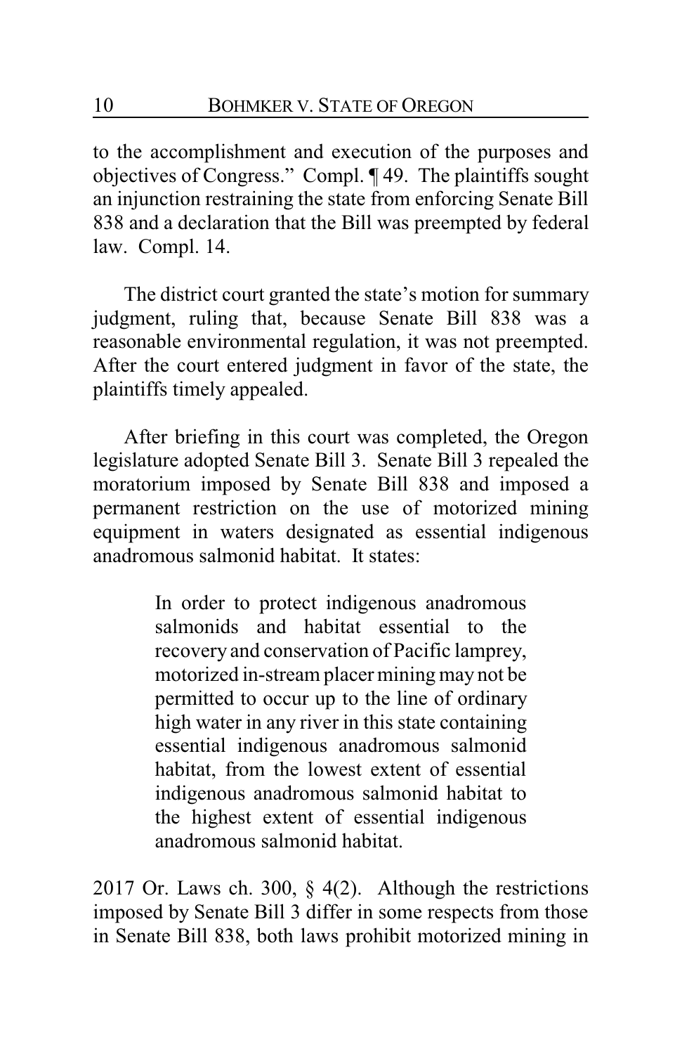to the accomplishment and execution of the purposes and objectives of Congress." Compl. ¶ 49. The plaintiffs sought an injunction restraining the state from enforcing Senate Bill 838 and a declaration that the Bill was preempted by federal law. Compl. 14.

The district court granted the state's motion for summary judgment, ruling that, because Senate Bill 838 was a reasonable environmental regulation, it was not preempted. After the court entered judgment in favor of the state, the plaintiffs timely appealed.

After briefing in this court was completed, the Oregon legislature adopted Senate Bill 3. Senate Bill 3 repealed the moratorium imposed by Senate Bill 838 and imposed a permanent restriction on the use of motorized mining equipment in waters designated as essential indigenous anadromous salmonid habitat. It states:

> In order to protect indigenous anadromous salmonids and habitat essential to the recovery and conservation of Pacific lamprey, motorized in-stream placer mining may not be permitted to occur up to the line of ordinary high water in any river in this state containing essential indigenous anadromous salmonid habitat, from the lowest extent of essential indigenous anadromous salmonid habitat to the highest extent of essential indigenous anadromous salmonid habitat.

2017 Or. Laws ch. 300, § 4(2). Although the restrictions imposed by Senate Bill 3 differ in some respects from those in Senate Bill 838, both laws prohibit motorized mining in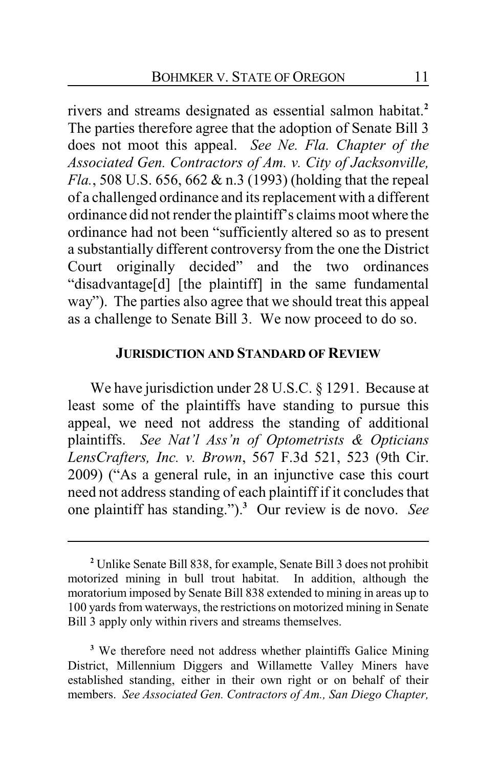rivers and streams designated as essential salmon habitat.[2] The parties therefore agree that the adoption of Senate Bill 3 does not moot this appeal. *See Ne. Fla. Chapter of the Associated Gen. Contractors of Am. v. City of Jacksonville, Fla.*, 508 U.S. 656, 662 & n.3 (1993) (holding that the repeal of a challenged ordinance and its replacement with a different ordinance did not render the plaintiff's claims moot where the ordinance had not been "sufficiently altered so as to present a substantially different controversy from the one the District Court originally decided" and the two ordinances "disadvantage[d] [the plaintiff] in the same fundamental way"). The parties also agree that we should treat this appeal as a challenge to Senate Bill 3. We now proceed to do so.

## JURISDICTION AND STANDARD OF REVIEW

We have jurisdiction under 28 U.S.C. § 1291. Because at least some of the plaintiffs have standing to pursue this appeal, we need not address the standing of additional plaintiffs. *See Nat'l Ass'n of Optometrists & Opticians LensCrafters, Inc. v. Brown*, 567 F.3d 521, 523 (9th Cir. 2009) ("As a general rule, in an injunctive case this court need not address standing of each plaintiff if it concludes that one plaintiff has standing.").[3] Our review is de novo. *See*

---

[2] Unlike Senate Bill 838, for example, Senate Bill 3 does not prohibit motorized mining in bull trout habitat. In addition, although the moratorium imposed by Senate Bill 838 extended to mining in areas up to 100 yards from waterways, the restrictions on motorized mining in Senate Bill 3 apply only within rivers and streams themselves.

[3] We therefore need not address whether plaintiffs Galice Mining District, Millennium Diggers and Willamette Valley Miners have established standing, either in their own right or on behalf of their members. *See Associated Gen. Contractors of Am., San Diego Chapter,*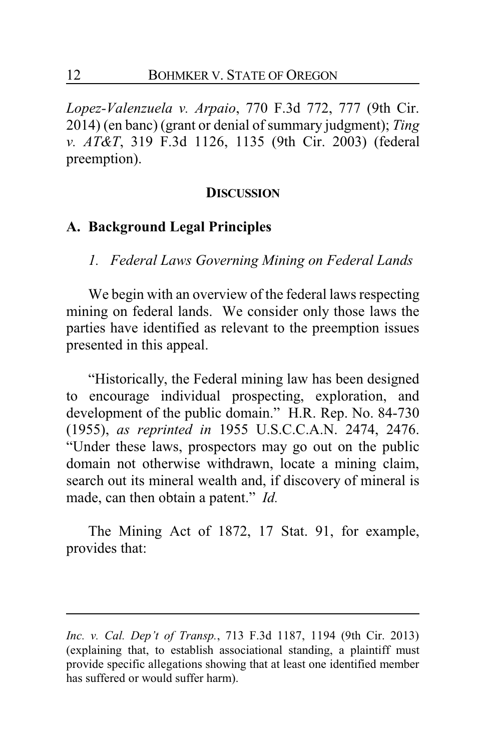*Lopez-Valenzuela v. Arpaio*, 770 F.3d 772, 777 (9th Cir. 2014) (en banc) (grant or denial of summary judgment); *Ting v. AT&T*, 319 F.3d 1126, 1135 (9th Cir. 2003) (federal preemption).

## DISCUSSION

### A. Background Legal Principles

#### *1. Federal Laws Governing Mining on Federal Lands*

We begin with an overview of the federal laws respecting mining on federal lands. We consider only those laws the parties have identified as relevant to the preemption issues presented in this appeal.

"Historically, the Federal mining law has been designed to encourage individual prospecting, exploration, and development of the public domain." H.R. Rep. No. 84-730 (1955), *as reprinted in* 1955 U.S.C.C.A.N. 2474, 2476. "Under these laws, prospectors may go out on the public domain not otherwise withdrawn, locate a mining claim, search out its mineral wealth and, if discovery of mineral is made, can then obtain a patent." *Id.*

The Mining Act of 1872, 17 Stat. 91, for example, provides that:

---

*Inc. v. Cal. Dep't of Transp.*, 713 F.3d 1187, 1194 (9th Cir. 2013) (explaining that, to establish associational standing, a plaintiff must provide specific allegations showing that at least one identified member has suffered or would suffer harm).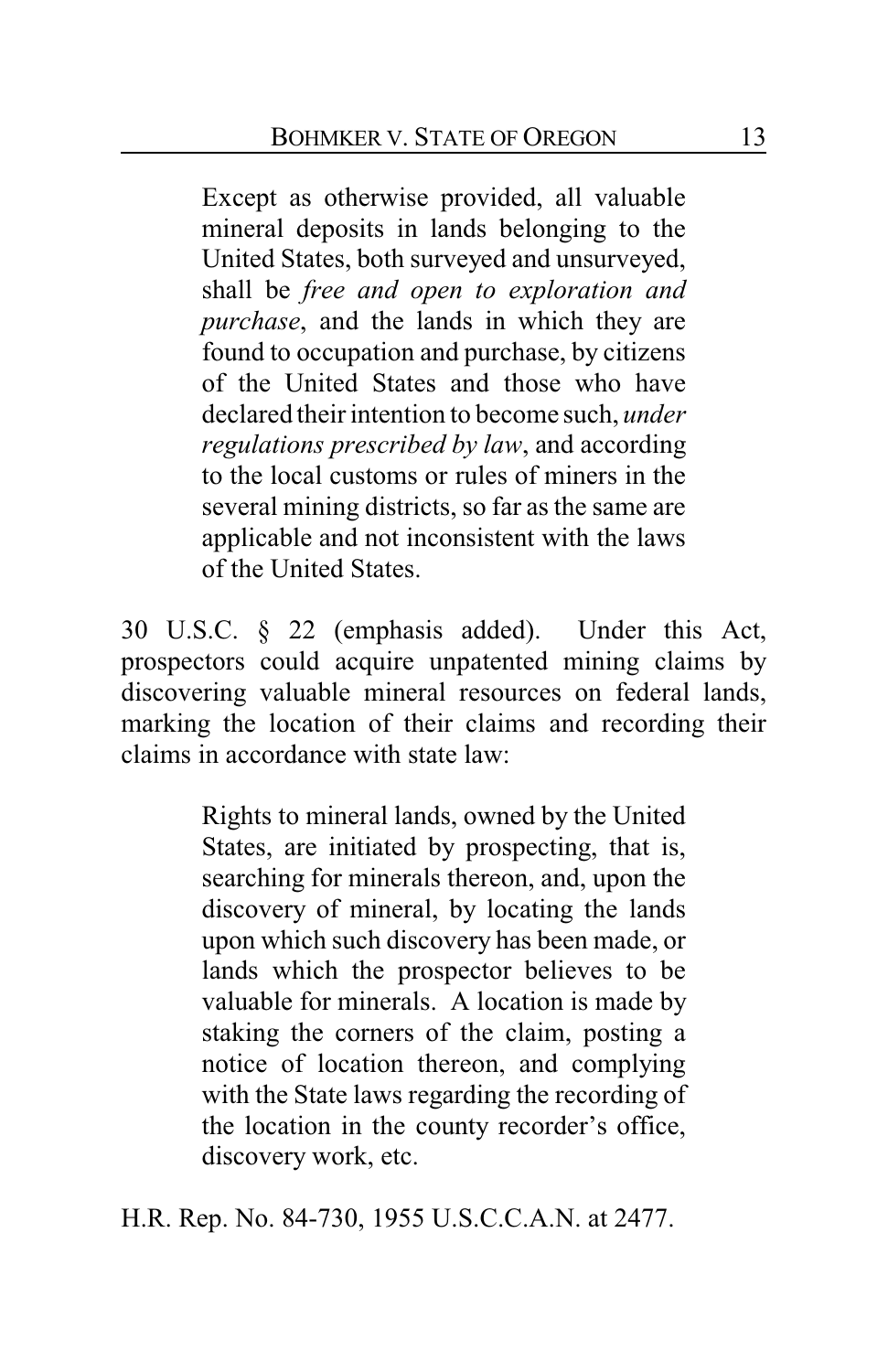> Except as otherwise provided, all valuable mineral deposits in lands belonging to the United States, both surveyed and unsurveyed, shall be *free and open to exploration and purchase*, and the lands in which they are found to occupation and purchase, by citizens of the United States and those who have declared their intention to become such, *under regulations prescribed by law*, and according to the local customs or rules of miners in the several mining districts, so far as the same are applicable and not inconsistent with the laws of the United States.

30 U.S.C. § 22 (emphasis added). Under this Act, prospectors could acquire unpatented mining claims by discovering valuable mineral resources on federal lands, marking the location of their claims and recording their claims in accordance with state law:

> Rights to mineral lands, owned by the United States, are initiated by prospecting, that is, searching for minerals thereon, and, upon the discovery of mineral, by locating the lands upon which such discovery has been made, or lands which the prospector believes to be valuable for minerals. A location is made by staking the corners of the claim, posting a notice of location thereon, and complying with the State laws regarding the recording of the location in the county recorder's office, discovery work, etc.

H.R. Rep. No. 84-730, 1955 U.S.C.C.A.N. at 2477.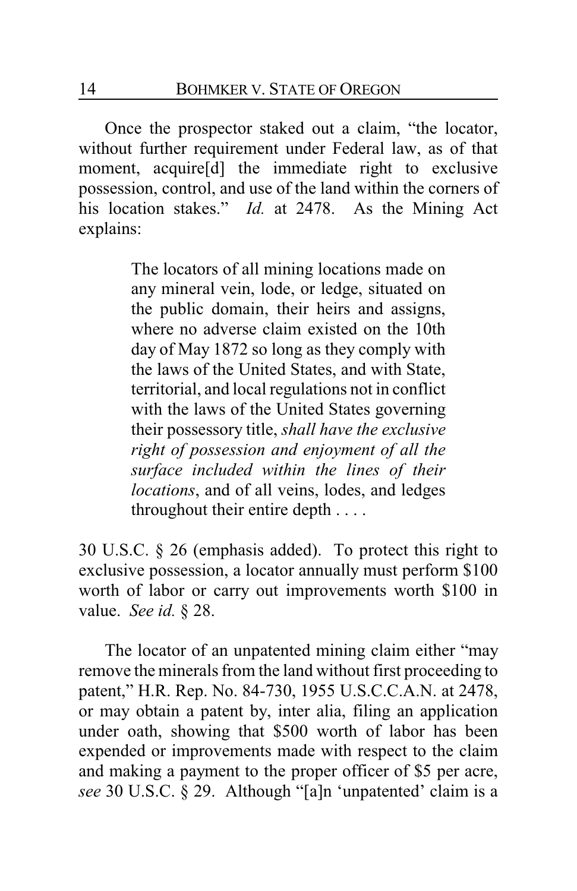Once the prospector staked out a claim, "the locator, without further requirement under Federal law, as of that moment, acquire[d] the immediate right to exclusive possession, control, and use of the land within the corners of his location stakes." *Id.* at 2478. As the Mining Act explains:

> The locators of all mining locations made on any mineral vein, lode, or ledge, situated on the public domain, their heirs and assigns, where no adverse claim existed on the 10th day of May 1872 so long as they comply with the laws of the United States, and with State, territorial, and local regulations not in conflict with the laws of the United States governing their possessory title, *shall have the exclusive right of possession and enjoyment of all the surface included within the lines of their locations*, and of all veins, lodes, and ledges throughout their entire depth . . . .

30 U.S.C. § 26 (emphasis added). To protect this right to exclusive possession, a locator annually must perform $100 worth of labor or carry out improvements worth $100 in value. *See id.* § 28.

The locator of an unpatented mining claim either "may remove the minerals from the land without first proceeding to patent," H.R. Rep. No. 84-730, 1955 U.S.C.C.A.N. at 2478, or may obtain a patent by, inter alia, filing an application under oath, showing that $500 worth of labor has been expended or improvements made with respect to the claim and making a payment to the proper officer of $5 per acre, *see* 30 U.S.C. § 29. Although "[a]n 'unpatented' claim is a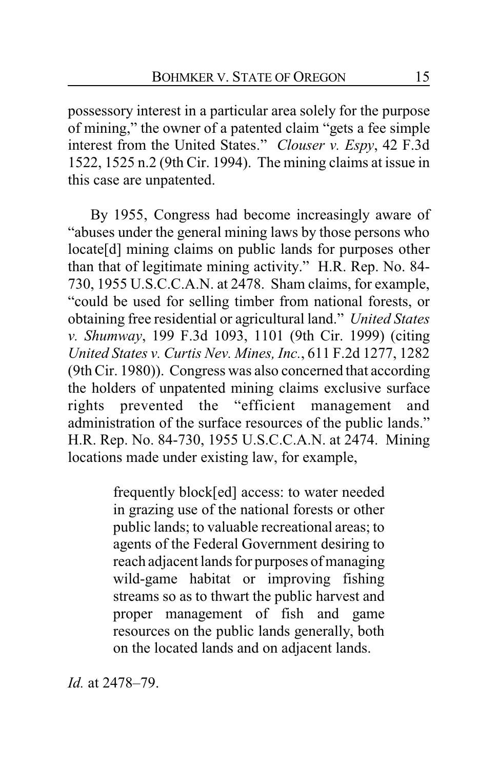possessory interest in a particular area solely for the purpose of mining," the owner of a patented claim "gets a fee simple interest from the United States." *Clouser v. Espy*, 42 F.3d 1522, 1525 n.2 (9th Cir. 1994). The mining claims at issue in this case are unpatented.

By 1955, Congress had become increasingly aware of "abuses under the general mining laws by those persons who locate[d] mining claims on public lands for purposes other than that of legitimate mining activity." H.R. Rep. No. 84-730, 1955 U.S.C.C.A.N. at 2478. Sham claims, for example, "could be used for selling timber from national forests, or obtaining free residential or agricultural land." *United States v. Shumway*, 199 F.3d 1093, 1101 (9th Cir. 1999) (citing *United States v. Curtis Nev. Mines, Inc.*, 611 F.2d 1277, 1282 (9th Cir. 1980)). Congress was also concerned that according the holders of unpatented mining claims exclusive surface rights prevented the "efficient management and administration of the surface resources of the public lands." H.R. Rep. No. 84-730, 1955 U.S.C.C.A.N. at 2474. Mining locations made under existing law, for example,

> frequently block[ed] access: to water needed in grazing use of the national forests or other public lands; to valuable recreational areas; to agents of the Federal Government desiring to reach adjacent lands for purposes of managing wild-game habitat or improving fishing streams so as to thwart the public harvest and proper management of fish and game resources on the public lands generally, both on the located lands and on adjacent lands.

*Id.* at 2478–79.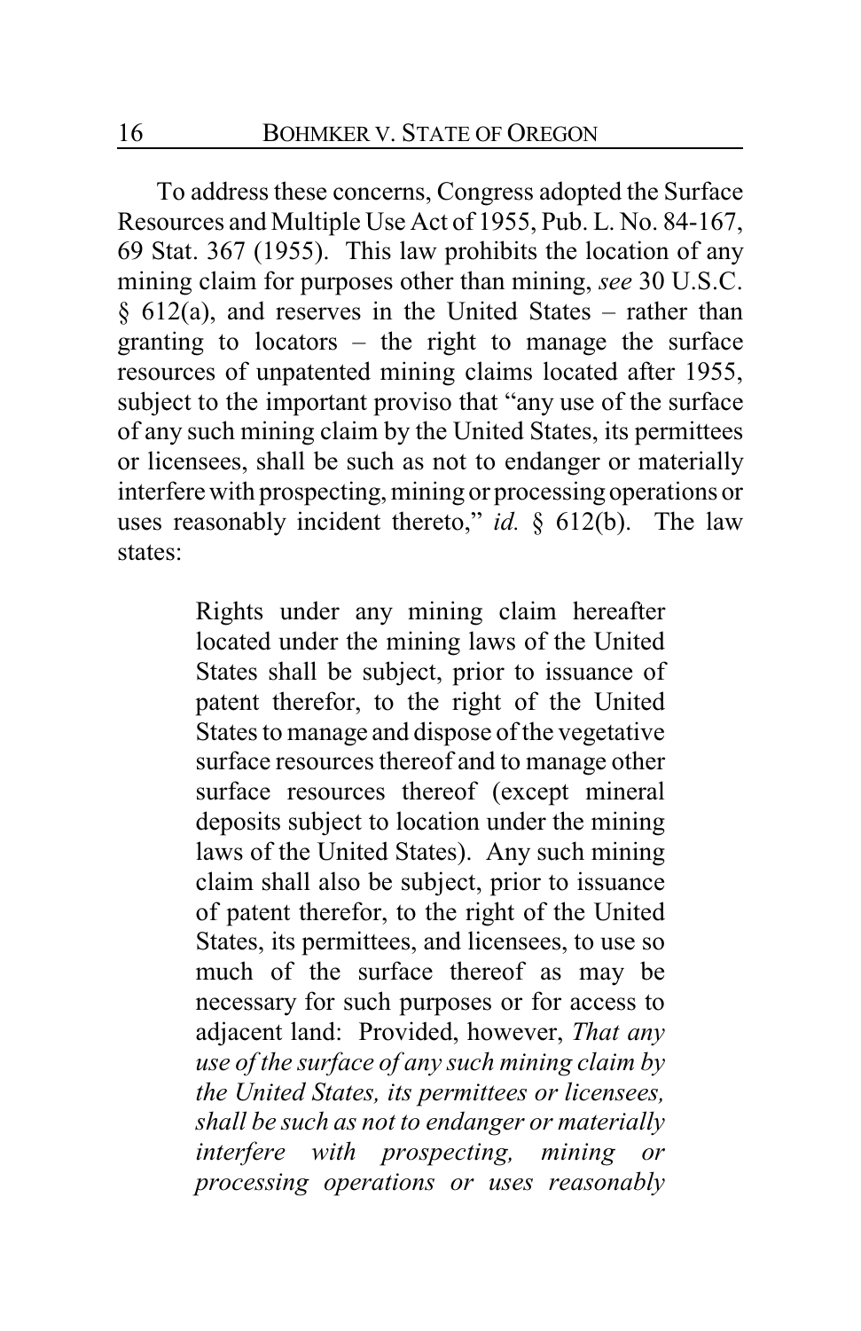To address these concerns, Congress adopted the Surface Resources and Multiple Use Act of 1955, Pub. L. No. 84-167, 69 Stat. 367 (1955). This law prohibits the location of any mining claim for purposes other than mining, *see* 30 U.S.C. § 612(a), and reserves in the United States – rather than granting to locators – the right to manage the surface resources of unpatented mining claims located after 1955, subject to the important proviso that "any use of the surface of any such mining claim by the United States, its permittees or licensees, shall be such as not to endanger or materially interfere with prospecting, mining or processing operations or uses reasonably incident thereto," *id.* § 612(b). The law states:

> Rights under any mining claim hereafter located under the mining laws of the United States shall be subject, prior to issuance of patent therefor, to the right of the United States to manage and dispose of the vegetative surface resources thereof and to manage other surface resources thereof (except mineral deposits subject to location under the mining laws of the United States). Any such mining claim shall also be subject, prior to issuance of patent therefor, to the right of the United States, its permittees, and licensees, to use so much of the surface thereof as may be necessary for such purposes or for access to adjacent land: Provided, however, *That any use of the surface of any such mining claim by the United States, its permittees or licensees, shall be such as not to endanger or materially interfere with prospecting, mining or processing operations or uses reasonably*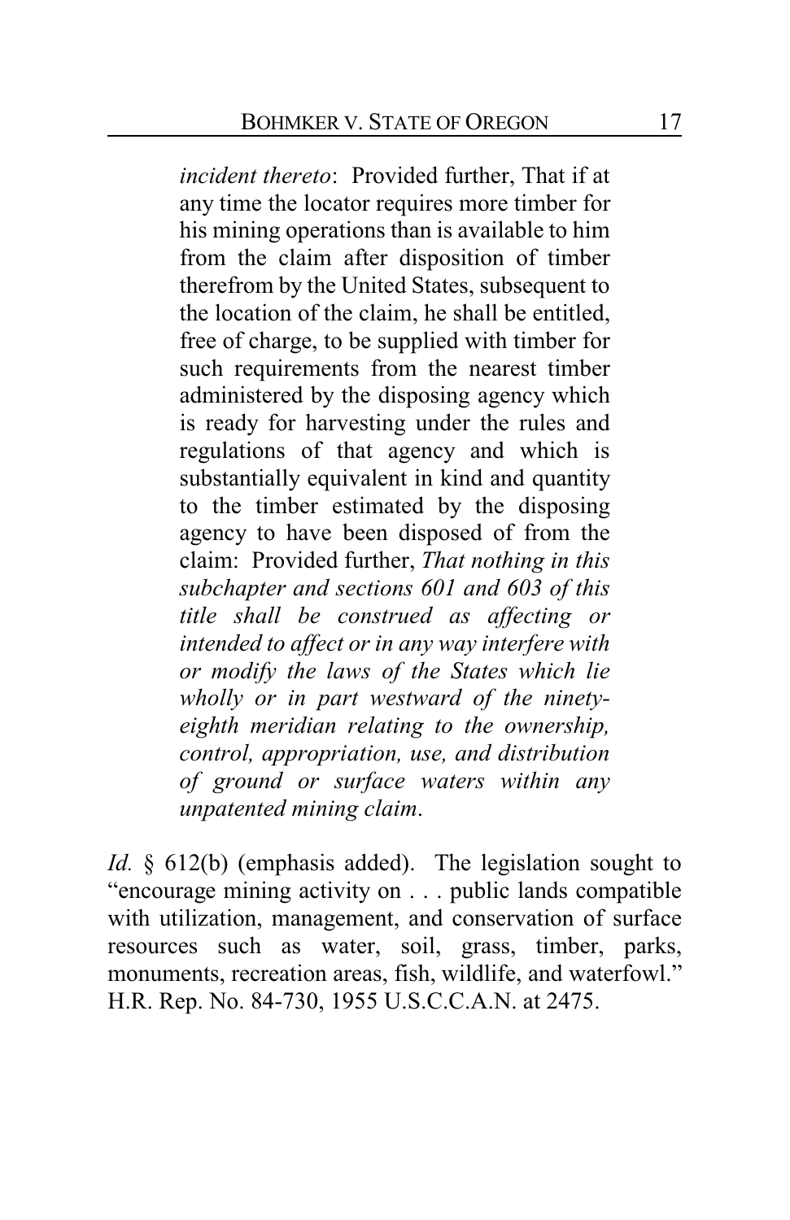> *incident thereto*: Provided further, That if at any time the locator requires more timber for his mining operations than is available to him from the claim after disposition of timber therefrom by the United States, subsequent to the location of the claim, he shall be entitled, free of charge, to be supplied with timber for such requirements from the nearest timber administered by the disposing agency which is ready for harvesting under the rules and regulations of that agency and which is substantially equivalent in kind and quantity to the timber estimated by the disposing agency to have been disposed of from the claim: Provided further, *That nothing in this subchapter and sections 601 and 603 of this title shall be construed as affecting or intended to affect or in any way interfere with or modify the laws of the States which lie wholly or in part westward of the ninety-eighth meridian relating to the ownership, control, appropriation, use, and distribution of ground or surface waters within any unpatented mining claim*.

*Id.* § 612(b) (emphasis added). The legislation sought to "encourage mining activity on . . . public lands compatible with utilization, management, and conservation of surface resources such as water, soil, grass, timber, parks, monuments, recreation areas, fish, wildlife, and waterfowl." H.R. Rep. No. 84-730, 1955 U.S.C.C.A.N. at 2475.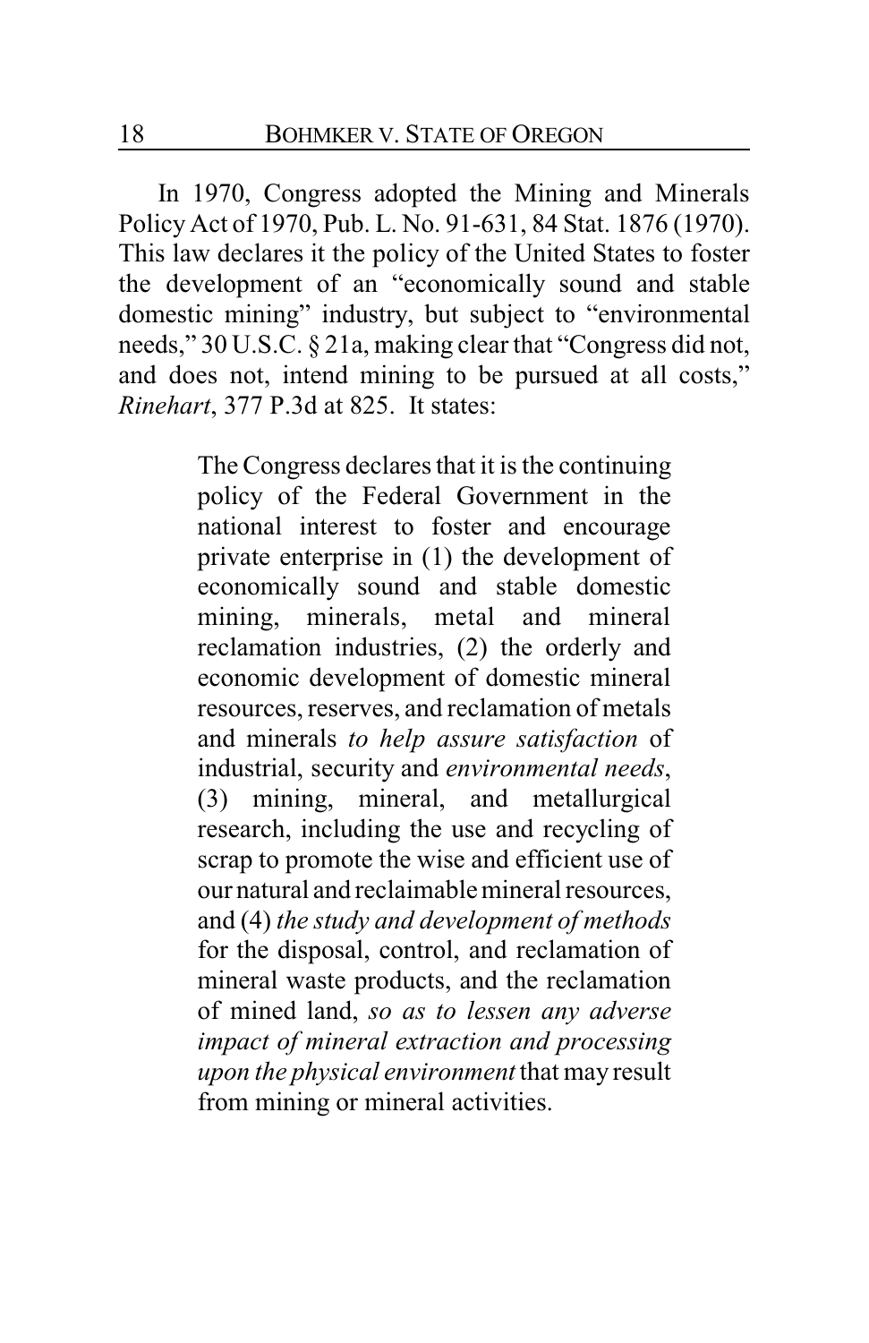In 1970, Congress adopted the Mining and Minerals Policy Act of 1970, Pub. L. No. 91-631, 84 Stat. 1876 (1970). This law declares it the policy of the United States to foster the development of an "economically sound and stable domestic mining" industry, but subject to "environmental needs," 30 U.S.C. § 21a, making clear that "Congress did not, and does not, intend mining to be pursued at all costs," *Rinehart*, 377 P.3d at 825. It states:

> The Congress declares that it is the continuing policy of the Federal Government in the national interest to foster and encourage private enterprise in (1) the development of economically sound and stable domestic mining, minerals, metal and mineral reclamation industries, (2) the orderly and economic development of domestic mineral resources, reserves, and reclamation of metals and minerals *to help assure satisfaction* of industrial, security and *environmental needs*, (3) mining, mineral, and metallurgical research, including the use and recycling of scrap to promote the wise and efficient use of our natural and reclaimable mineral resources, and (4) *the study and development of methods* for the disposal, control, and reclamation of mineral waste products, and the reclamation of mined land, *so as to lessen any adverse impact of mineral extraction and processing upon the physical environment* that may result from mining or mineral activities.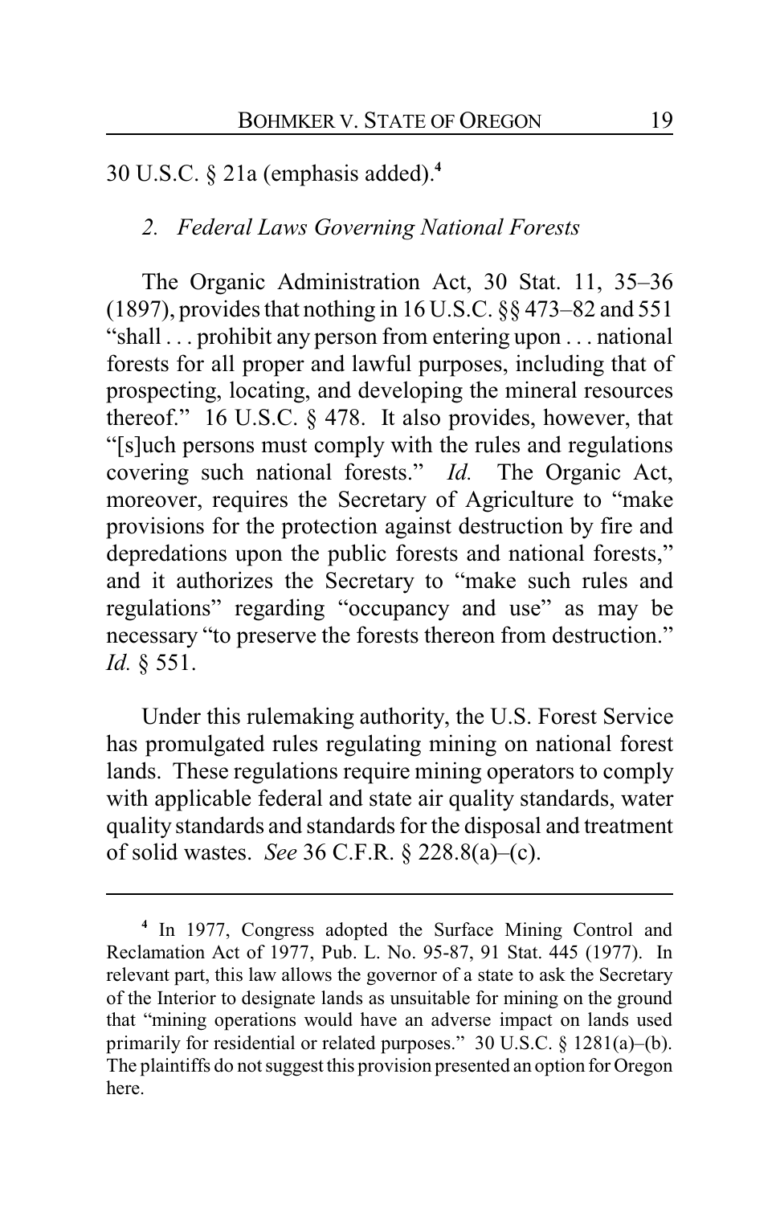30 U.S.C. § 21a (emphasis added).[4]

*2. Federal Laws Governing National Forests*

The Organic Administration Act, 30 Stat. 11, 35–36 (1897), provides that nothing in 16 U.S.C. §§ 473–82 and 551 "shall . . . prohibit any person from entering upon . . . national forests for all proper and lawful purposes, including that of prospecting, locating, and developing the mineral resources thereof." 16 U.S.C. § 478. It also provides, however, that "[s]uch persons must comply with the rules and regulations covering such national forests." *Id.* The Organic Act, moreover, requires the Secretary of Agriculture to "make provisions for the protection against destruction by fire and depredations upon the public forests and national forests," and it authorizes the Secretary to "make such rules and regulations" regarding "occupancy and use" as may be necessary "to preserve the forests thereon from destruction." *Id.* § 551.

Under this rulemaking authority, the U.S. Forest Service has promulgated rules regulating mining on national forest lands. These regulations require mining operators to comply with applicable federal and state air quality standards, water quality standards and standards for the disposal and treatment of solid wastes. *See* 36 C.F.R. § 228.8(a)–(c).

---

[4] In 1977, Congress adopted the Surface Mining Control and Reclamation Act of 1977, Pub. L. No. 95-87, 91 Stat. 445 (1977). In relevant part, this law allows the governor of a state to ask the Secretary of the Interior to designate lands as unsuitable for mining on the ground that "mining operations would have an adverse impact on lands used primarily for residential or related purposes." 30 U.S.C. § 1281(a)–(b). The plaintiffs do not suggest this provision presented an option for Oregon here.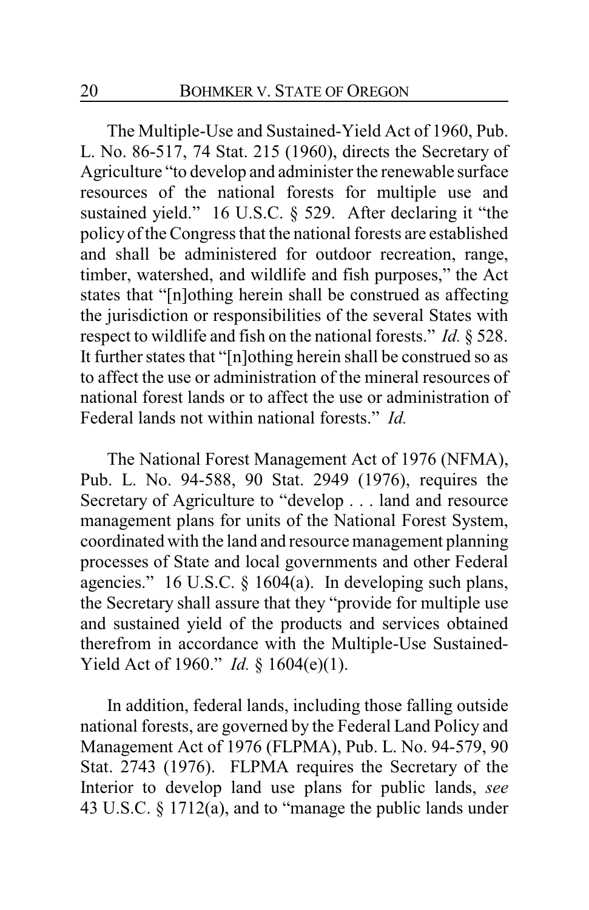The Multiple-Use and Sustained-Yield Act of 1960, Pub. L. No. 86-517, 74 Stat. 215 (1960), directs the Secretary of Agriculture "to develop and administer the renewable surface resources of the national forests for multiple use and sustained yield." 16 U.S.C. § 529. After declaring it "the policy of the Congress that the national forests are established and shall be administered for outdoor recreation, range, timber, watershed, and wildlife and fish purposes," the Act states that "[n]othing herein shall be construed as affecting the jurisdiction or responsibilities of the several States with respect to wildlife and fish on the national forests." *Id.* § 528. It further states that "[n]othing herein shall be construed so as to affect the use or administration of the mineral resources of national forest lands or to affect the use or administration of Federal lands not within national forests." *Id.*

The National Forest Management Act of 1976 (NFMA), Pub. L. No. 94-588, 90 Stat. 2949 (1976), requires the Secretary of Agriculture to "develop . . . land and resource management plans for units of the National Forest System, coordinated with the land and resource management planning processes of State and local governments and other Federal agencies." 16 U.S.C. § 1604(a). In developing such plans, the Secretary shall assure that they "provide for multiple use and sustained yield of the products and services obtained therefrom in accordance with the Multiple-Use Sustained-Yield Act of 1960." *Id.* § 1604(e)(1).

In addition, federal lands, including those falling outside national forests, are governed by the Federal Land Policy and Management Act of 1976 (FLPMA), Pub. L. No. 94-579, 90 Stat. 2743 (1976). FLPMA requires the Secretary of the Interior to develop land use plans for public lands, *see* 43 U.S.C. § 1712(a), and to "manage the public lands under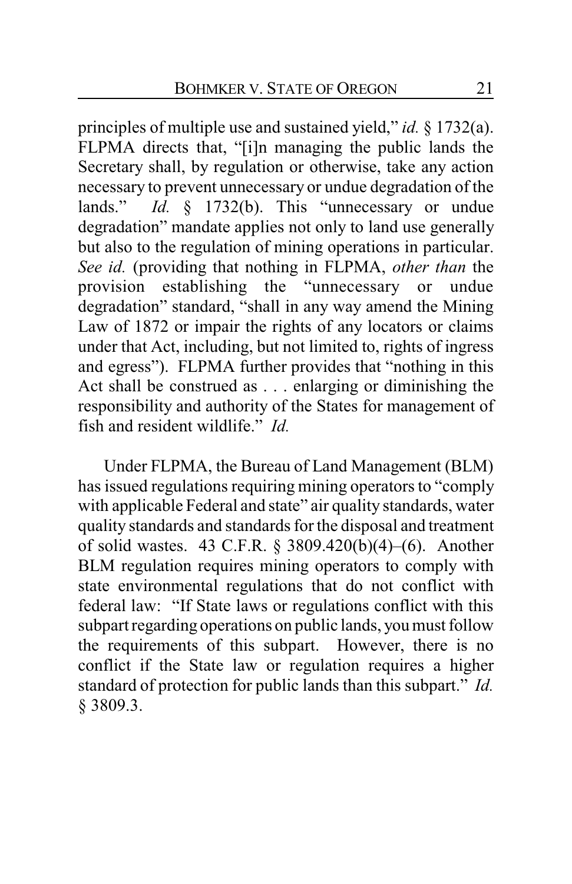principles of multiple use and sustained yield," *id.* § 1732(a). FLPMA directs that, "[i]n managing the public lands the Secretary shall, by regulation or otherwise, take any action necessary to prevent unnecessary or undue degradation of the lands." *Id.* § 1732(b). This "unnecessary or undue degradation" mandate applies not only to land use generally but also to the regulation of mining operations in particular. *See id.* (providing that nothing in FLPMA, *other than* the provision establishing the "unnecessary or undue degradation" standard, "shall in any way amend the Mining Law of 1872 or impair the rights of any locators or claims under that Act, including, but not limited to, rights of ingress and egress"). FLPMA further provides that "nothing in this Act shall be construed as . . . enlarging or diminishing the responsibility and authority of the States for management of fish and resident wildlife." *Id.*

Under FLPMA, the Bureau of Land Management (BLM) has issued regulations requiring mining operators to "comply with applicable Federal and state" air quality standards, water quality standards and standards for the disposal and treatment of solid wastes. 43 C.F.R. § 3809.420(b)(4)–(6). Another BLM regulation requires mining operators to comply with state environmental regulations that do not conflict with federal law: "If State laws or regulations conflict with this subpart regarding operations on public lands, you must follow the requirements of this subpart. However, there is no conflict if the State law or regulation requires a higher standard of protection for public lands than this subpart." *Id.* § 3809.3.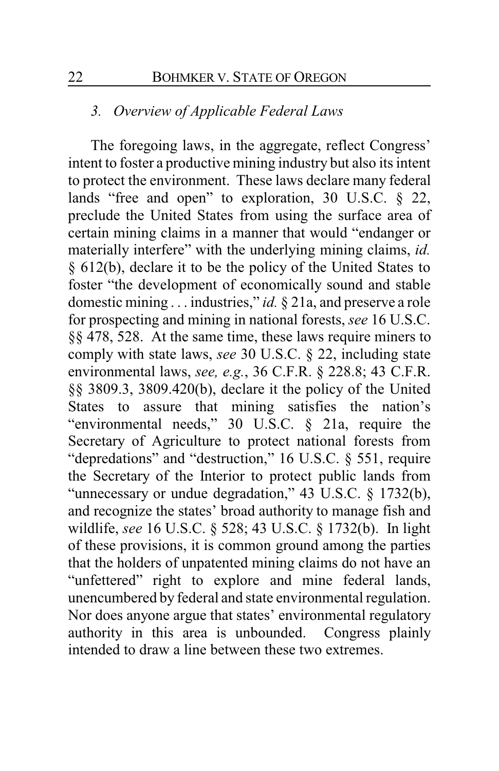### *3. Overview of Applicable Federal Laws*

The foregoing laws, in the aggregate, reflect Congress' intent to foster a productive mining industry but also its intent to protect the environment. These laws declare many federal lands "free and open" to exploration, 30 U.S.C. § 22, preclude the United States from using the surface area of certain mining claims in a manner that would "endanger or materially interfere" with the underlying mining claims, *id.* § 612(b), declare it to be the policy of the United States to foster "the development of economically sound and stable domestic mining . . . industries," *id.* § 21a, and preserve a role for prospecting and mining in national forests, *see* 16 U.S.C. §§ 478, 528. At the same time, these laws require miners to comply with state laws, *see* 30 U.S.C. § 22, including state environmental laws, *see, e.g.*, 36 C.F.R. § 228.8; 43 C.F.R. §§ 3809.3, 3809.420(b), declare it the policy of the United States to assure that mining satisfies the nation's "environmental needs," 30 U.S.C. § 21a, require the Secretary of Agriculture to protect national forests from "depredations" and "destruction," 16 U.S.C. § 551, require the Secretary of the Interior to protect public lands from "unnecessary or undue degradation," 43 U.S.C. § 1732(b), and recognize the states' broad authority to manage fish and wildlife, *see* 16 U.S.C. § 528; 43 U.S.C. § 1732(b). In light of these provisions, it is common ground among the parties that the holders of unpatented mining claims do not have an "unfettered" right to explore and mine federal lands, unencumbered by federal and state environmental regulation. Nor does anyone argue that states' environmental regulatory authority in this area is unbounded. Congress plainly intended to draw a line between these two extremes.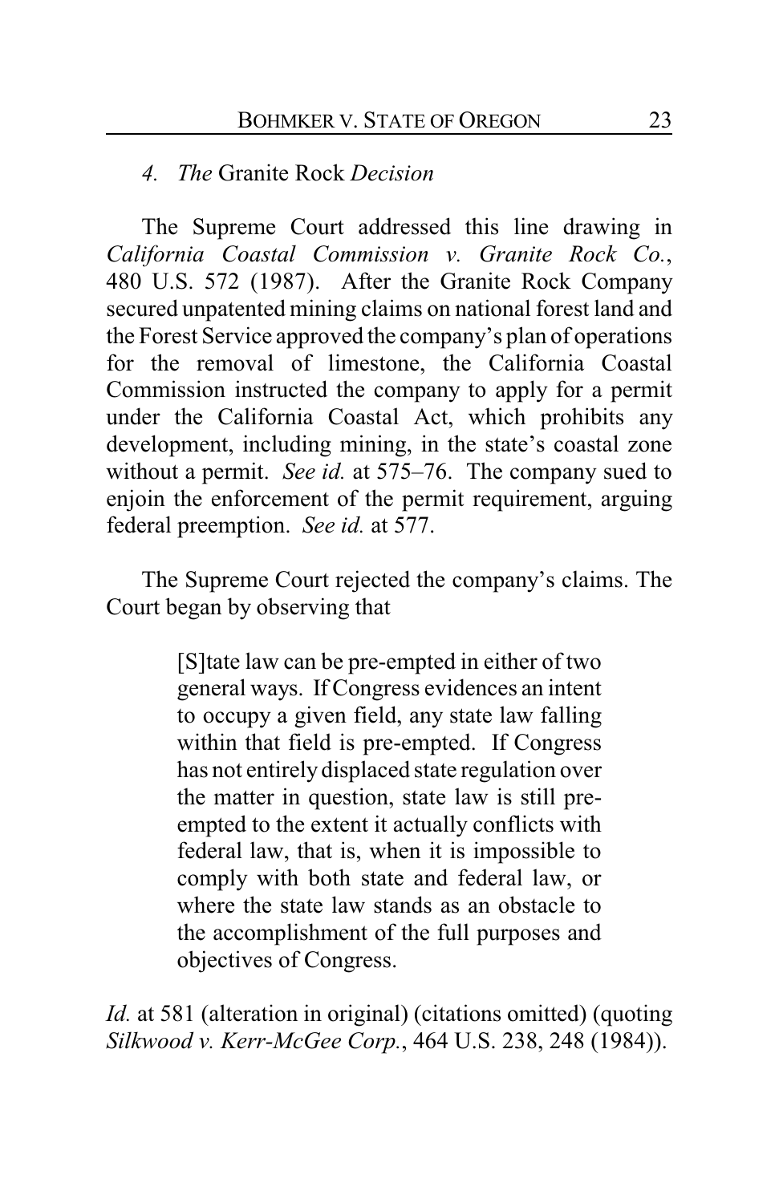#### 4. *The* Granite Rock *Decision*

The Supreme Court addressed this line drawing in *California Coastal Commission v. Granite Rock Co.*, 480 U.S. 572 (1987). After the Granite Rock Company secured unpatented mining claims on national forest land and the Forest Service approved the company's plan of operations for the removal of limestone, the California Coastal Commission instructed the company to apply for a permit under the California Coastal Act, which prohibits any development, including mining, in the state's coastal zone without a permit. *See id.* at 575–76. The company sued to enjoin the enforcement of the permit requirement, arguing federal preemption. *See id.* at 577.

The Supreme Court rejected the company's claims. The Court began by observing that

> [S]tate law can be pre-empted in either of two general ways. If Congress evidences an intent to occupy a given field, any state law falling within that field is pre-empted. If Congress has not entirely displaced state regulation over the matter in question, state law is still pre-empted to the extent it actually conflicts with federal law, that is, when it is impossible to comply with both state and federal law, or where the state law stands as an obstacle to the accomplishment of the full purposes and objectives of Congress.

*Id.* at 581 (alteration in original) (citations omitted) (quoting *Silkwood v. Kerr-McGee Corp.*, 464 U.S. 238, 248 (1984)).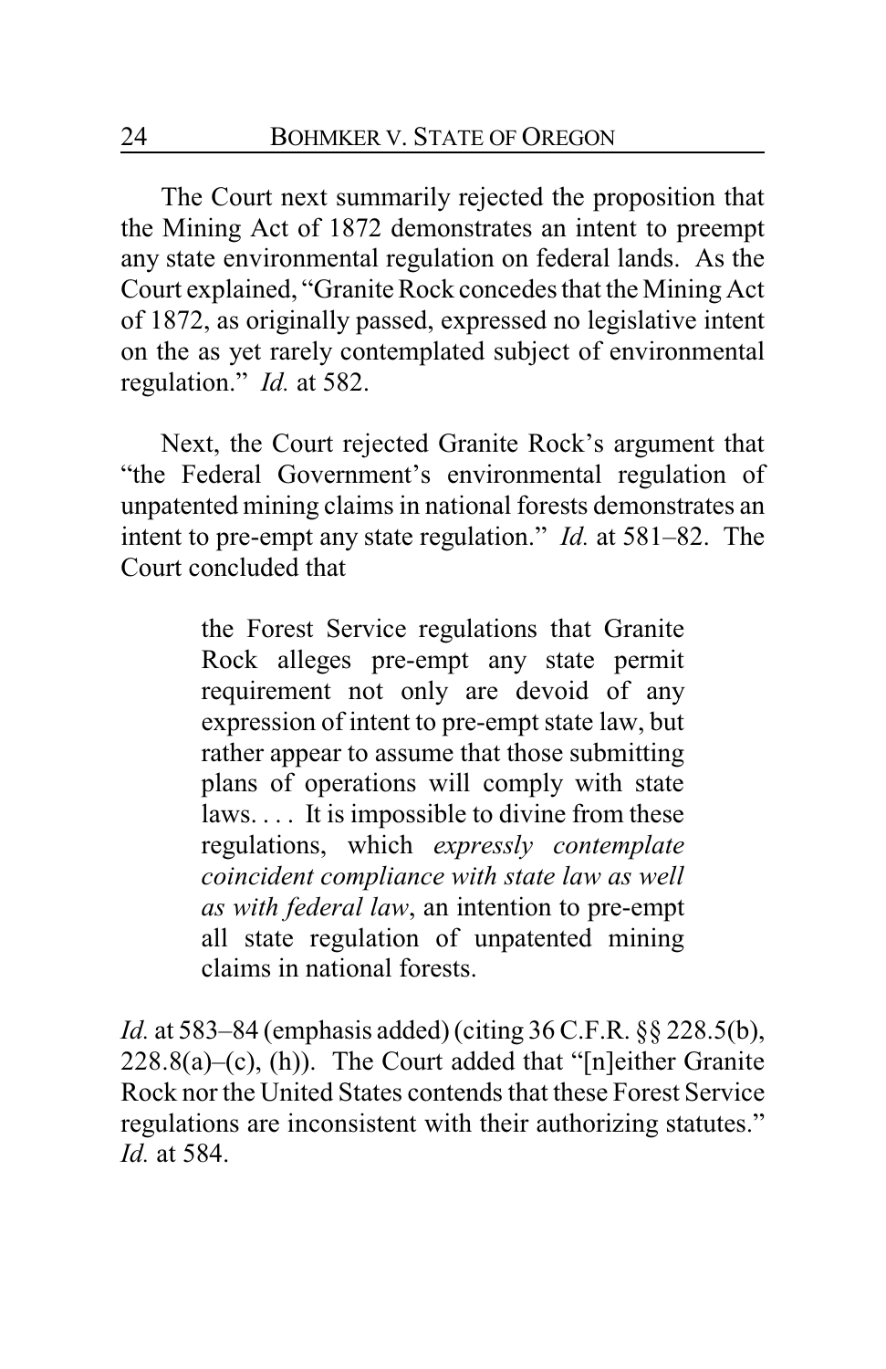The Court next summarily rejected the proposition that the Mining Act of 1872 demonstrates an intent to preempt any state environmental regulation on federal lands. As the Court explained, "Granite Rock concedes that the Mining Act of 1872, as originally passed, expressed no legislative intent on the as yet rarely contemplated subject of environmental regulation." *Id.* at 582.

Next, the Court rejected Granite Rock's argument that "the Federal Government's environmental regulation of unpatented mining claims in national forests demonstrates an intent to pre-empt any state regulation." *Id.* at 581–82. The Court concluded that

> the Forest Service regulations that Granite Rock alleges pre-empt any state permit requirement not only are devoid of any expression of intent to pre-empt state law, but rather appear to assume that those submitting plans of operations will comply with state laws. . . . It is impossible to divine from these regulations, which *expressly contemplate coincident compliance with state law as well as with federal law*, an intention to pre-empt all state regulation of unpatented mining claims in national forests.

*Id.* at 583–84 (emphasis added) (citing 36 C.F.R. §§ 228.5(b), 228.8(a)–(c), (h)). The Court added that "[n]either Granite Rock nor the United States contends that these Forest Service regulations are inconsistent with their authorizing statutes." *Id.* at 584.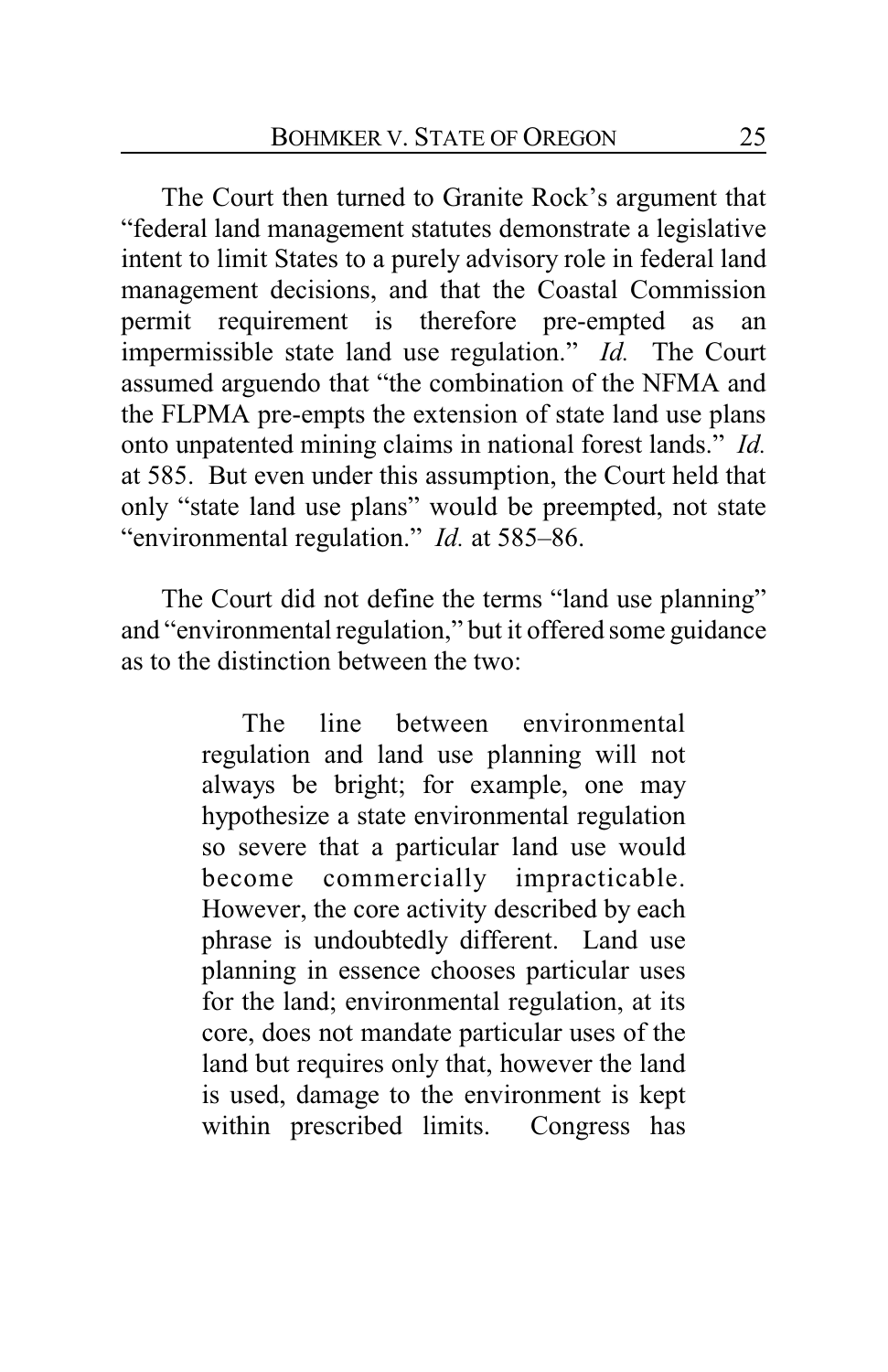The Court then turned to Granite Rock's argument that "federal land management statutes demonstrate a legislative intent to limit States to a purely advisory role in federal land management decisions, and that the Coastal Commission permit requirement is therefore pre-empted as an impermissible state land use regulation." *Id.* The Court assumed arguendo that "the combination of the NFMA and the FLPMA pre-empts the extension of state land use plans onto unpatented mining claims in national forest lands." *Id.* at 585. But even under this assumption, the Court held that only "state land use plans" would be preempted, not state "environmental regulation." *Id.* at 585–86.

The Court did not define the terms "land use planning" and "environmental regulation," but it offered some guidance as to the distinction between the two:

> The line between environmental regulation and land use planning will not always be bright; for example, one may hypothesize a state environmental regulation so severe that a particular land use would become commercially impracticable. However, the core activity described by each phrase is undoubtedly different. Land use planning in essence chooses particular uses for the land; environmental regulation, at its core, does not mandate particular uses of the land but requires only that, however the land is used, damage to the environment is kept within prescribed limits. Congress has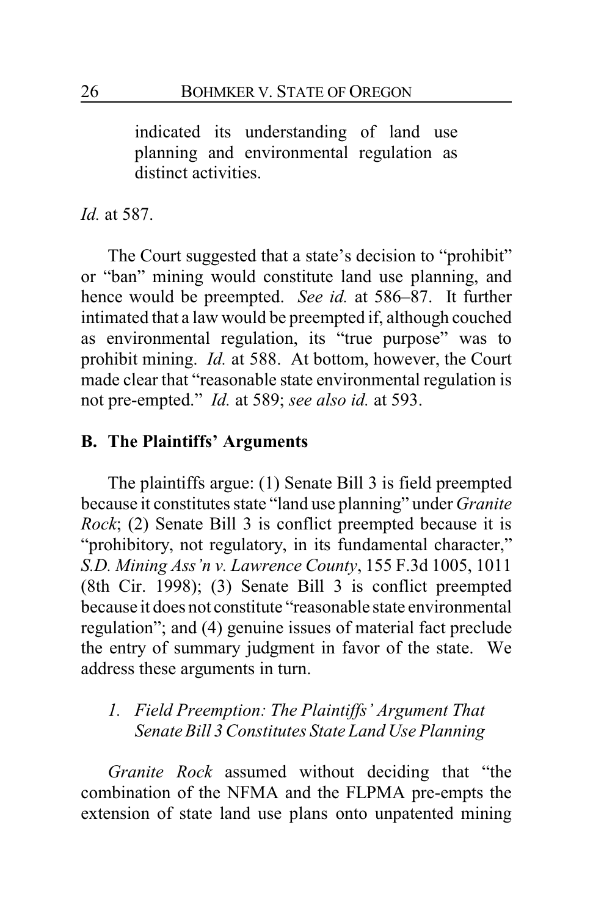> indicated its understanding of land use planning and environmental regulation as distinct activities.

*Id.* at 587.

The Court suggested that a state's decision to "prohibit" or "ban" mining would constitute land use planning, and hence would be preempted. *See id.* at 586–87. It further intimated that a law would be preempted if, although couched as environmental regulation, its "true purpose" was to prohibit mining. *Id.* at 588. At bottom, however, the Court made clear that "reasonable state environmental regulation is not pre-empted." *Id.* at 589; *see also id.* at 593.

## B. The Plaintiffs' Arguments

The plaintiffs argue: (1) Senate Bill 3 is field preempted because it constitutes state "land use planning" under *Granite Rock*; (2) Senate Bill 3 is conflict preempted because it is "prohibitory, not regulatory, in its fundamental character," *S.D. Mining Ass'n v. Lawrence County*, 155 F.3d 1005, 1011 (8th Cir. 1998); (3) Senate Bill 3 is conflict preempted because it does not constitute "reasonable state environmental regulation"; and (4) genuine issues of material fact preclude the entry of summary judgment in favor of the state. We address these arguments in turn.

### *1. Field Preemption: The Plaintiffs' Argument That Senate Bill 3 Constitutes State Land Use Planning*

*Granite Rock* assumed without deciding that "the combination of the NFMA and the FLPMA pre-empts the extension of state land use plans onto unpatented mining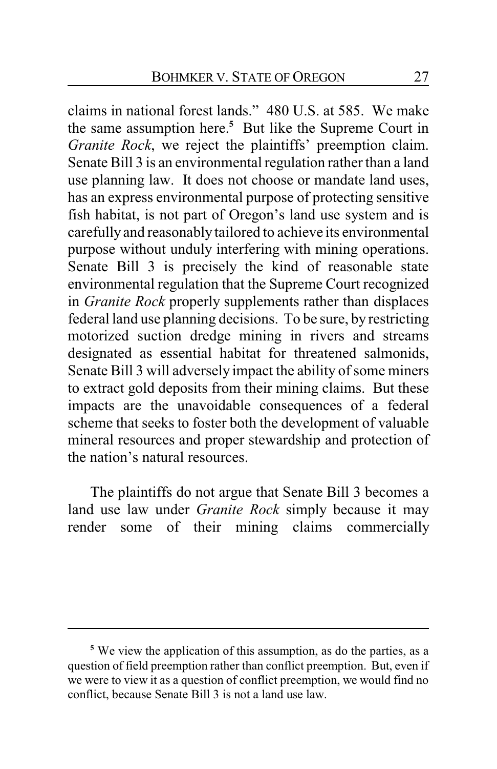claims in national forest lands." 480 U.S. at 585. We make the same assumption here.[5] But like the Supreme Court in *Granite Rock*, we reject the plaintiffs' preemption claim. Senate Bill 3 is an environmental regulation rather than a land use planning law. It does not choose or mandate land uses, has an express environmental purpose of protecting sensitive fish habitat, is not part of Oregon's land use system and is carefully and reasonably tailored to achieve its environmental purpose without unduly interfering with mining operations. Senate Bill 3 is precisely the kind of reasonable state environmental regulation that the Supreme Court recognized in *Granite Rock* properly supplements rather than displaces federal land use planning decisions. To be sure, by restricting motorized suction dredge mining in rivers and streams designated as essential habitat for threatened salmonids, Senate Bill 3 will adversely impact the ability of some miners to extract gold deposits from their mining claims. But these impacts are the unavoidable consequences of a federal scheme that seeks to foster both the development of valuable mineral resources and proper stewardship and protection of the nation's natural resources.

The plaintiffs do not argue that Senate Bill 3 becomes a land use law under *Granite Rock* simply because it may render some of their mining claims commercially

[5] We view the application of this assumption, as do the parties, as a question of field preemption rather than conflict preemption. But, even if we were to view it as a question of conflict preemption, we would find no conflict, because Senate Bill 3 is not a land use law.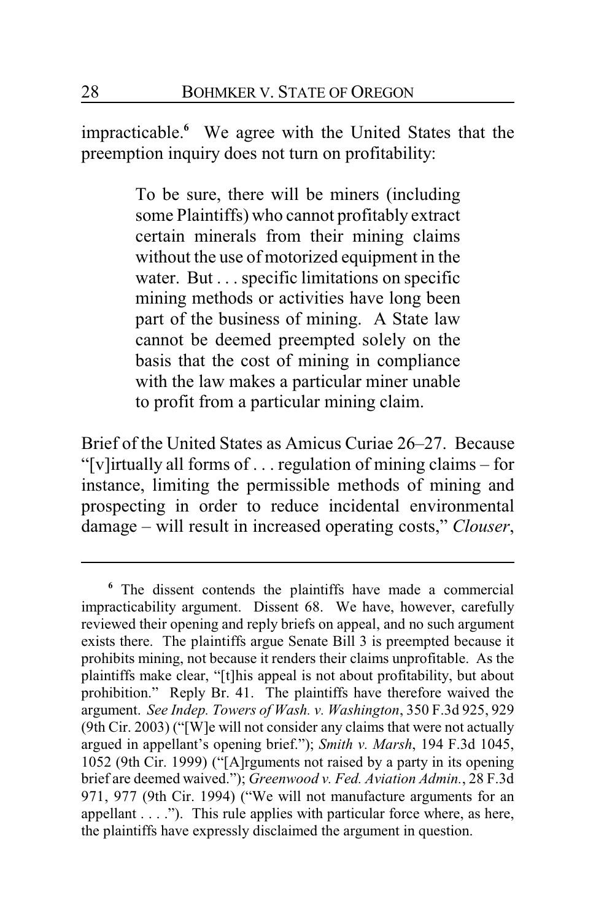impracticable.[6] We agree with the United States that the preemption inquiry does not turn on profitability:

> To be sure, there will be miners (including some Plaintiffs) who cannot profitably extract certain minerals from their mining claims without the use of motorized equipment in the water. But . . . specific limitations on specific mining methods or activities have long been part of the business of mining. A State law cannot be deemed preempted solely on the basis that the cost of mining in compliance with the law makes a particular miner unable to profit from a particular mining claim.

Brief of the United States as Amicus Curiae 26–27. Because "[v]irtually all forms of . . . regulation of mining claims – for instance, limiting the permissible methods of mining and prospecting in order to reduce incidental environmental damage – will result in increased operating costs," *Clouser*,

---

[6] The dissent contends the plaintiffs have made a commercial impracticability argument. Dissent 68. We have, however, carefully reviewed their opening and reply briefs on appeal, and no such argument exists there. The plaintiffs argue Senate Bill 3 is preempted because it prohibits mining, not because it renders their claims unprofitable. As the plaintiffs make clear, "[t]his appeal is not about profitability, but about prohibition." Reply Br. 41. The plaintiffs have therefore waived the argument. *See Indep. Towers of Wash. v. Washington*, 350 F.3d 925, 929 (9th Cir. 2003) ("[W]e will not consider any claims that were not actually argued in appellant's opening brief."); *Smith v. Marsh*, 194 F.3d 1045, 1052 (9th Cir. 1999) ("[A]rguments not raised by a party in its opening brief are deemed waived."); *Greenwood v. Fed. Aviation Admin.*, 28 F.3d 971, 977 (9th Cir. 1994) ("We will not manufacture arguments for an appellant . . . ."). This rule applies with particular force where, as here, the plaintiffs have expressly disclaimed the argument in question.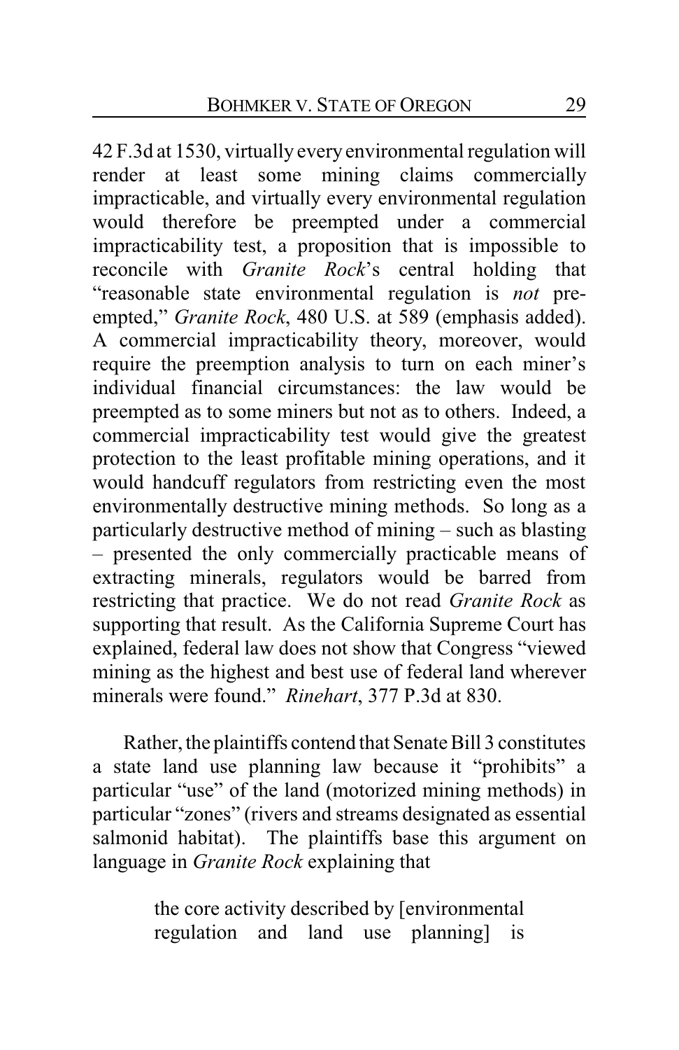42 F.3d at 1530, virtually every environmental regulation will render at least some mining claims commercially impracticable, and virtually every environmental regulation would therefore be preempted under a commercial impracticability test, a proposition that is impossible to reconcile with *Granite Rock*'s central holding that "reasonable state environmental regulation is *not* pre-empted," *Granite Rock*, 480 U.S. at 589 (emphasis added). A commercial impracticability theory, moreover, would require the preemption analysis to turn on each miner's individual financial circumstances: the law would be preempted as to some miners but not as to others. Indeed, a commercial impracticability test would give the greatest protection to the least profitable mining operations, and it would handcuff regulators from restricting even the most environmentally destructive mining methods. So long as a particularly destructive method of mining – such as blasting – presented the only commercially practicable means of extracting minerals, regulators would be barred from restricting that practice. We do not read *Granite Rock* as supporting that result. As the California Supreme Court has explained, federal law does not show that Congress "viewed mining as the highest and best use of federal land wherever minerals were found." *Rinehart*, 377 P.3d at 830.

Rather, the plaintiffs contend that Senate Bill 3 constitutes a state land use planning law because it "prohibits" a particular "use" of the land (motorized mining methods) in particular "zones" (rivers and streams designated as essential salmonid habitat). The plaintiffs base this argument on language in *Granite Rock* explaining that

> the core activity described by [environmental regulation and land use planning] is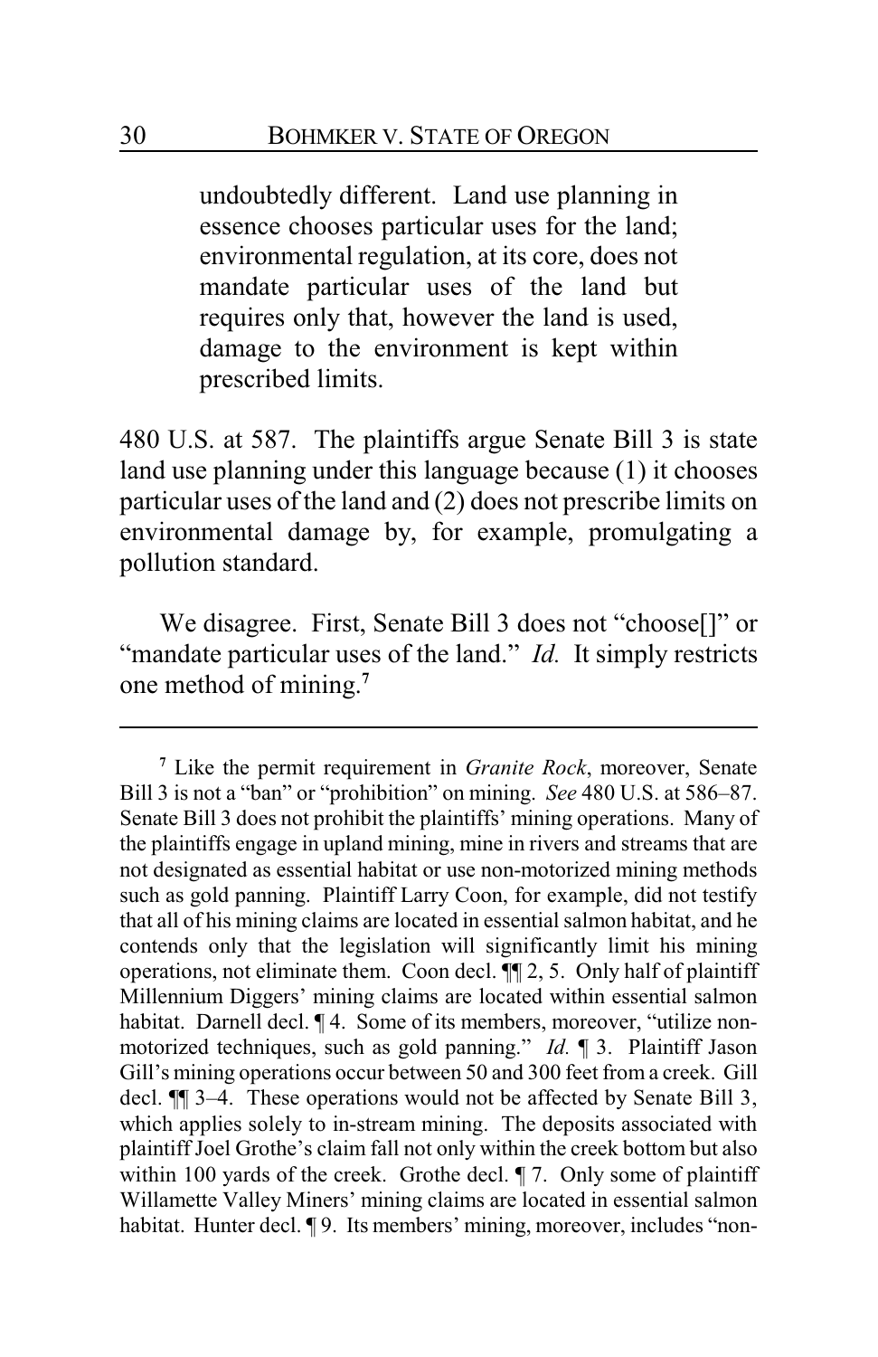> undoubtedly different. Land use planning in essence chooses particular uses for the land; environmental regulation, at its core, does not mandate particular uses of the land but requires only that, however the land is used, damage to the environment is kept within prescribed limits.

480 U.S. at 587. The plaintiffs argue Senate Bill 3 is state land use planning under this language because (1) it chooses particular uses of the land and (2) does not prescribe limits on environmental damage by, for example, promulgating a pollution standard.

We disagree. First, Senate Bill 3 does not "choose[]" or "mandate particular uses of the land." *Id.* It simply restricts one method of mining.[7]

---

[7] Like the permit requirement in *Granite Rock*, moreover, Senate Bill 3 is not a "ban" or "prohibition" on mining. *See* 480 U.S. at 586–87. Senate Bill 3 does not prohibit the plaintiffs' mining operations. Many of the plaintiffs engage in upland mining, mine in rivers and streams that are not designated as essential habitat or use non-motorized mining methods such as gold panning. Plaintiff Larry Coon, for example, did not testify that all of his mining claims are located in essential salmon habitat, and he contends only that the legislation will significantly limit his mining operations, not eliminate them. Coon decl. ¶¶ 2, 5. Only half of plaintiff Millennium Diggers' mining claims are located within essential salmon habitat. Darnell decl. ¶ 4. Some of its members, moreover, "utilize non-motorized techniques, such as gold panning." *Id.* ¶ 3. Plaintiff Jason Gill's mining operations occur between 50 and 300 feet from a creek. Gill decl. ¶¶ 3–4. These operations would not be affected by Senate Bill 3, which applies solely to in-stream mining. The deposits associated with plaintiff Joel Grothe's claim fall not only within the creek bottom but also within 100 yards of the creek. Grothe decl. ¶ 7. Only some of plaintiff Willamette Valley Miners' mining claims are located in essential salmon habitat. Hunter decl. ¶ 9. Its members' mining, moreover, includes "non-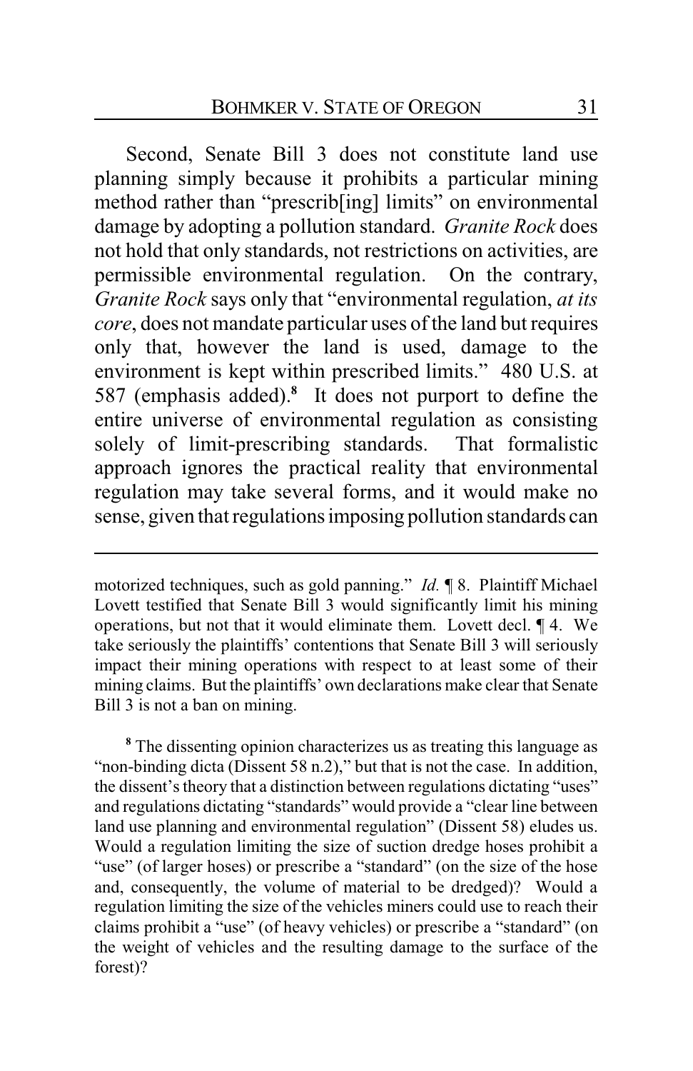Second, Senate Bill 3 does not constitute land use planning simply because it prohibits a particular mining method rather than "prescrib[ing] limits" on environmental damage by adopting a pollution standard. *Granite Rock* does not hold that only standards, not restrictions on activities, are permissible environmental regulation. On the contrary, *Granite Rock* says only that "environmental regulation, *at its core*, does not mandate particular uses of the land but requires only that, however the land is used, damage to the environment is kept within prescribed limits." 480 U.S. at 587 (emphasis added).[8] It does not purport to define the entire universe of environmental regulation as consisting solely of limit-prescribing standards. That formalistic approach ignores the practical reality that environmental regulation may take several forms, and it would make no sense, given that regulations imposing pollution standards can

---

motorized techniques, such as gold panning." *Id.* ¶ 8. Plaintiff Michael Lovett testified that Senate Bill 3 would significantly limit his mining operations, but not that it would eliminate them. Lovett decl. ¶ 4. We take seriously the plaintiffs' contentions that Senate Bill 3 will seriously impact their mining operations with respect to at least some of their mining claims. But the plaintiffs' own declarations make clear that Senate Bill 3 is not a ban on mining.

[8] The dissenting opinion characterizes us as treating this language as "non-binding dicta (Dissent 58 n.2)," but that is not the case. In addition, the dissent's theory that a distinction between regulations dictating "uses" and regulations dictating "standards" would provide a "clear line between land use planning and environmental regulation" (Dissent 58) eludes us. Would a regulation limiting the size of suction dredge hoses prohibit a "use" (of larger hoses) or prescribe a "standard" (on the size of the hose and, consequently, the volume of material to be dredged)? Would a regulation limiting the size of the vehicles miners could use to reach their claims prohibit a "use" (of heavy vehicles) or prescribe a "standard" (on the weight of vehicles and the resulting damage to the surface of the forest)?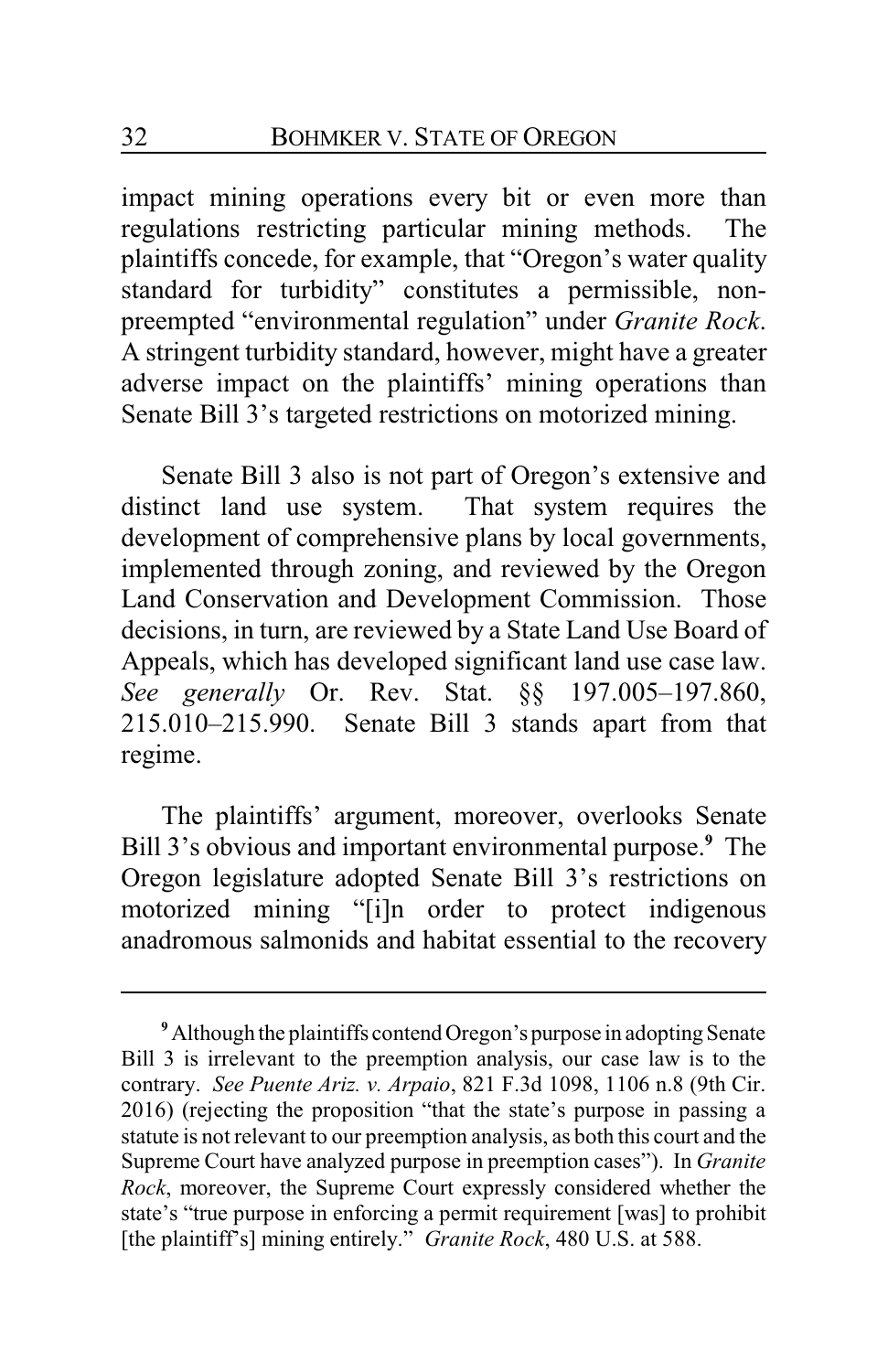impact mining operations every bit or even more than regulations restricting particular mining methods. The plaintiffs concede, for example, that "Oregon's water quality standard for turbidity" constitutes a permissible, non-preempted "environmental regulation" under *Granite Rock*. A stringent turbidity standard, however, might have a greater adverse impact on the plaintiffs' mining operations than Senate Bill 3's targeted restrictions on motorized mining.

Senate Bill 3 also is not part of Oregon's extensive and distinct land use system. That system requires the development of comprehensive plans by local governments, implemented through zoning, and reviewed by the Oregon Land Conservation and Development Commission. Those decisions, in turn, are reviewed by a State Land Use Board of Appeals, which has developed significant land use case law. *See generally* Or. Rev. Stat. §§ 197.005–197.860, 215.010–215.990. Senate Bill 3 stands apart from that regime.

The plaintiffs' argument, moreover, overlooks Senate Bill 3's obvious and important environmental purpose.[9] The Oregon legislature adopted Senate Bill 3's restrictions on motorized mining "[i]n order to protect indigenous anadromous salmonids and habitat essential to the recovery

---

[9] Although the plaintiffs contend Oregon's purpose in adopting Senate Bill 3 is irrelevant to the preemption analysis, our case law is to the contrary. *See Puente Ariz. v. Arpaio*, 821 F.3d 1098, 1106 n.8 (9th Cir. 2016) (rejecting the proposition "that the state's purpose in passing a statute is not relevant to our preemption analysis, as both this court and the Supreme Court have analyzed purpose in preemption cases"). In *Granite Rock*, moreover, the Supreme Court expressly considered whether the state's "true purpose in enforcing a permit requirement [was] to prohibit [the plaintiff's] mining entirely." *Granite Rock*, 480 U.S. at 588.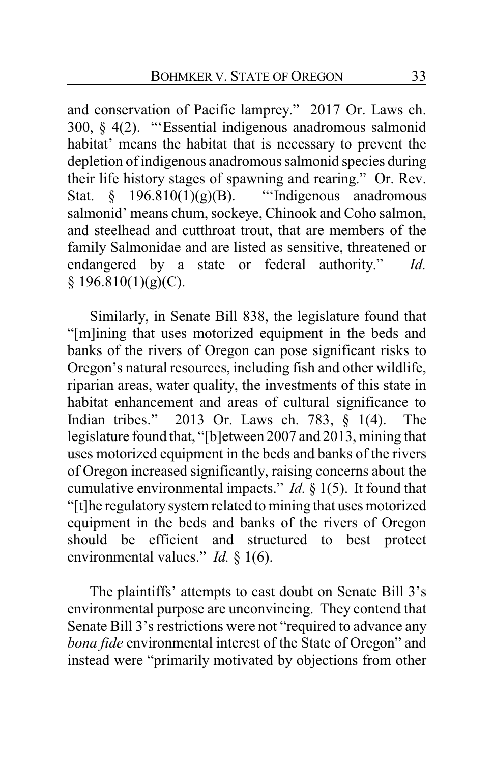and conservation of Pacific lamprey." 2017 Or. Laws ch. 300, § 4(2). "'Essential indigenous anadromous salmonid habitat' means the habitat that is necessary to prevent the depletion of indigenous anadromous salmonid species during their life history stages of spawning and rearing." Or. Rev. Stat. § 196.810(1)(g)(B). "'Indigenous anadromous salmonid' means chum, sockeye, Chinook and Coho salmon, and steelhead and cutthroat trout, that are members of the family Salmonidae and are listed as sensitive, threatened or endangered by a state or federal authority." *Id.* § 196.810(1)(g)(C).

Similarly, in Senate Bill 838, the legislature found that "[m]ining that uses motorized equipment in the beds and banks of the rivers of Oregon can pose significant risks to Oregon's natural resources, including fish and other wildlife, riparian areas, water quality, the investments of this state in habitat enhancement and areas of cultural significance to Indian tribes." 2013 Or. Laws ch. 783, § 1(4). The legislature found that, "[b]etween 2007 and 2013, mining that uses motorized equipment in the beds and banks of the rivers of Oregon increased significantly, raising concerns about the cumulative environmental impacts." *Id.* § 1(5). It found that "[t]he regulatory system related to mining that uses motorized equipment in the beds and banks of the rivers of Oregon should be efficient and structured to best protect environmental values." *Id.* § 1(6).

The plaintiffs' attempts to cast doubt on Senate Bill 3's environmental purpose are unconvincing. They contend that Senate Bill 3's restrictions were not "required to advance any *bona fide* environmental interest of the State of Oregon" and instead were "primarily motivated by objections from other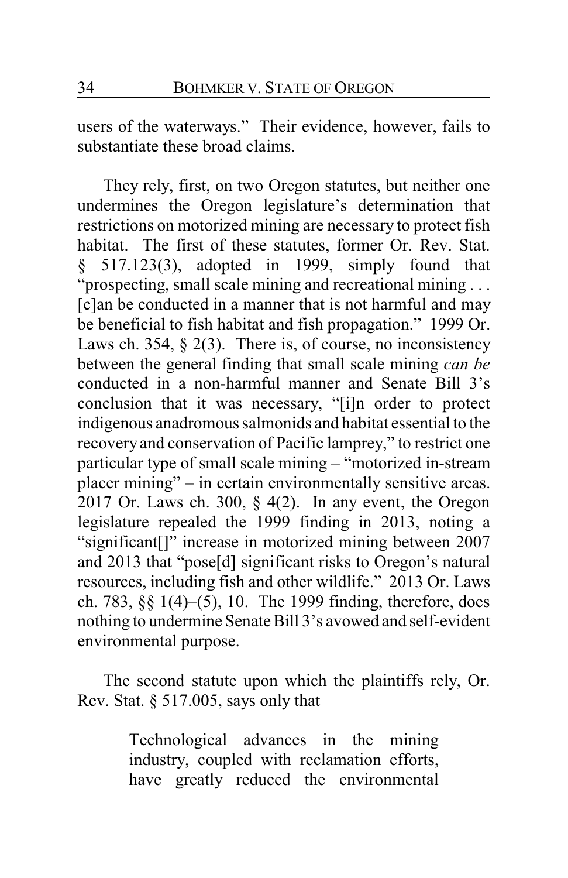users of the waterways." Their evidence, however, fails to substantiate these broad claims.

They rely, first, on two Oregon statutes, but neither one undermines the Oregon legislature's determination that restrictions on motorized mining are necessary to protect fish habitat. The first of these statutes, former Or. Rev. Stat. § 517.123(3), adopted in 1999, simply found that "prospecting, small scale mining and recreational mining . . . [c]an be conducted in a manner that is not harmful and may be beneficial to fish habitat and fish propagation." 1999 Or. Laws ch. 354, § 2(3). There is, of course, no inconsistency between the general finding that small scale mining *can be* conducted in a non-harmful manner and Senate Bill 3's conclusion that it was necessary, "[i]n order to protect indigenous anadromous salmonids and habitat essential to the recovery and conservation of Pacific lamprey," to restrict one particular type of small scale mining – "motorized in-stream placer mining" – in certain environmentally sensitive areas. 2017 Or. Laws ch. 300, § 4(2). In any event, the Oregon legislature repealed the 1999 finding in 2013, noting a "significant[]" increase in motorized mining between 2007 and 2013 that "pose[d] significant risks to Oregon's natural resources, including fish and other wildlife." 2013 Or. Laws ch. 783, §§ 1(4)–(5), 10. The 1999 finding, therefore, does nothing to undermine Senate Bill 3's avowed and self-evident environmental purpose.

The second statute upon which the plaintiffs rely, Or. Rev. Stat. § 517.005, says only that

> Technological advances in the mining industry, coupled with reclamation efforts, have greatly reduced the environmental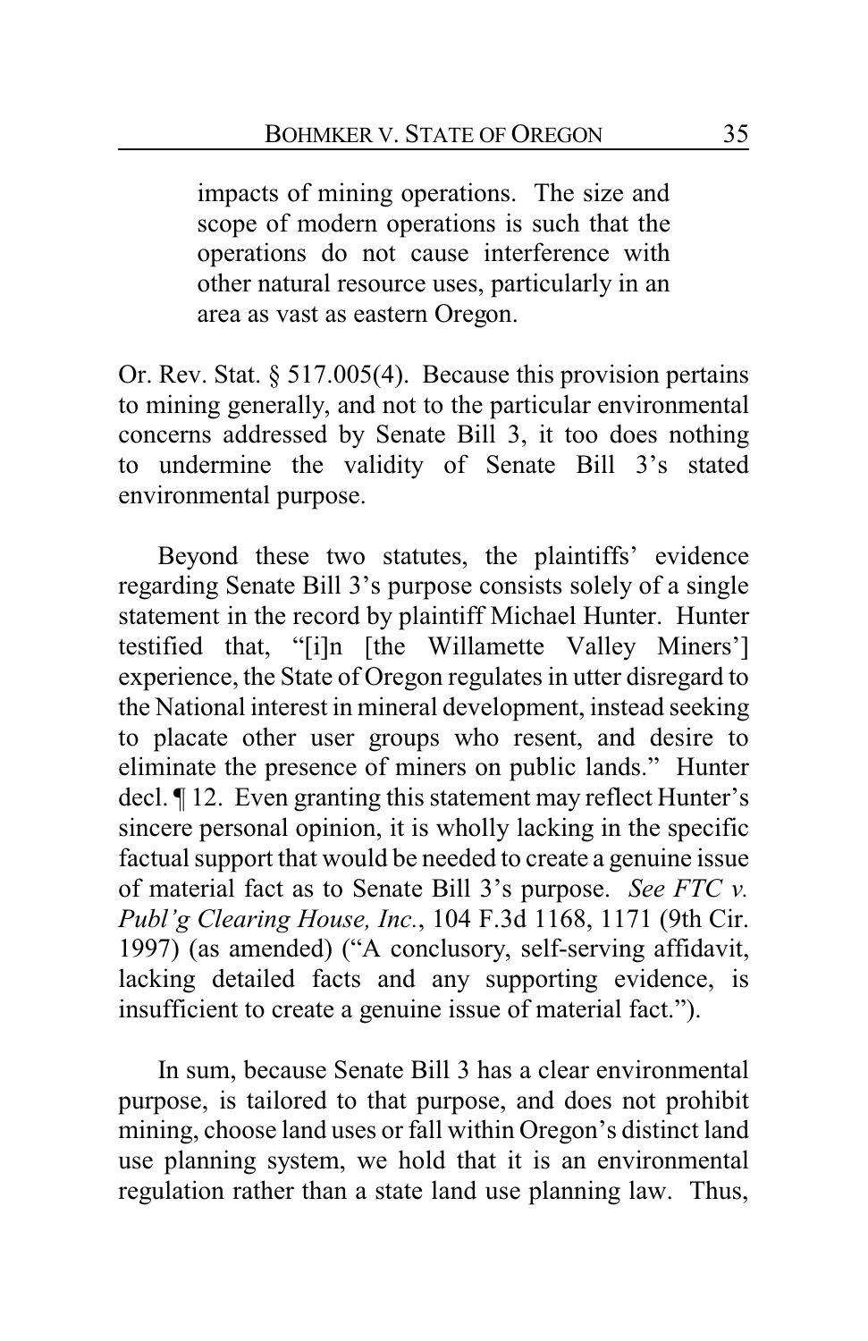> impacts of mining operations. The size and scope of modern operations is such that the operations do not cause interference with other natural resource uses, particularly in an area as vast as eastern Oregon.

Or. Rev. Stat. § 517.005(4). Because this provision pertains to mining generally, and not to the particular environmental concerns addressed by Senate Bill 3, it too does nothing to undermine the validity of Senate Bill 3's stated environmental purpose.

Beyond these two statutes, the plaintiffs' evidence regarding Senate Bill 3's purpose consists solely of a single statement in the record by plaintiff Michael Hunter. Hunter testified that, "[i]n [the Willamette Valley Miners'] experience, the State of Oregon regulates in utter disregard to the National interest in mineral development, instead seeking to placate other user groups who resent, and desire to eliminate the presence of miners on public lands." Hunter decl. ¶ 12. Even granting this statement may reflect Hunter's sincere personal opinion, it is wholly lacking in the specific factual support that would be needed to create a genuine issue of material fact as to Senate Bill 3's purpose. *See FTC v. Publ'g Clearing House, Inc.*, 104 F.3d 1168, 1171 (9th Cir. 1997) (as amended) ("A conclusory, self-serving affidavit, lacking detailed facts and any supporting evidence, is insufficient to create a genuine issue of material fact.").

In sum, because Senate Bill 3 has a clear environmental purpose, is tailored to that purpose, and does not prohibit mining, choose land uses or fall within Oregon's distinct land use planning system, we hold that it is an environmental regulation rather than a state land use planning law. Thus,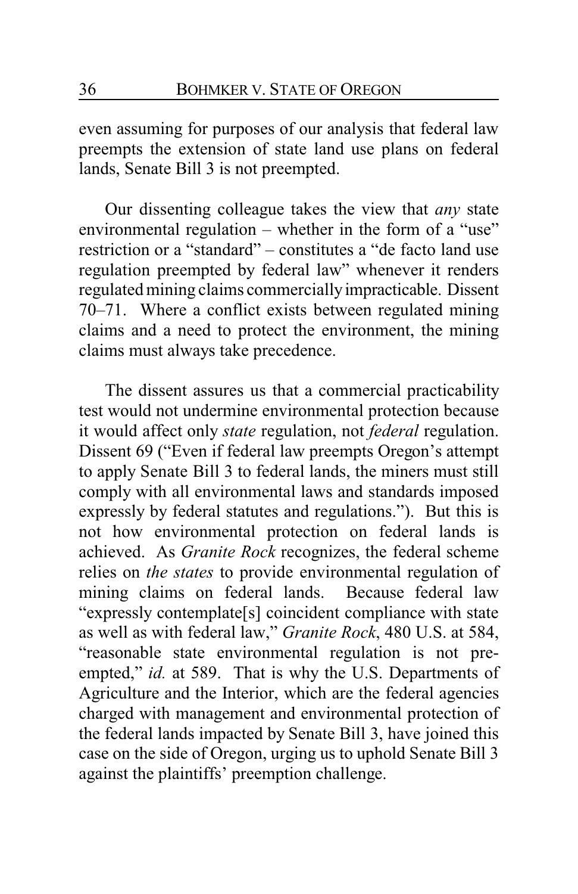even assuming for purposes of our analysis that federal law preempts the extension of state land use plans on federal lands, Senate Bill 3 is not preempted.

Our dissenting colleague takes the view that *any* state environmental regulation – whether in the form of a "use" restriction or a "standard" – constitutes a "de facto land use regulation preempted by federal law" whenever it renders regulated mining claims commercially impracticable. Dissent 70–71. Where a conflict exists between regulated mining claims and a need to protect the environment, the mining claims must always take precedence.

The dissent assures us that a commercial practicability test would not undermine environmental protection because it would affect only *state* regulation, not *federal* regulation. Dissent 69 ("Even if federal law preempts Oregon's attempt to apply Senate Bill 3 to federal lands, the miners must still comply with all environmental laws and standards imposed expressly by federal statutes and regulations."). But this is not how environmental protection on federal lands is achieved. As *Granite Rock* recognizes, the federal scheme relies on *the states* to provide environmental regulation of mining claims on federal lands. Because federal law "expressly contemplate[s] coincident compliance with state as well as with federal law," *Granite Rock*, 480 U.S. at 584, "reasonable state environmental regulation is not pre-empted," *id.* at 589. That is why the U.S. Departments of Agriculture and the Interior, which are the federal agencies charged with management and environmental protection of the federal lands impacted by Senate Bill 3, have joined this case on the side of Oregon, urging us to uphold Senate Bill 3 against the plaintiffs' preemption challenge.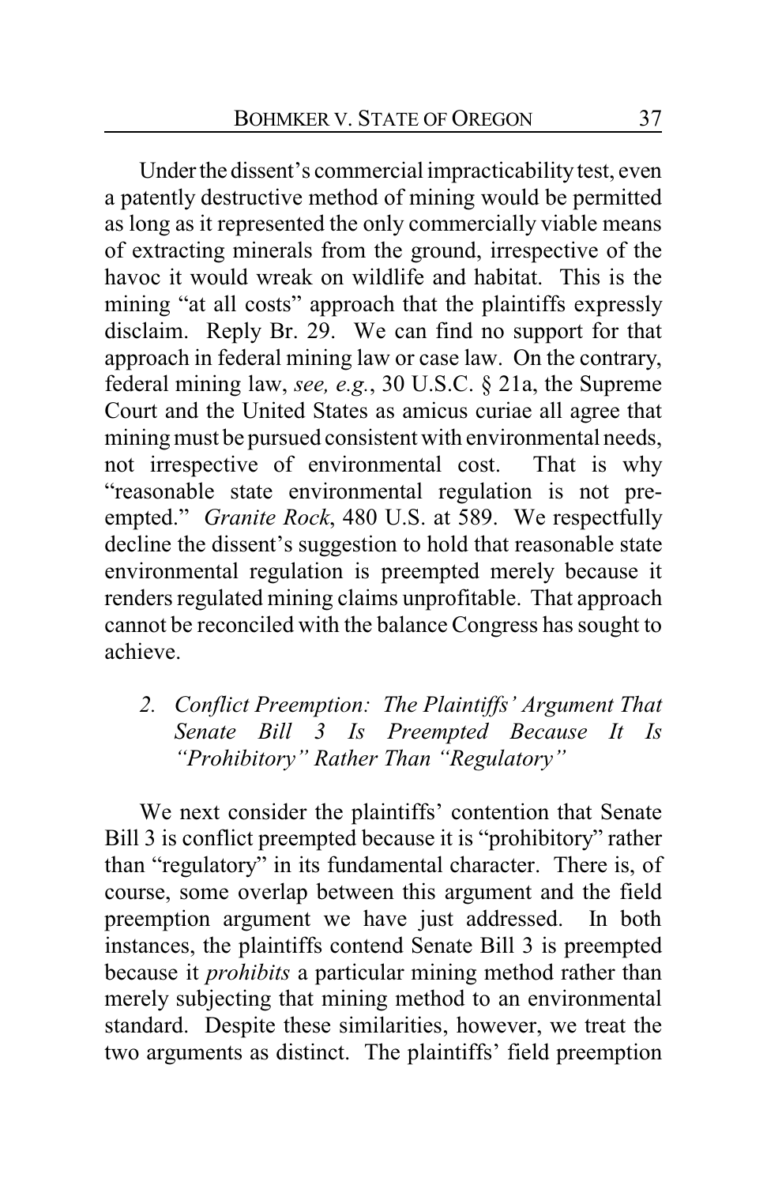Under the dissent's commercial impracticability test, even a patently destructive method of mining would be permitted as long as it represented the only commercially viable means of extracting minerals from the ground, irrespective of the havoc it would wreak on wildlife and habitat. This is the mining "at all costs" approach that the plaintiffs expressly disclaim. Reply Br. 29. We can find no support for that approach in federal mining law or case law. On the contrary, federal mining law, *see, e.g.*, 30 U.S.C. § 21a, the Supreme Court and the United States as amicus curiae all agree that mining must be pursued consistent with environmental needs, not irrespective of environmental cost. That is why "reasonable state environmental regulation is not pre-empted." *Granite Rock*, 480 U.S. at 589. We respectfully decline the dissent's suggestion to hold that reasonable state environmental regulation is preempted merely because it renders regulated mining claims unprofitable. That approach cannot be reconciled with the balance Congress has sought to achieve.

### 2. *Conflict Preemption: The Plaintiffs' Argument That Senate Bill 3 Is Preempted Because It Is "Prohibitory" Rather Than "Regulatory"*

We next consider the plaintiffs' contention that Senate Bill 3 is conflict preempted because it is "prohibitory" rather than "regulatory" in its fundamental character. There is, of course, some overlap between this argument and the field preemption argument we have just addressed. In both instances, the plaintiffs contend Senate Bill 3 is preempted because it *prohibits* a particular mining method rather than merely subjecting that mining method to an environmental standard. Despite these similarities, however, we treat the two arguments as distinct. The plaintiffs' field preemption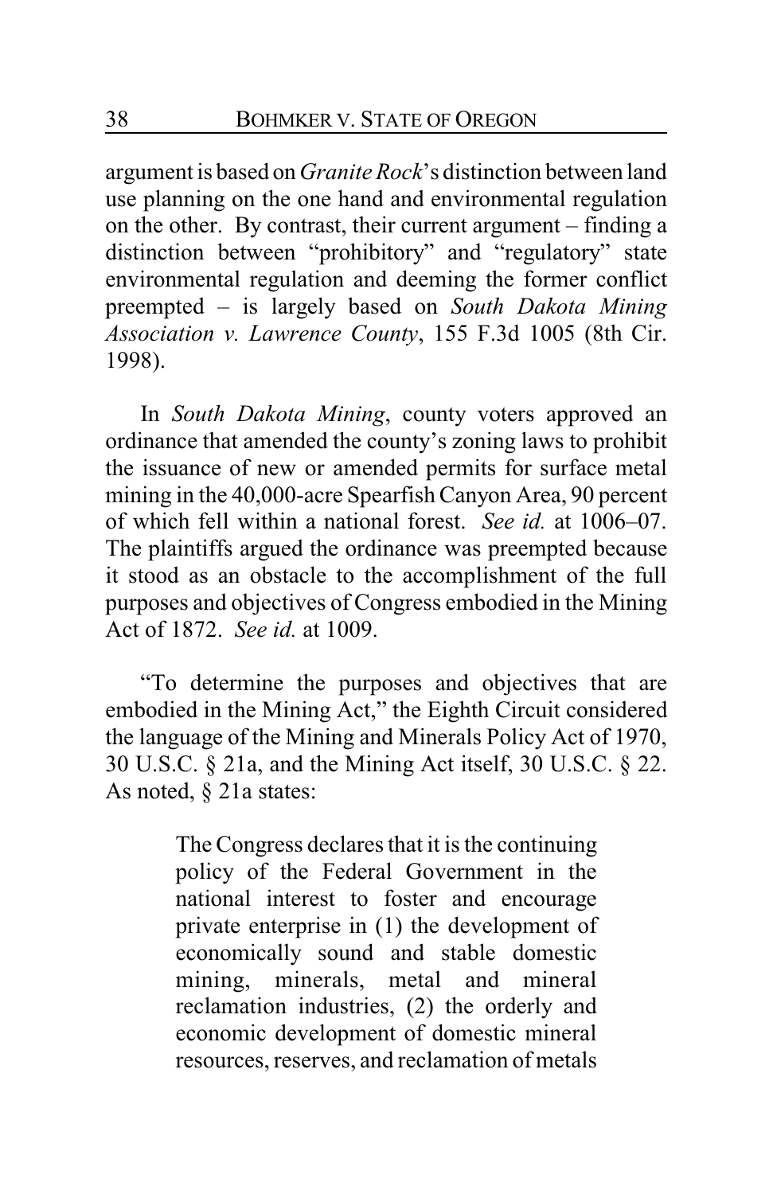argument is based on *Granite Rock*'s distinction between land use planning on the one hand and environmental regulation on the other. By contrast, their current argument – finding a distinction between "prohibitory" and "regulatory" state environmental regulation and deeming the former conflict preempted – is largely based on *South Dakota Mining Association v. Lawrence County*, 155 F.3d 1005 (8th Cir. 1998).

In *South Dakota Mining*, county voters approved an ordinance that amended the county's zoning laws to prohibit the issuance of new or amended permits for surface metal mining in the 40,000-acre Spearfish Canyon Area, 90 percent of which fell within a national forest. *See id.* at 1006–07. The plaintiffs argued the ordinance was preempted because it stood as an obstacle to the accomplishment of the full purposes and objectives of Congress embodied in the Mining Act of 1872. *See id.* at 1009.

"To determine the purposes and objectives that are embodied in the Mining Act," the Eighth Circuit considered the language of the Mining and Minerals Policy Act of 1970, 30 U.S.C. § 21a, and the Mining Act itself, 30 U.S.C. § 22. As noted, § 21a states:

> The Congress declares that it is the continuing policy of the Federal Government in the national interest to foster and encourage private enterprise in (1) the development of economically sound and stable domestic mining, minerals, metal and mineral reclamation industries, (2) the orderly and economic development of domestic mineral resources, reserves, and reclamation of metals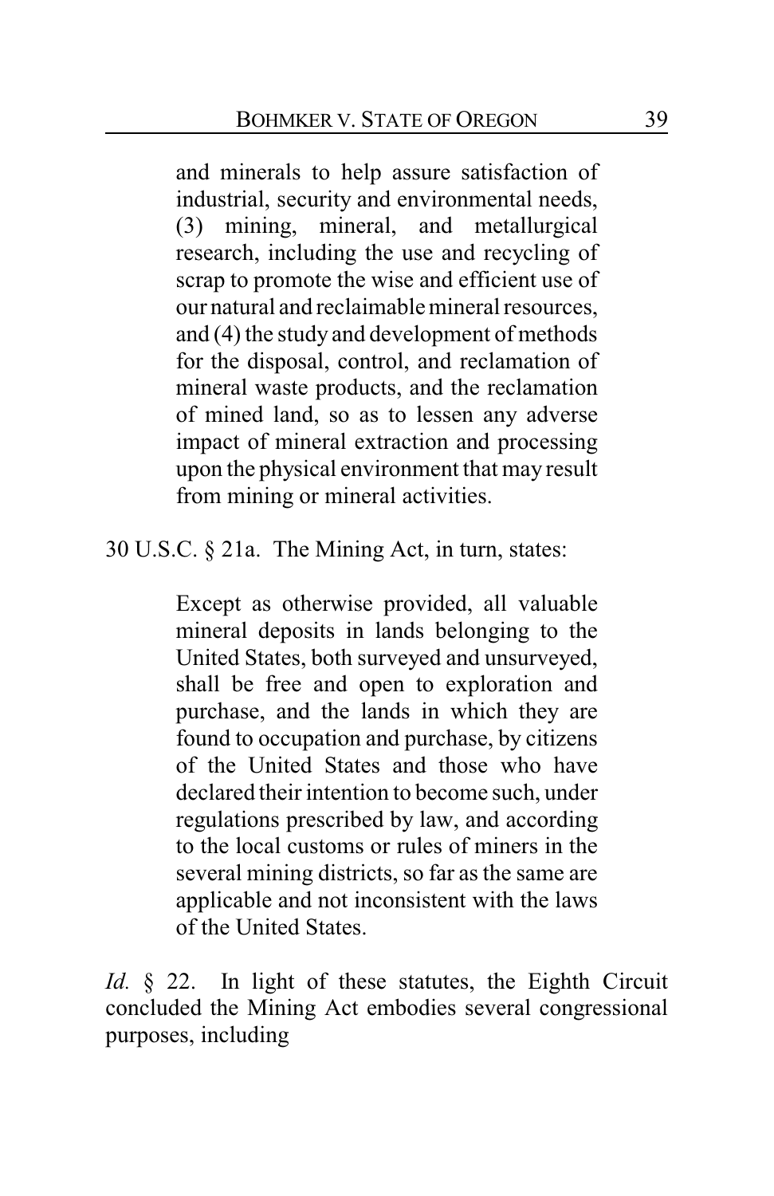> and minerals to help assure satisfaction of industrial, security and environmental needs, (3) mining, mineral, and metallurgical research, including the use and recycling of scrap to promote the wise and efficient use of our natural and reclaimable mineral resources, and (4) the study and development of methods for the disposal, control, and reclamation of mineral waste products, and the reclamation of mined land, so as to lessen any adverse impact of mineral extraction and processing upon the physical environment that may result from mining or mineral activities.

30 U.S.C. § 21a. The Mining Act, in turn, states:

> Except as otherwise provided, all valuable mineral deposits in lands belonging to the United States, both surveyed and unsurveyed, shall be free and open to exploration and purchase, and the lands in which they are found to occupation and purchase, by citizens of the United States and those who have declared their intention to become such, under regulations prescribed by law, and according to the local customs or rules of miners in the several mining districts, so far as the same are applicable and not inconsistent with the laws of the United States.

*Id.* § 22. In light of these statutes, the Eighth Circuit concluded the Mining Act embodies several congressional purposes, including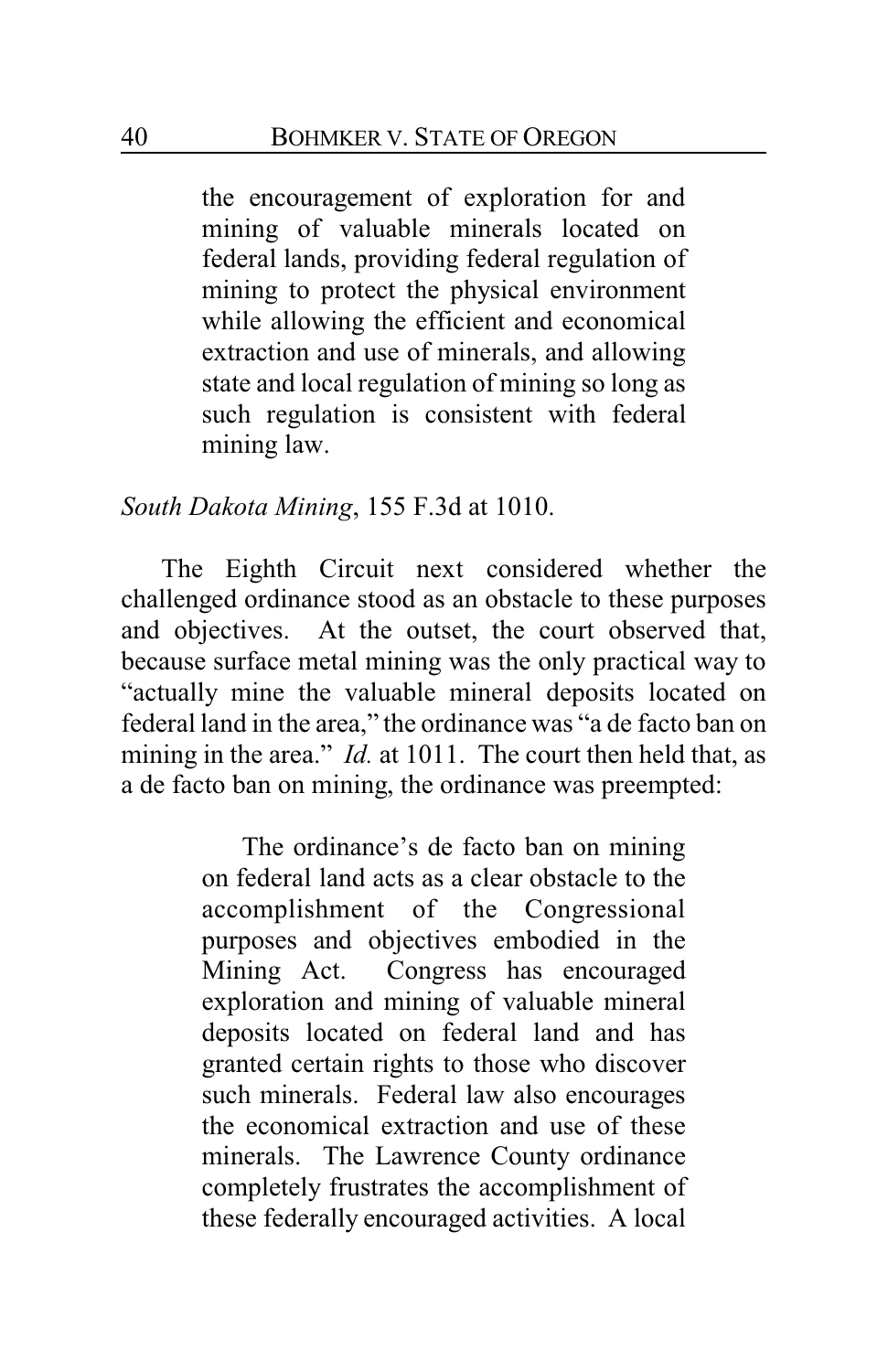> the encouragement of exploration for and mining of valuable minerals located on federal lands, providing federal regulation of mining to protect the physical environment while allowing the efficient and economical extraction and use of minerals, and allowing state and local regulation of mining so long as such regulation is consistent with federal mining law.

*South Dakota Mining*, 155 F.3d at 1010.

The Eighth Circuit next considered whether the challenged ordinance stood as an obstacle to these purposes and objectives. At the outset, the court observed that, because surface metal mining was the only practical way to "actually mine the valuable mineral deposits located on federal land in the area," the ordinance was "a de facto ban on mining in the area." *Id.* at 1011. The court then held that, as a de facto ban on mining, the ordinance was preempted:

> The ordinance's de facto ban on mining on federal land acts as a clear obstacle to the accomplishment of the Congressional purposes and objectives embodied in the Mining Act. Congress has encouraged exploration and mining of valuable mineral deposits located on federal land and has granted certain rights to those who discover such minerals. Federal law also encourages the economical extraction and use of these minerals. The Lawrence County ordinance completely frustrates the accomplishment of these federally encouraged activities. A local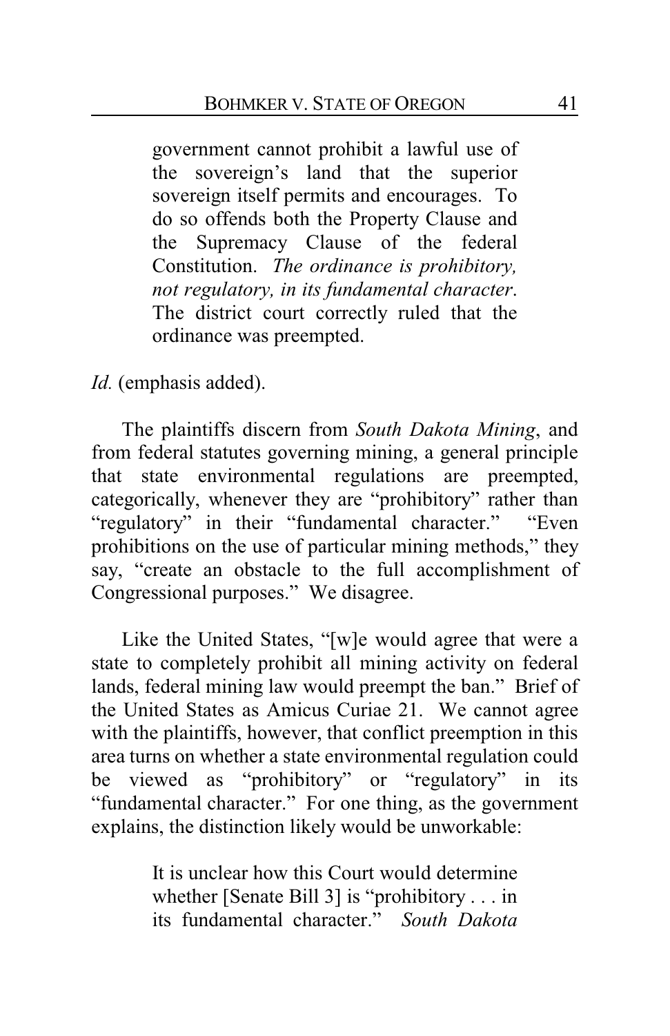> government cannot prohibit a lawful use of the sovereign's land that the superior sovereign itself permits and encourages. To do so offends both the Property Clause and the Supremacy Clause of the federal Constitution. *The ordinance is prohibitory, not regulatory, in its fundamental character*. The district court correctly ruled that the ordinance was preempted.

*Id.* (emphasis added).

The plaintiffs discern from *South Dakota Mining*, and from federal statutes governing mining, a general principle that state environmental regulations are preempted, categorically, whenever they are "prohibitory" rather than "regulatory" in their "fundamental character." "Even prohibitions on the use of particular mining methods," they say, "create an obstacle to the full accomplishment of Congressional purposes." We disagree.

Like the United States, "[w]e would agree that were a state to completely prohibit all mining activity on federal lands, federal mining law would preempt the ban." Brief of the United States as Amicus Curiae 21. We cannot agree with the plaintiffs, however, that conflict preemption in this area turns on whether a state environmental regulation could be viewed as "prohibitory" or "regulatory" in its "fundamental character." For one thing, as the government explains, the distinction likely would be unworkable:

> It is unclear how this Court would determine whether [Senate Bill 3] is "prohibitory . . . in its fundamental character." *South Dakota*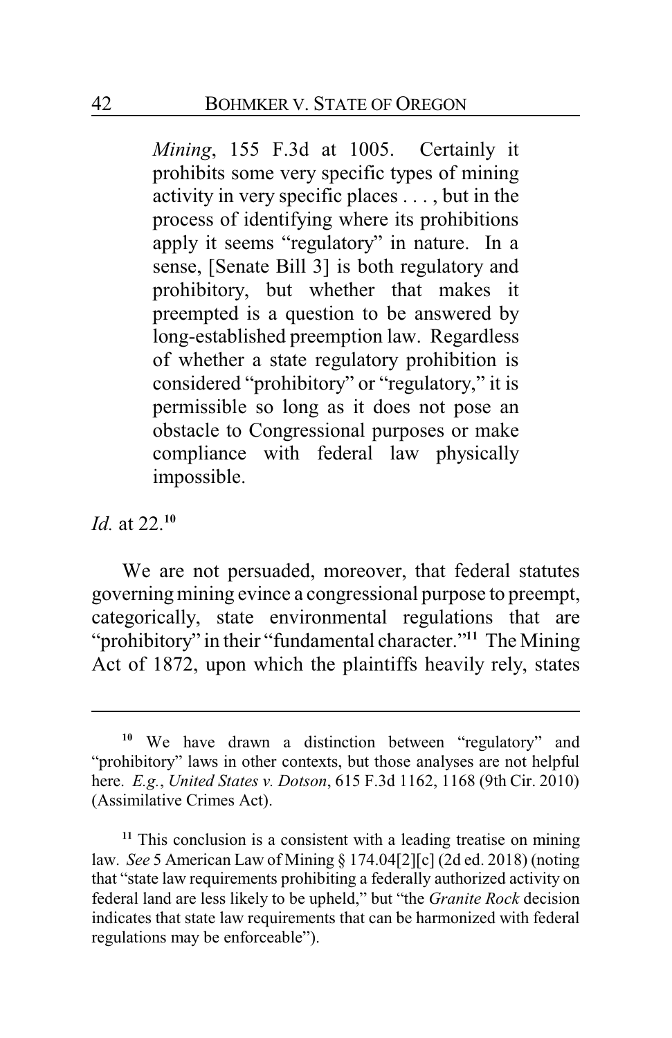> *Mining*, 155 F.3d at 1005. Certainly it prohibits some very specific types of mining activity in very specific places . . . , but in the process of identifying where its prohibitions apply it seems "regulatory" in nature. In a sense, [Senate Bill 3] is both regulatory and prohibitory, but whether that makes it preempted is a question to be answered by long-established preemption law. Regardless of whether a state regulatory prohibition is considered "prohibitory" or "regulatory," it is permissible so long as it does not pose an obstacle to Congressional purposes or make compliance with federal law physically impossible.

*Id.* at 22.[10]

We are not persuaded, moreover, that federal statutes governing mining evince a congressional purpose to preempt, categorically, state environmental regulations that are "prohibitory" in their "fundamental character."[11] The Mining Act of 1872, upon which the plaintiffs heavily rely, states

---

[10] We have drawn a distinction between "regulatory" and "prohibitory" laws in other contexts, but those analyses are not helpful here. *E.g.*, *United States v. Dotson*, 615 F.3d 1162, 1168 (9th Cir. 2010) (Assimilative Crimes Act).

[11] This conclusion is a consistent with a leading treatise on mining law. *See* 5 American Law of Mining § 174.04[2][c] (2d ed. 2018) (noting that "state law requirements prohibiting a federally authorized activity on federal land are less likely to be upheld," but "the *Granite Rock* decision indicates that state law requirements that can be harmonized with federal regulations may be enforceable").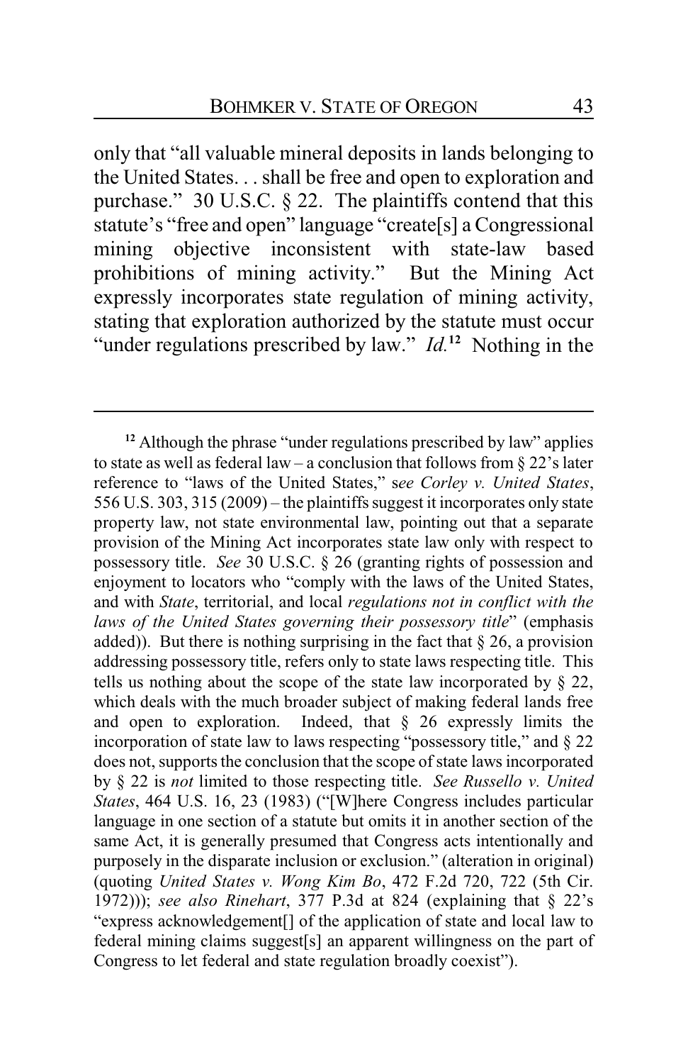only that "all valuable mineral deposits in lands belonging to the United States. . . shall be free and open to exploration and purchase." 30 U.S.C. § 22. The plaintiffs contend that this statute's "free and open" language "create[s] a Congressional mining objective inconsistent with state-law based prohibitions of mining activity." But the Mining Act expressly incorporates state regulation of mining activity, stating that exploration authorized by the statute must occur "under regulations prescribed by law." *Id.*[12] Nothing in the

---

[12] Although the phrase "under regulations prescribed by law" applies to state as well as federal law – a conclusion that follows from § 22's later reference to "laws of the United States," s*ee Corley v. United States*, 556 U.S. 303, 315 (2009) – the plaintiffs suggest it incorporates only state property law, not state environmental law, pointing out that a separate provision of the Mining Act incorporates state law only with respect to possessory title. *See* 30 U.S.C. § 26 (granting rights of possession and enjoyment to locators who "comply with the laws of the United States, and with *State*, territorial, and local *regulations not in conflict with the laws of the United States governing their possessory title*" (emphasis added)). But there is nothing surprising in the fact that § 26, a provision addressing possessory title, refers only to state laws respecting title. This tells us nothing about the scope of the state law incorporated by § 22, which deals with the much broader subject of making federal lands free and open to exploration. Indeed, that § 26 expressly limits the incorporation of state law to laws respecting "possessory title," and § 22 does not, supports the conclusion that the scope of state laws incorporated by § 22 is *not* limited to those respecting title. *See Russello v. United States*, 464 U.S. 16, 23 (1983) ("[W]here Congress includes particular language in one section of a statute but omits it in another section of the same Act, it is generally presumed that Congress acts intentionally and purposely in the disparate inclusion or exclusion." (alteration in original) (quoting *United States v. Wong Kim Bo*, 472 F.2d 720, 722 (5th Cir. 1972))); *see also Rinehart*, 377 P.3d at 824 (explaining that § 22's "express acknowledgement[] of the application of state and local law to federal mining claims suggest[s] an apparent willingness on the part of Congress to let federal and state regulation broadly coexist").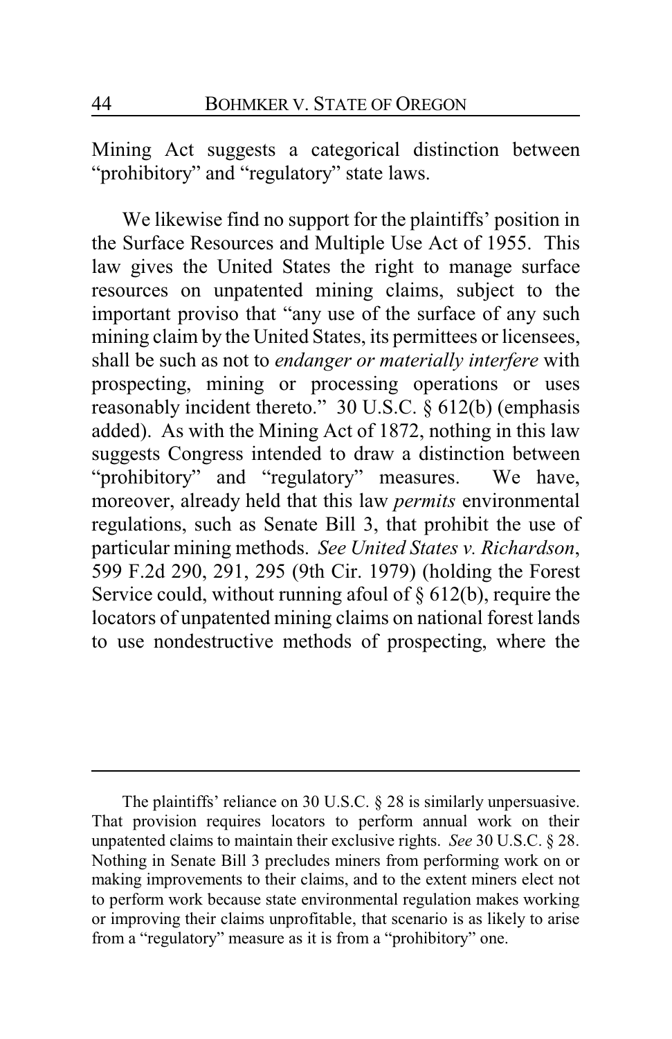Mining Act suggests a categorical distinction between "prohibitory" and "regulatory" state laws.

We likewise find no support for the plaintiffs' position in the Surface Resources and Multiple Use Act of 1955. This law gives the United States the right to manage surface resources on unpatented mining claims, subject to the important proviso that "any use of the surface of any such mining claim by the United States, its permittees or licensees, shall be such as not to *endanger or materially interfere* with prospecting, mining or processing operations or uses reasonably incident thereto." 30 U.S.C. § 612(b) (emphasis added). As with the Mining Act of 1872, nothing in this law suggests Congress intended to draw a distinction between "prohibitory" and "regulatory" measures. We have, moreover, already held that this law *permits* environmental regulations, such as Senate Bill 3, that prohibit the use of particular mining methods. *See United States v. Richardson*, 599 F.2d 290, 291, 295 (9th Cir. 1979) (holding the Forest Service could, without running afoul of § 612(b), require the locators of unpatented mining claims on national forest lands to use nondestructive methods of prospecting, where the

---

The plaintiffs' reliance on 30 U.S.C. § 28 is similarly unpersuasive. That provision requires locators to perform annual work on their unpatented claims to maintain their exclusive rights. *See* 30 U.S.C. § 28. Nothing in Senate Bill 3 precludes miners from performing work on or making improvements to their claims, and to the extent miners elect not to perform work because state environmental regulation makes working or improving their claims unprofitable, that scenario is as likely to arise from a "regulatory" measure as it is from a "prohibitory" one.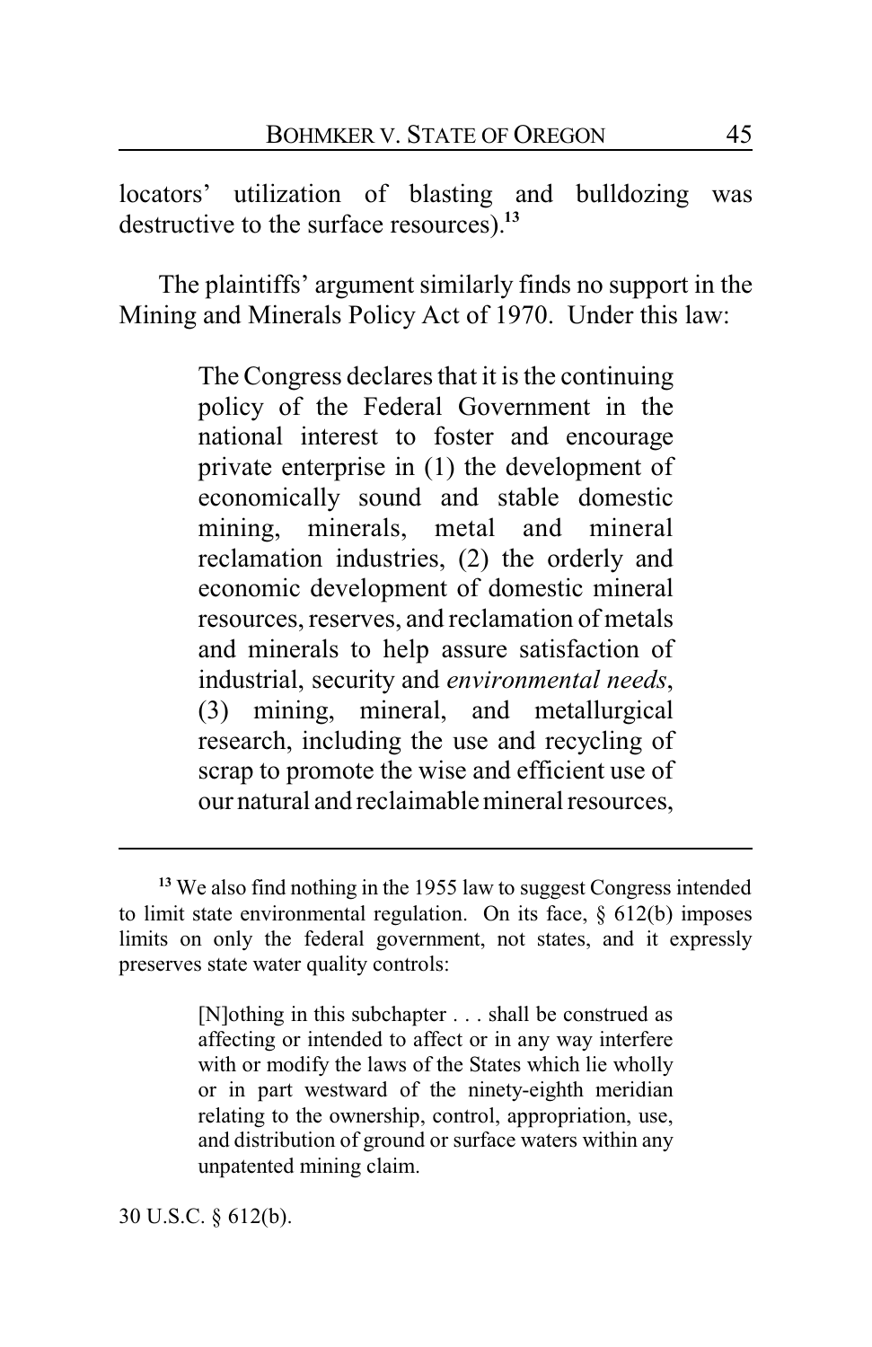locators' utilization of blasting and bulldozing was destructive to the surface resources).[13]

The plaintiffs' argument similarly finds no support in the Mining and Minerals Policy Act of 1970. Under this law:

> The Congress declares that it is the continuing policy of the Federal Government in the national interest to foster and encourage private enterprise in (1) the development of economically sound and stable domestic mining, minerals, metal and mineral reclamation industries, (2) the orderly and economic development of domestic mineral resources, reserves, and reclamation of metals and minerals to help assure satisfaction of industrial, security and *environmental needs*, (3) mining, mineral, and metallurgical research, including the use and recycling of scrap to promote the wise and efficient use of our natural and reclaimable mineral resources,

---

[13] We also find nothing in the 1955 law to suggest Congress intended to limit state environmental regulation. On its face, § 612(b) imposes limits on only the federal government, not states, and it expressly preserves state water quality controls:

> [N]othing in this subchapter . . . shall be construed as affecting or intended to affect or in any way interfere with or modify the laws of the States which lie wholly or in part westward of the ninety-eighth meridian relating to the ownership, control, appropriation, use, and distribution of ground or surface waters within any unpatented mining claim.

30 U.S.C. § 612(b).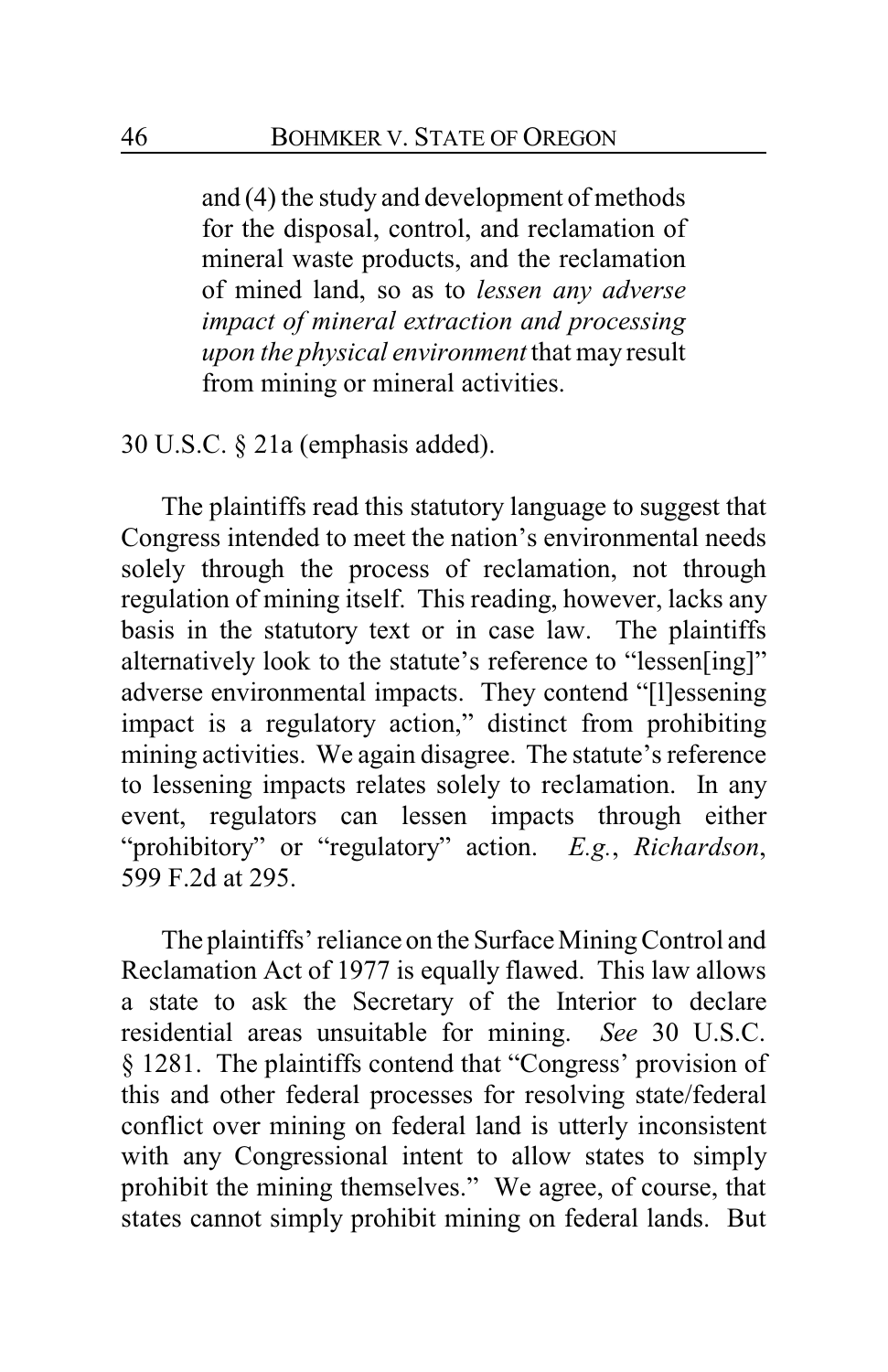> and (4) the study and development of methods for the disposal, control, and reclamation of mineral waste products, and the reclamation of mined land, so as to *lessen any adverse impact of mineral extraction and processing upon the physical environment* that may result from mining or mineral activities.

30 U.S.C. § 21a (emphasis added).

The plaintiffs read this statutory language to suggest that Congress intended to meet the nation's environmental needs solely through the process of reclamation, not through regulation of mining itself. This reading, however, lacks any basis in the statutory text or in case law. The plaintiffs alternatively look to the statute's reference to "lessen[ing]" adverse environmental impacts. They contend "[l]essening impact is a regulatory action," distinct from prohibiting mining activities. We again disagree. The statute's reference to lessening impacts relates solely to reclamation. In any event, regulators can lessen impacts through either "prohibitory" or "regulatory" action. *E.g.*, *Richardson*, 599 F.2d at 295.

The plaintiffs' reliance on the Surface Mining Control and Reclamation Act of 1977 is equally flawed. This law allows a state to ask the Secretary of the Interior to declare residential areas unsuitable for mining. *See* 30 U.S.C. § 1281. The plaintiffs contend that "Congress' provision of this and other federal processes for resolving state/federal conflict over mining on federal land is utterly inconsistent with any Congressional intent to allow states to simply prohibit the mining themselves." We agree, of course, that states cannot simply prohibit mining on federal lands. But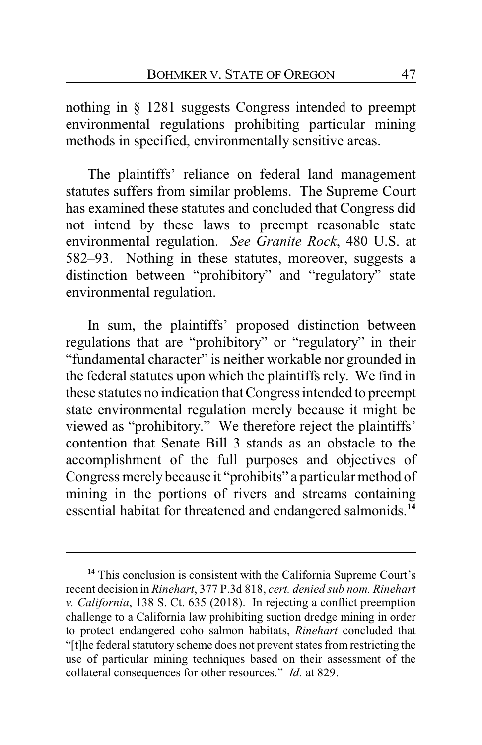nothing in § 1281 suggests Congress intended to preempt environmental regulations prohibiting particular mining methods in specified, environmentally sensitive areas.

The plaintiffs' reliance on federal land management statutes suffers from similar problems. The Supreme Court has examined these statutes and concluded that Congress did not intend by these laws to preempt reasonable state environmental regulation. *See Granite Rock*, 480 U.S. at 582–93. Nothing in these statutes, moreover, suggests a distinction between "prohibitory" and "regulatory" state environmental regulation.

In sum, the plaintiffs' proposed distinction between regulations that are "prohibitory" or "regulatory" in their "fundamental character" is neither workable nor grounded in the federal statutes upon which the plaintiffs rely. We find in these statutes no indication that Congress intended to preempt state environmental regulation merely because it might be viewed as "prohibitory." We therefore reject the plaintiffs' contention that Senate Bill 3 stands as an obstacle to the accomplishment of the full purposes and objectives of Congress merely because it "prohibits" a particular method of mining in the portions of rivers and streams containing essential habitat for threatened and endangered salmonids.[14]

---

[14] This conclusion is consistent with the California Supreme Court's recent decision in *Rinehart*, 377 P.3d 818, *cert. denied sub nom. Rinehart v. California*, 138 S. Ct. 635 (2018). In rejecting a conflict preemption challenge to a California law prohibiting suction dredge mining in order to protect endangered coho salmon habitats, *Rinehart* concluded that "[t]he federal statutory scheme does not prevent states from restricting the use of particular mining techniques based on their assessment of the collateral consequences for other resources." *Id.* at 829.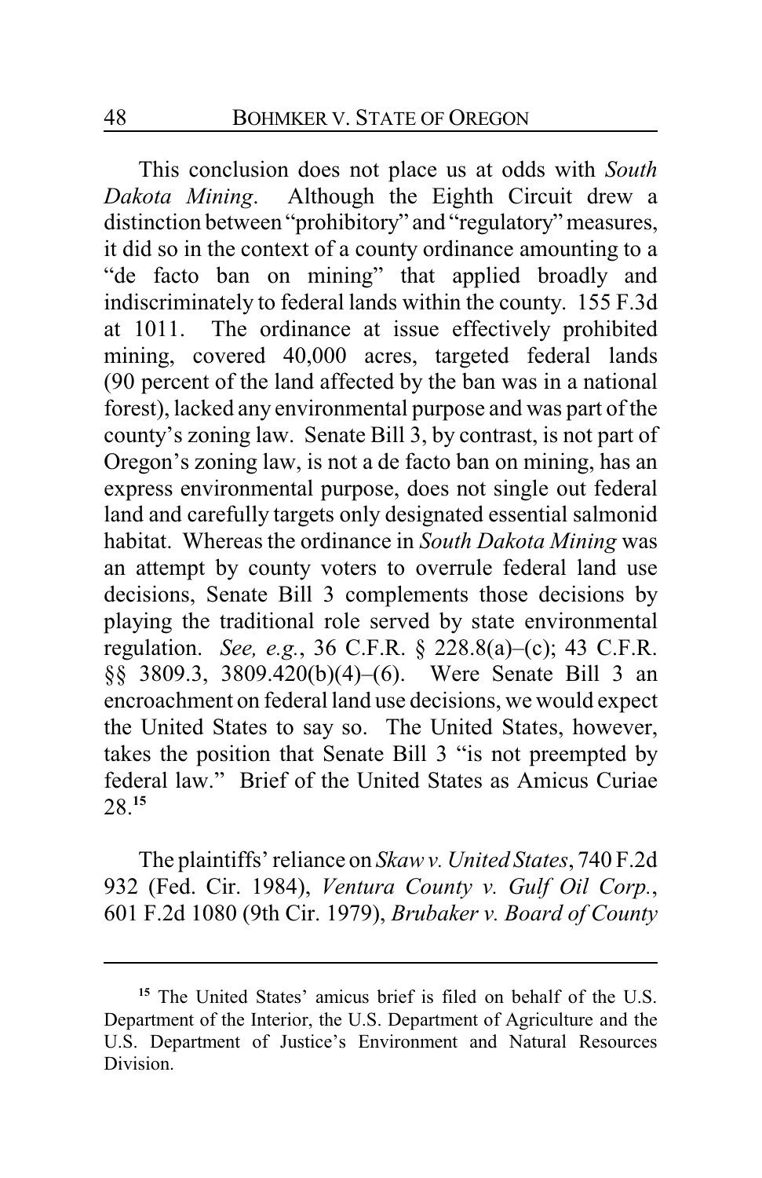This conclusion does not place us at odds with *South Dakota Mining*. Although the Eighth Circuit drew a distinction between "prohibitory" and "regulatory" measures, it did so in the context of a county ordinance amounting to a "de facto ban on mining" that applied broadly and indiscriminately to federal lands within the county. 155 F.3d at 1011. The ordinance at issue effectively prohibited mining, covered 40,000 acres, targeted federal lands (90 percent of the land affected by the ban was in a national forest), lacked any environmental purpose and was part of the county's zoning law. Senate Bill 3, by contrast, is not part of Oregon's zoning law, is not a de facto ban on mining, has an express environmental purpose, does not single out federal land and carefully targets only designated essential salmonid habitat. Whereas the ordinance in *South Dakota Mining* was an attempt by county voters to overrule federal land use decisions, Senate Bill 3 complements those decisions by playing the traditional role served by state environmental regulation. *See, e.g.*, 36 C.F.R. § 228.8(a)–(c); 43 C.F.R. §§ 3809.3, 3809.420(b)(4)–(6). Were Senate Bill 3 an encroachment on federal land use decisions, we would expect the United States to say so. The United States, however, takes the position that Senate Bill 3 "is not preempted by federal law." Brief of the United States as Amicus Curiae 28.[15]

The plaintiffs' reliance on *Skaw v. United States*, 740 F.2d 932 (Fed. Cir. 1984), *Ventura County v. Gulf Oil Corp.*, 601 F.2d 1080 (9th Cir. 1979), *Brubaker v. Board of County*

---

[15] The United States' amicus brief is filed on behalf of the U.S. Department of the Interior, the U.S. Department of Agriculture and the U.S. Department of Justice's Environment and Natural Resources Division.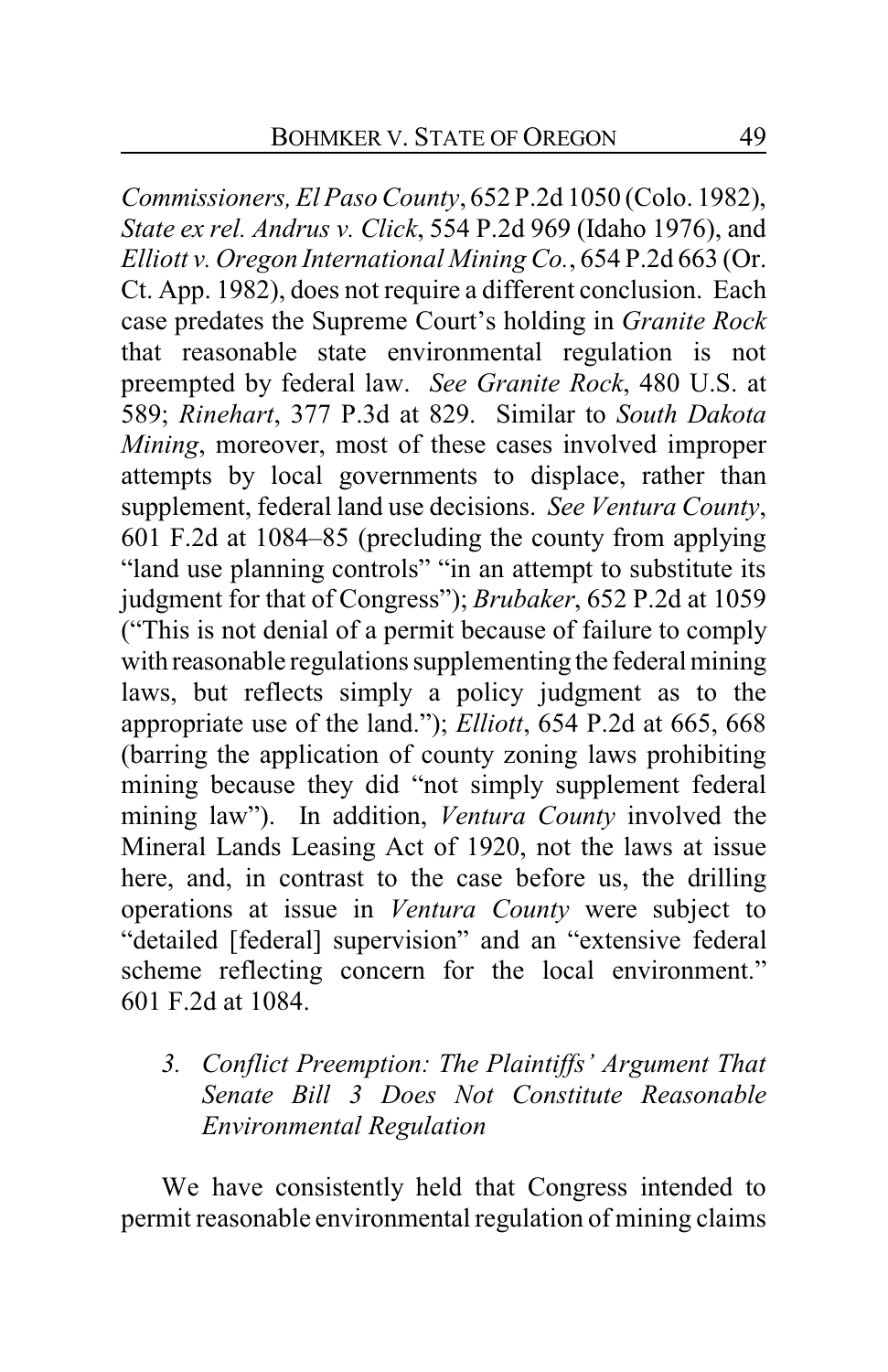*Commissioners, El Paso County*, 652 P.2d 1050 (Colo. 1982), *State ex rel. Andrus v. Click*, 554 P.2d 969 (Idaho 1976), and *Elliott v. Oregon International Mining Co.*, 654 P.2d 663 (Or. Ct. App. 1982), does not require a different conclusion. Each case predates the Supreme Court's holding in *Granite Rock* that reasonable state environmental regulation is not preempted by federal law. *See Granite Rock*, 480 U.S. at 589; *Rinehart*, 377 P.3d at 829. Similar to *South Dakota Mining*, moreover, most of these cases involved improper attempts by local governments to displace, rather than supplement, federal land use decisions. *See Ventura County*, 601 F.2d at 1084–85 (precluding the county from applying "land use planning controls" "in an attempt to substitute its judgment for that of Congress"); *Brubaker*, 652 P.2d at 1059 ("This is not denial of a permit because of failure to comply with reasonable regulations supplementing the federal mining laws, but reflects simply a policy judgment as to the appropriate use of the land."); *Elliott*, 654 P.2d at 665, 668 (barring the application of county zoning laws prohibiting mining because they did "not simply supplement federal mining law"). In addition, *Ventura County* involved the Mineral Lands Leasing Act of 1920, not the laws at issue here, and, in contrast to the case before us, the drilling operations at issue in *Ventura County* were subject to "detailed [federal] supervision" and an "extensive federal scheme reflecting concern for the local environment." 601 F.2d at 1084.

### *3. Conflict Preemption: The Plaintiffs' Argument That Senate Bill 3 Does Not Constitute Reasonable Environmental Regulation*

We have consistently held that Congress intended to permit reasonable environmental regulation of mining claims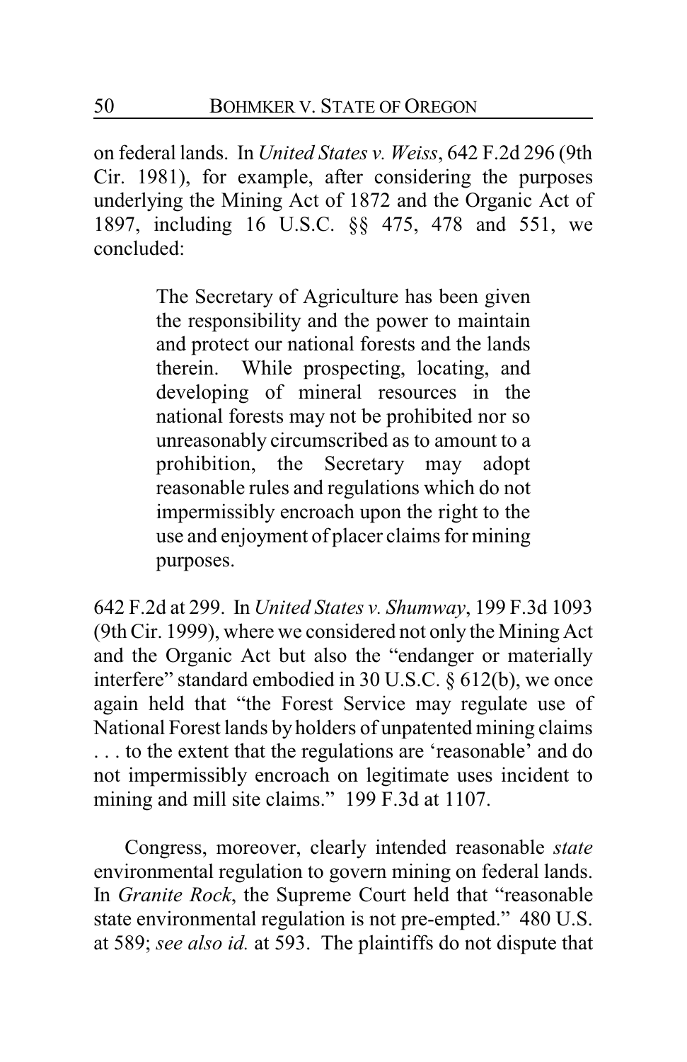on federal lands. In *United States v. Weiss*, 642 F.2d 296 (9th Cir. 1981), for example, after considering the purposes underlying the Mining Act of 1872 and the Organic Act of 1897, including 16 U.S.C. §§ 475, 478 and 551, we concluded:

> The Secretary of Agriculture has been given the responsibility and the power to maintain and protect our national forests and the lands therein. While prospecting, locating, and developing of mineral resources in the national forests may not be prohibited nor so unreasonably circumscribed as to amount to a prohibition, the Secretary may adopt reasonable rules and regulations which do not impermissibly encroach upon the right to the use and enjoyment of placer claims for mining purposes.

642 F.2d at 299. In *United States v. Shumway*, 199 F.3d 1093 (9th Cir. 1999), where we considered not only the Mining Act and the Organic Act but also the "endanger or materially interfere" standard embodied in 30 U.S.C. § 612(b), we once again held that "the Forest Service may regulate use of National Forest lands by holders of unpatented mining claims . . . to the extent that the regulations are 'reasonable' and do not impermissibly encroach on legitimate uses incident to mining and mill site claims." 199 F.3d at 1107.

Congress, moreover, clearly intended reasonable *state* environmental regulation to govern mining on federal lands. In *Granite Rock*, the Supreme Court held that "reasonable state environmental regulation is not pre-empted." 480 U.S. at 589; *see also id.* at 593. The plaintiffs do not dispute that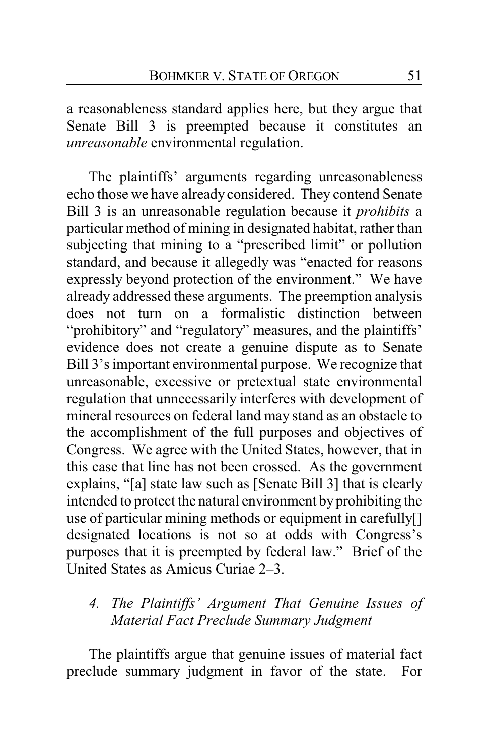a reasonableness standard applies here, but they argue that Senate Bill 3 is preempted because it constitutes an *unreasonable* environmental regulation.

The plaintiffs' arguments regarding unreasonableness echo those we have already considered. They contend Senate Bill 3 is an unreasonable regulation because it *prohibits* a particular method of mining in designated habitat, rather than subjecting that mining to a "prescribed limit" or pollution standard, and because it allegedly was "enacted for reasons expressly beyond protection of the environment." We have already addressed these arguments. The preemption analysis does not turn on a formalistic distinction between "prohibitory" and "regulatory" measures, and the plaintiffs' evidence does not create a genuine dispute as to Senate Bill 3's important environmental purpose. We recognize that unreasonable, excessive or pretextual state environmental regulation that unnecessarily interferes with development of mineral resources on federal land may stand as an obstacle to the accomplishment of the full purposes and objectives of Congress. We agree with the United States, however, that in this case that line has not been crossed. As the government explains, "[a] state law such as [Senate Bill 3] that is clearly intended to protect the natural environment by prohibiting the use of particular mining methods or equipment in carefully[] designated locations is not so at odds with Congress's purposes that it is preempted by federal law." Brief of the United States as Amicus Curiae 2–3.

### *4. The Plaintiffs' Argument That Genuine Issues of Material Fact Preclude Summary Judgment*

The plaintiffs argue that genuine issues of material fact preclude summary judgment in favor of the state. For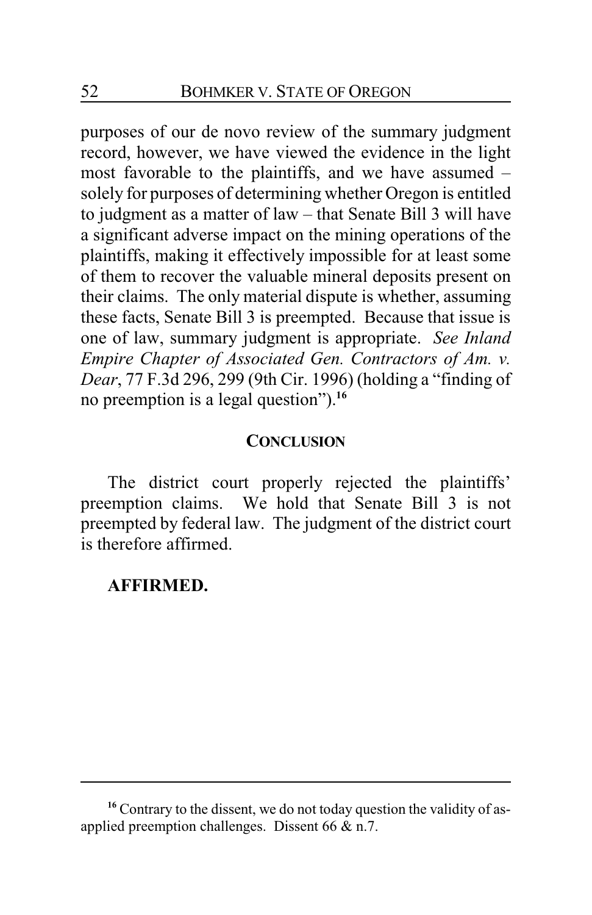purposes of our de novo review of the summary judgment record, however, we have viewed the evidence in the light most favorable to the plaintiffs, and we have assumed – solely for purposes of determining whether Oregon is entitled to judgment as a matter of law – that Senate Bill 3 will have a significant adverse impact on the mining operations of the plaintiffs, making it effectively impossible for at least some of them to recover the valuable mineral deposits present on their claims. The only material dispute is whether, assuming these facts, Senate Bill 3 is preempted. Because that issue is one of law, summary judgment is appropriate. *See Inland Empire Chapter of Associated Gen. Contractors of Am. v. Dear*, 77 F.3d 296, 299 (9th Cir. 1996) (holding a "finding of no preemption is a legal question").[16]

## CONCLUSION

The district court properly rejected the plaintiffs' preemption claims. We hold that Senate Bill 3 is not preempted by federal law. The judgment of the district court is therefore affirmed.

**AFFIRMED.**

---

[16] Contrary to the dissent, we do not today question the validity of as-applied preemption challenges. Dissent 66 & n.7.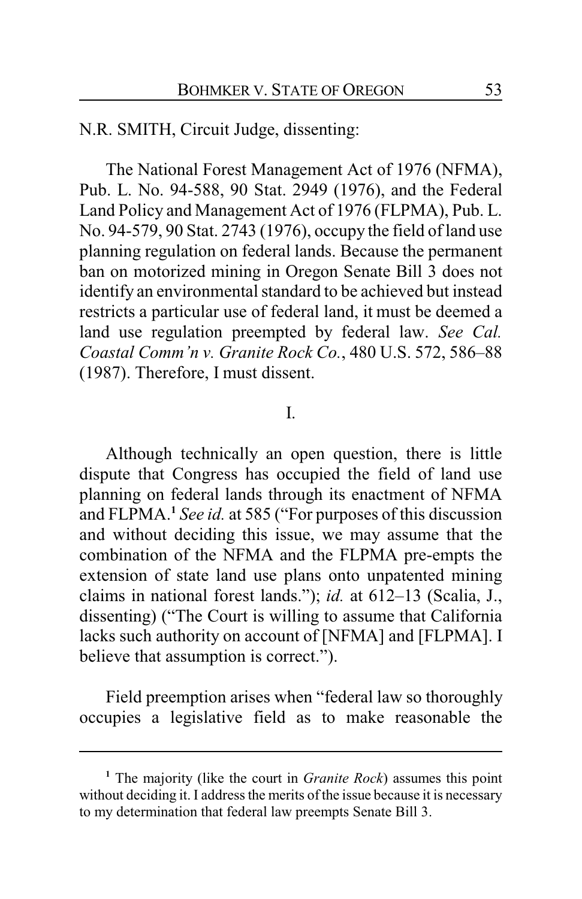N.R. SMITH, Circuit Judge, dissenting:

The National Forest Management Act of 1976 (NFMA), Pub. L. No. 94-588, 90 Stat. 2949 (1976), and the Federal Land Policy and Management Act of 1976 (FLPMA), Pub. L. No. 94-579, 90 Stat. 2743 (1976), occupy the field of land use planning regulation on federal lands. Because the permanent ban on motorized mining in Oregon Senate Bill 3 does not identify an environmental standard to be achieved but instead restricts a particular use of federal land, it must be deemed a land use regulation preempted by federal law. *See Cal. Coastal Comm'n v. Granite Rock Co.*, 480 U.S. 572, 586–88 (1987). Therefore, I must dissent.

I.

Although technically an open question, there is little dispute that Congress has occupied the field of land use planning on federal lands through its enactment of NFMA and FLPMA.[1] *See id.* at 585 ("For purposes of this discussion and without deciding this issue, we may assume that the combination of the NFMA and the FLPMA pre-empts the extension of state land use plans onto unpatented mining claims in national forest lands."); *id.* at 612–13 (Scalia, J., dissenting) ("The Court is willing to assume that California lacks such authority on account of [NFMA] and [FLPMA]. I believe that assumption is correct.").

Field preemption arises when "federal law so thoroughly occupies a legislative field as to make reasonable the

---

[1] The majority (like the court in *Granite Rock*) assumes this point without deciding it. I address the merits of the issue because it is necessary to my determination that federal law preempts Senate Bill 3.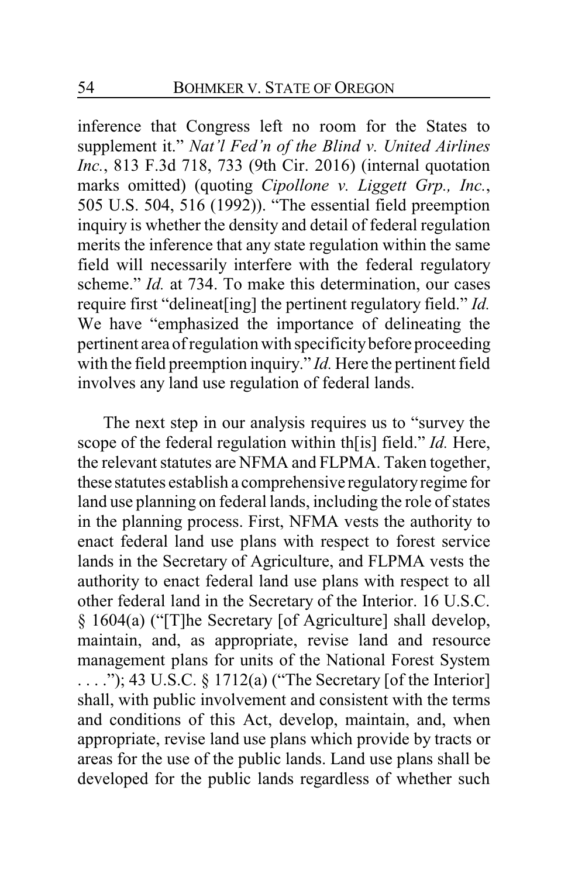inference that Congress left no room for the States to supplement it." *Nat'l Fed'n of the Blind v. United Airlines Inc.*, 813 F.3d 718, 733 (9th Cir. 2016) (internal quotation marks omitted) (quoting *Cipollone v. Liggett Grp., Inc.*, 505 U.S. 504, 516 (1992)). "The essential field preemption inquiry is whether the density and detail of federal regulation merits the inference that any state regulation within the same field will necessarily interfere with the federal regulatory scheme." *Id.* at 734. To make this determination, our cases require first "delineat[ing] the pertinent regulatory field." *Id.* We have "emphasized the importance of delineating the pertinent area of regulation with specificity before proceeding with the field preemption inquiry." *Id.* Here the pertinent field involves any land use regulation of federal lands.

The next step in our analysis requires us to "survey the scope of the federal regulation within th[is] field." *Id.* Here, the relevant statutes are NFMA and FLPMA. Taken together, these statutes establish a comprehensive regulatory regime for land use planning on federal lands, including the role of states in the planning process. First, NFMA vests the authority to enact federal land use plans with respect to forest service lands in the Secretary of Agriculture, and FLPMA vests the authority to enact federal land use plans with respect to all other federal land in the Secretary of the Interior. 16 U.S.C. § 1604(a) ("[T]he Secretary [of Agriculture] shall develop, maintain, and, as appropriate, revise land and resource management plans for units of the National Forest System . . . ."); 43 U.S.C. § 1712(a) ("The Secretary [of the Interior] shall, with public involvement and consistent with the terms and conditions of this Act, develop, maintain, and, when appropriate, revise land use plans which provide by tracts or areas for the use of the public lands. Land use plans shall be developed for the public lands regardless of whether such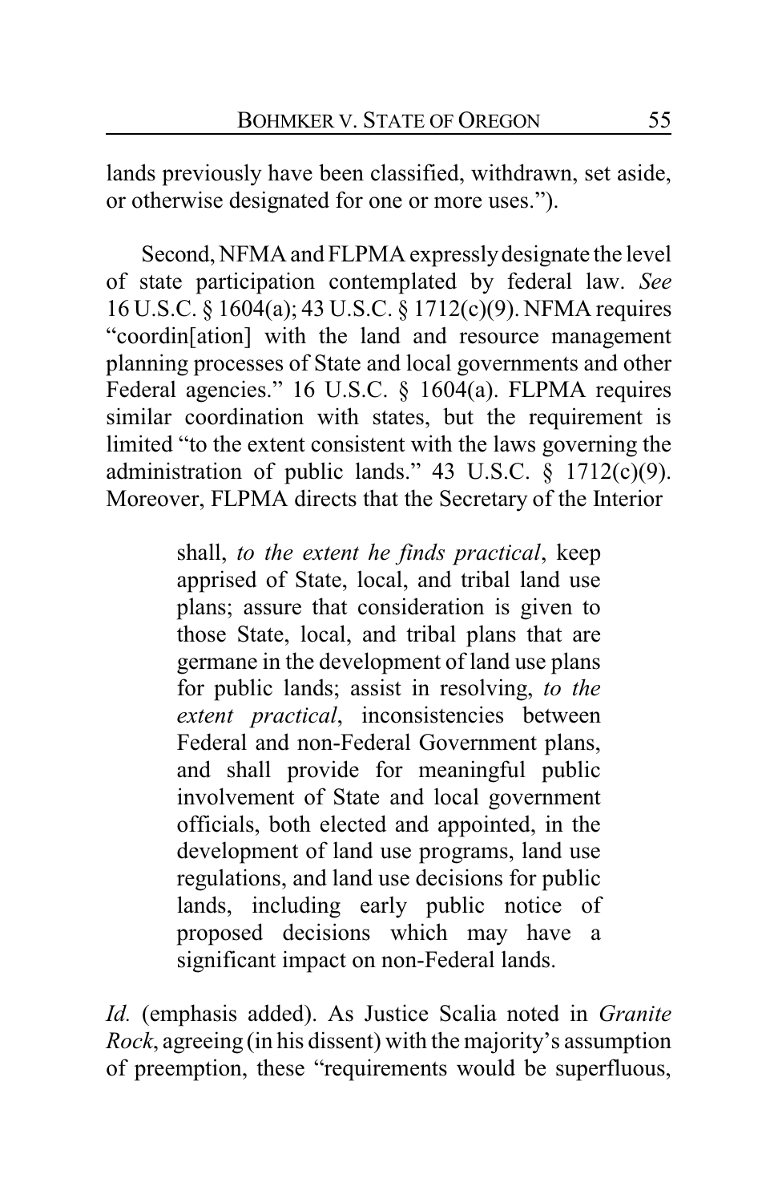lands previously have been classified, withdrawn, set aside, or otherwise designated for one or more uses.").

Second, NFMA and FLPMA expressly designate the level of state participation contemplated by federal law. *See* 16 U.S.C. § 1604(a); 43 U.S.C. § 1712(c)(9). NFMA requires "coordin[ation] with the land and resource management planning processes of State and local governments and other Federal agencies." 16 U.S.C. § 1604(a). FLPMA requires similar coordination with states, but the requirement is limited "to the extent consistent with the laws governing the administration of public lands." 43 U.S.C. § 1712(c)(9). Moreover, FLPMA directs that the Secretary of the Interior

> shall, *to the extent he finds practical*, keep apprised of State, local, and tribal land use plans; assure that consideration is given to those State, local, and tribal plans that are germane in the development of land use plans for public lands; assist in resolving, *to the extent practical*, inconsistencies between Federal and non-Federal Government plans, and shall provide for meaningful public involvement of State and local government officials, both elected and appointed, in the development of land use programs, land use regulations, and land use decisions for public lands, including early public notice of proposed decisions which may have a significant impact on non-Federal lands.

*Id.* (emphasis added). As Justice Scalia noted in *Granite Rock*, agreeing (in his dissent) with the majority's assumption of preemption, these "requirements would be superfluous,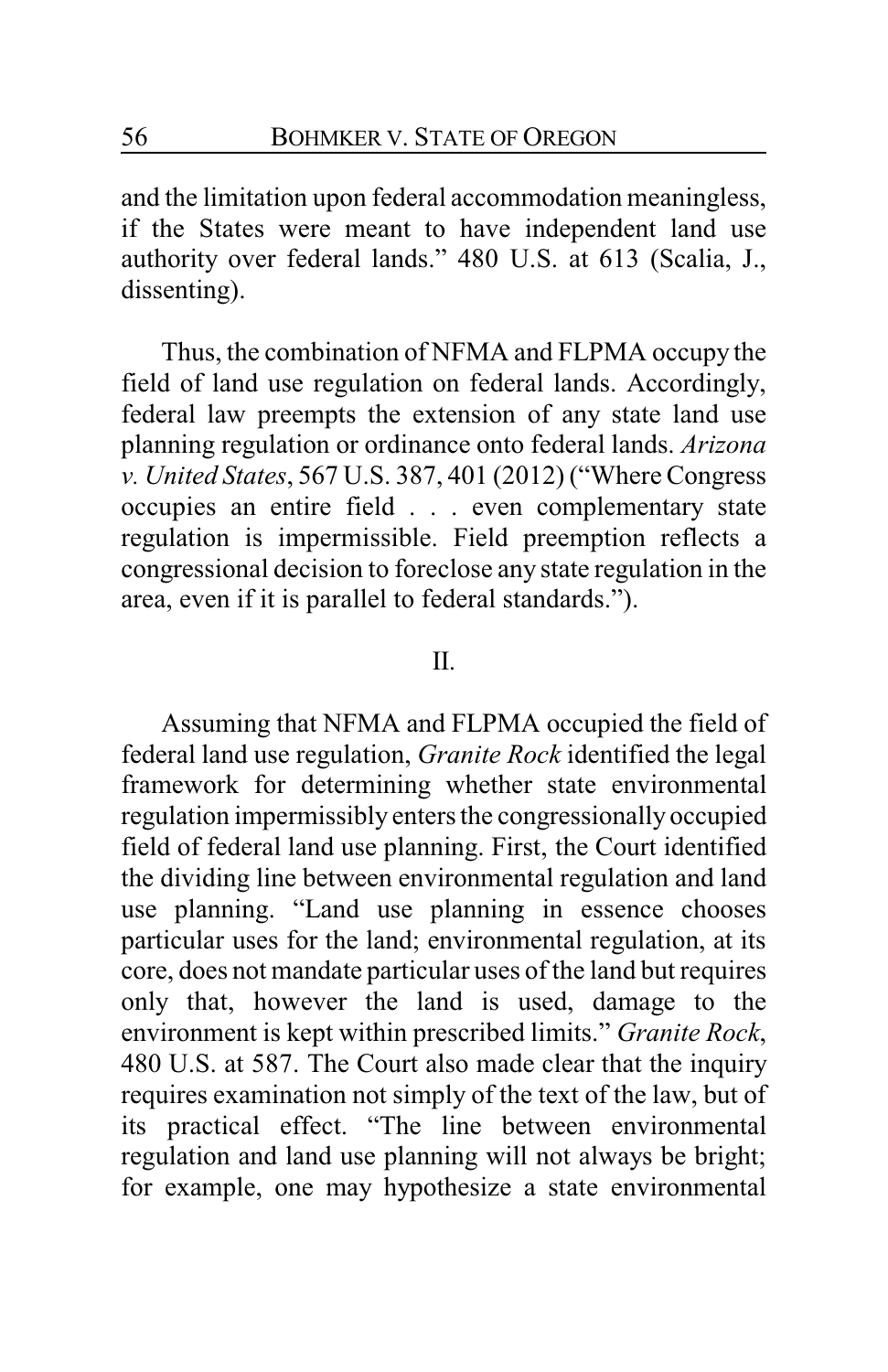and the limitation upon federal accommodation meaningless, if the States were meant to have independent land use authority over federal lands." 480 U.S. at 613 (Scalia, J., dissenting).

Thus, the combination of NFMA and FLPMA occupy the field of land use regulation on federal lands. Accordingly, federal law preempts the extension of any state land use planning regulation or ordinance onto federal lands. *Arizona v. United States*, 567 U.S. 387, 401 (2012) ("Where Congress occupies an entire field . . . even complementary state regulation is impermissible. Field preemption reflects a congressional decision to foreclose any state regulation in the area, even if it is parallel to federal standards.").

## II.

Assuming that NFMA and FLPMA occupied the field of federal land use regulation, *Granite Rock* identified the legal framework for determining whether state environmental regulation impermissibly enters the congressionally occupied field of federal land use planning. First, the Court identified the dividing line between environmental regulation and land use planning. "Land use planning in essence chooses particular uses for the land; environmental regulation, at its core, does not mandate particular uses of the land but requires only that, however the land is used, damage to the environment is kept within prescribed limits." *Granite Rock*, 480 U.S. at 587. The Court also made clear that the inquiry requires examination not simply of the text of the law, but of its practical effect. "The line between environmental regulation and land use planning will not always be bright; for example, one may hypothesize a state environmental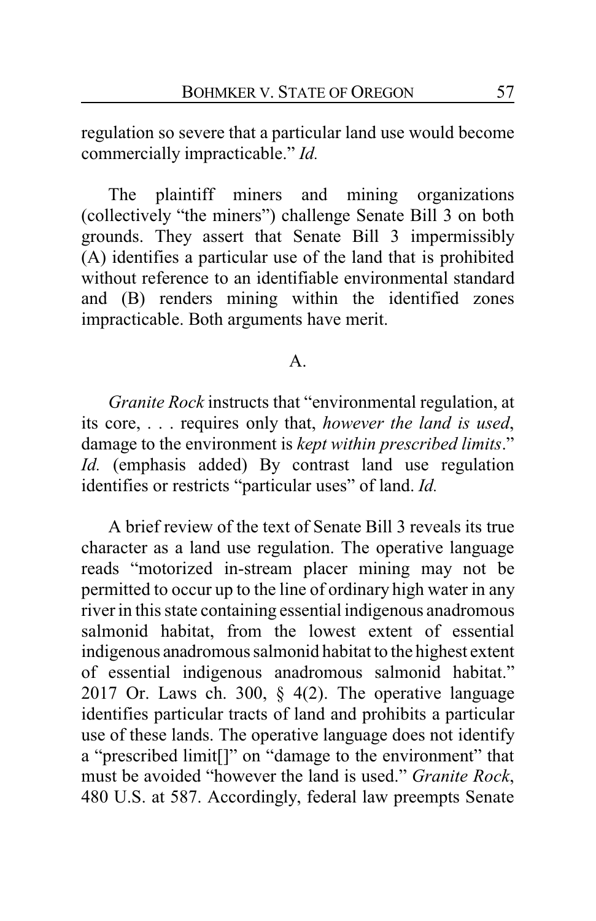regulation so severe that a particular land use would become commercially impracticable." *Id.*

The plaintiff miners and mining organizations (collectively "the miners") challenge Senate Bill 3 on both grounds. They assert that Senate Bill 3 impermissibly (A) identifies a particular use of the land that is prohibited without reference to an identifiable environmental standard and (B) renders mining within the identified zones impracticable. Both arguments have merit.

## A.

*Granite Rock* instructs that "environmental regulation, at its core, . . . requires only that, *however the land is used*, damage to the environment is *kept within prescribed limits*." *Id.* (emphasis added) By contrast land use regulation identifies or restricts "particular uses" of land. *Id.*

A brief review of the text of Senate Bill 3 reveals its true character as a land use regulation. The operative language reads "motorized in-stream placer mining may not be permitted to occur up to the line of ordinary high water in any river in this state containing essential indigenous anadromous salmonid habitat, from the lowest extent of essential indigenous anadromous salmonid habitat to the highest extent of essential indigenous anadromous salmonid habitat." 2017 Or. Laws ch. 300, § 4(2). The operative language identifies particular tracts of land and prohibits a particular use of these lands. The operative language does not identify a "prescribed limit[]" on "damage to the environment" that must be avoided "however the land is used." *Granite Rock*, 480 U.S. at 587. Accordingly, federal law preempts Senate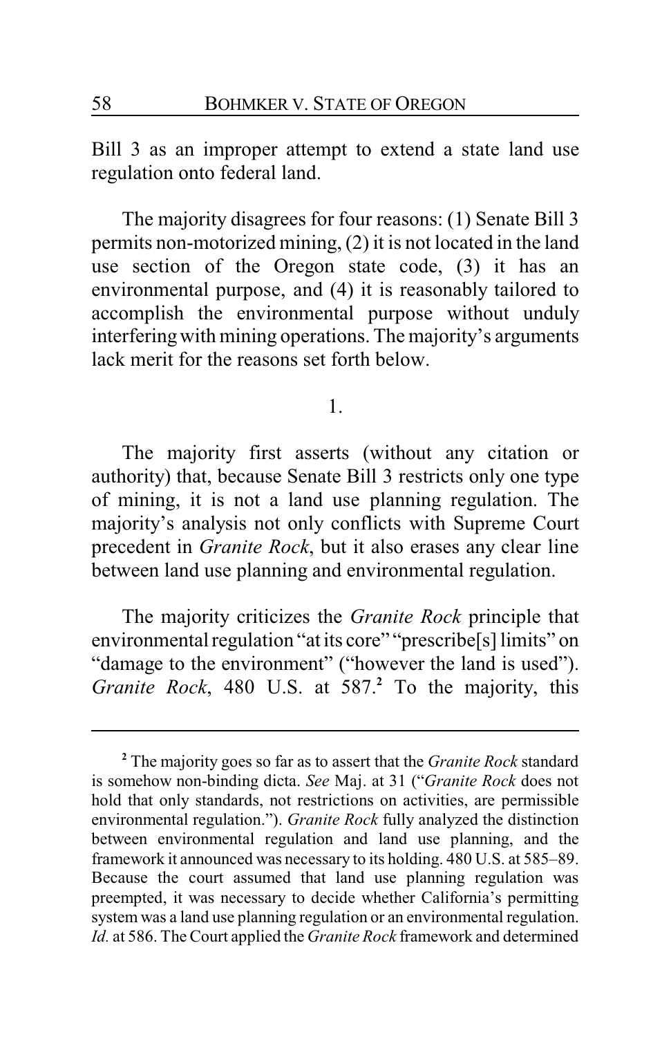Bill 3 as an improper attempt to extend a state land use regulation onto federal land.

The majority disagrees for four reasons: (1) Senate Bill 3 permits non-motorized mining, (2) it is not located in the land use section of the Oregon state code, (3) it has an environmental purpose, and (4) it is reasonably tailored to accomplish the environmental purpose without unduly interfering with mining operations. The majority's arguments lack merit for the reasons set forth below.

1.

The majority first asserts (without any citation or authority) that, because Senate Bill 3 restricts only one type of mining, it is not a land use planning regulation. The majority's analysis not only conflicts with Supreme Court precedent in *Granite Rock*, but it also erases any clear line between land use planning and environmental regulation.

The majority criticizes the *Granite Rock* principle that environmental regulation "at its core" "prescribe[s] limits" on "damage to the environment" ("however the land is used"). *Granite Rock*, 480 U.S. at 587.[2] To the majority, this

---

[2] The majority goes so far as to assert that the *Granite Rock* standard is somehow non-binding dicta. *See* Maj. at 31 ("*Granite Rock* does not hold that only standards, not restrictions on activities, are permissible environmental regulation."). *Granite Rock* fully analyzed the distinction between environmental regulation and land use planning, and the framework it announced was necessary to its holding. 480 U.S. at 585–89. Because the court assumed that land use planning regulation was preempted, it was necessary to decide whether California's permitting system was a land use planning regulation or an environmental regulation. *Id.* at 586. The Court applied the *Granite Rock* framework and determined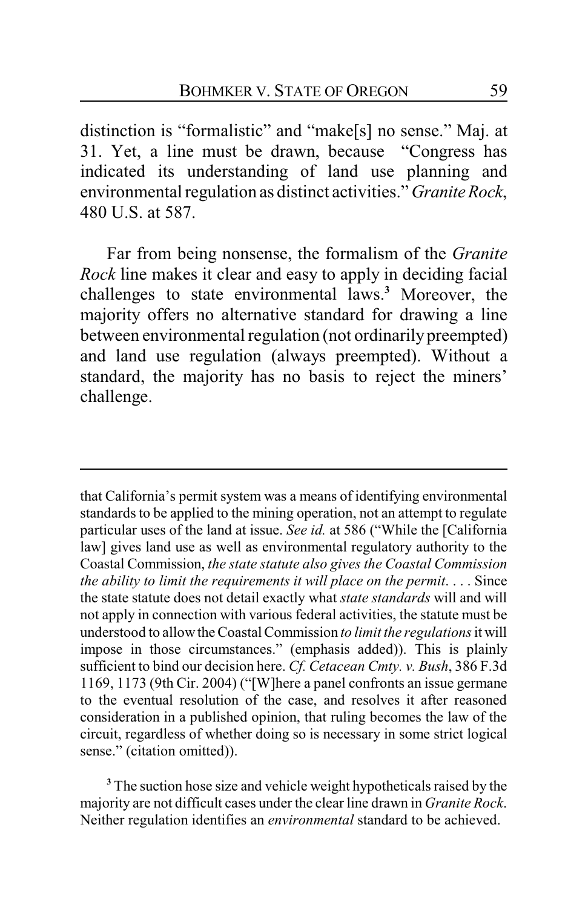distinction is "formalistic" and "make[s] no sense." Maj. at 31. Yet, a line must be drawn, because "Congress has indicated its understanding of land use planning and environmental regulation as distinct activities." *Granite Rock*, 480 U.S. at 587.

Far from being nonsense, the formalism of the *Granite Rock* line makes it clear and easy to apply in deciding facial challenges to state environmental laws.[3] Moreover, the majority offers no alternative standard for drawing a line between environmental regulation (not ordinarily preempted) and land use regulation (always preempted). Without a standard, the majority has no basis to reject the miners' challenge.

---

that California's permit system was a means of identifying environmental standards to be applied to the mining operation, not an attempt to regulate particular uses of the land at issue. *See id.* at 586 ("While the [California law] gives land use as well as environmental regulatory authority to the Coastal Commission, *the state statute also gives the Coastal Commission the ability to limit the requirements it will place on the permit*. . . . Since the state statute does not detail exactly what *state standards* will and will not apply in connection with various federal activities, the statute must be understood to allow the Coastal Commission *to limit the regulations* it will impose in those circumstances." (emphasis added)). This is plainly sufficient to bind our decision here. *Cf. Cetacean Cmty. v. Bush*, 386 F.3d 1169, 1173 (9th Cir. 2004) ("[W]here a panel confronts an issue germane to the eventual resolution of the case, and resolves it after reasoned consideration in a published opinion, that ruling becomes the law of the circuit, regardless of whether doing so is necessary in some strict logical sense." (citation omitted)).

[3] The suction hose size and vehicle weight hypotheticals raised by the majority are not difficult cases under the clear line drawn in *Granite Rock*. Neither regulation identifies an *environmental* standard to be achieved.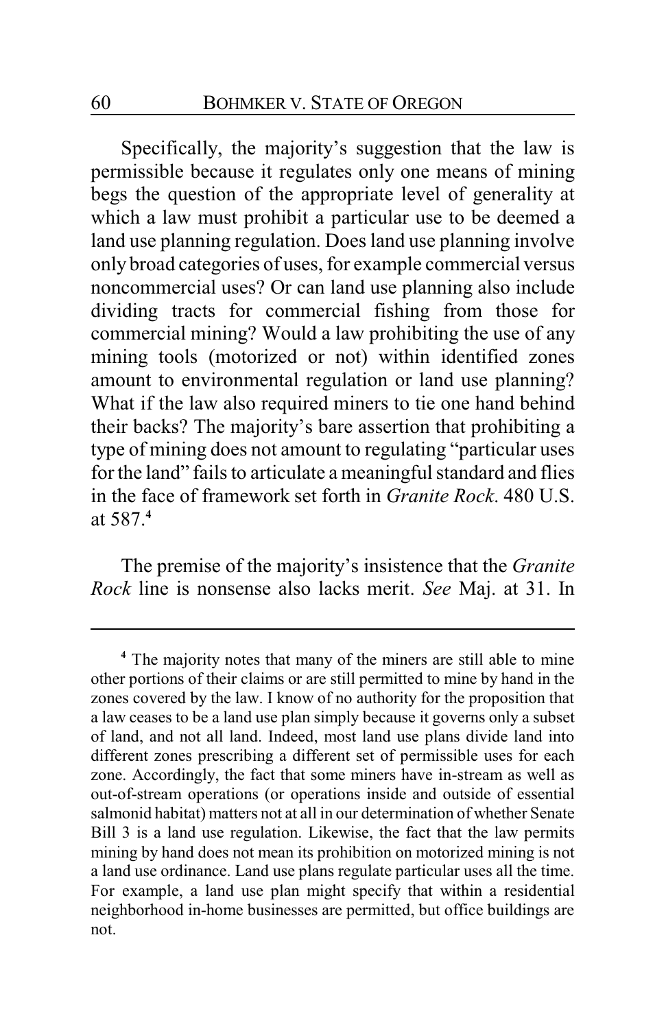Specifically, the majority's suggestion that the law is permissible because it regulates only one means of mining begs the question of the appropriate level of generality at which a law must prohibit a particular use to be deemed a land use planning regulation. Does land use planning involve only broad categories of uses, for example commercial versus noncommercial uses? Or can land use planning also include dividing tracts for commercial fishing from those for commercial mining? Would a law prohibiting the use of any mining tools (motorized or not) within identified zones amount to environmental regulation or land use planning? What if the law also required miners to tie one hand behind their backs? The majority's bare assertion that prohibiting a type of mining does not amount to regulating "particular uses for the land" fails to articulate a meaningful standard and flies in the face of framework set forth in *Granite Rock*. 480 U.S. at 587.[4]

The premise of the majority's insistence that the *Granite Rock* line is nonsense also lacks merit. *See* Maj. at 31. In

---

[4] The majority notes that many of the miners are still able to mine other portions of their claims or are still permitted to mine by hand in the zones covered by the law. I know of no authority for the proposition that a law ceases to be a land use plan simply because it governs only a subset of land, and not all land. Indeed, most land use plans divide land into different zones prescribing a different set of permissible uses for each zone. Accordingly, the fact that some miners have in-stream as well as out-of-stream operations (or operations inside and outside of essential salmonid habitat) matters not at all in our determination of whether Senate Bill 3 is a land use regulation. Likewise, the fact that the law permits mining by hand does not mean its prohibition on motorized mining is not a land use ordinance. Land use plans regulate particular uses all the time. For example, a land use plan might specify that within a residential neighborhood in-home businesses are permitted, but office buildings are not.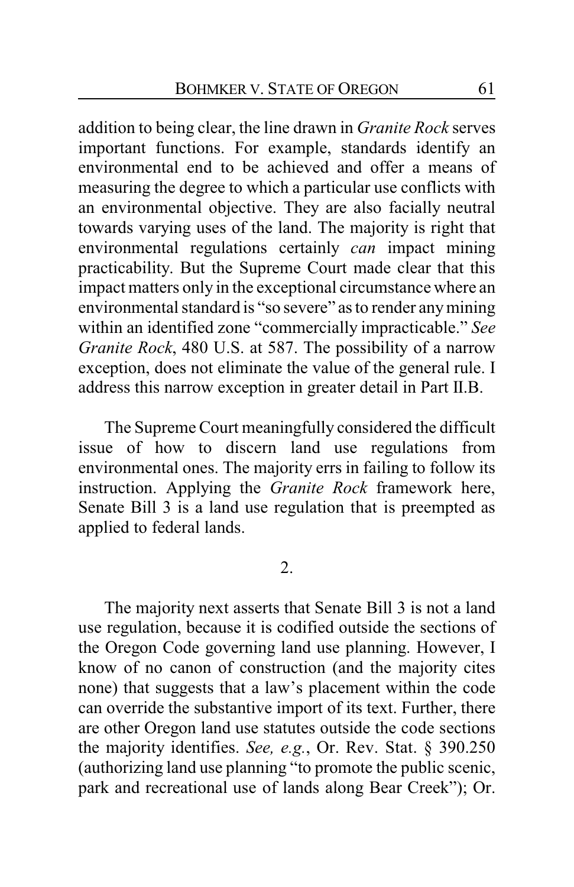addition to being clear, the line drawn in *Granite Rock* serves important functions. For example, standards identify an environmental end to be achieved and offer a means of measuring the degree to which a particular use conflicts with an environmental objective. They are also facially neutral towards varying uses of the land. The majority is right that environmental regulations certainly *can* impact mining practicability. But the Supreme Court made clear that this impact matters only in the exceptional circumstance where an environmental standard is "so severe" as to render any mining within an identified zone "commercially impracticable." *See Granite Rock*, 480 U.S. at 587. The possibility of a narrow exception, does not eliminate the value of the general rule. I address this narrow exception in greater detail in Part II.B.

The Supreme Court meaningfully considered the difficult issue of how to discern land use regulations from environmental ones. The majority errs in failing to follow its instruction. Applying the *Granite Rock* framework here, Senate Bill 3 is a land use regulation that is preempted as applied to federal lands.

2.

The majority next asserts that Senate Bill 3 is not a land use regulation, because it is codified outside the sections of the Oregon Code governing land use planning. However, I know of no canon of construction (and the majority cites none) that suggests that a law's placement within the code can override the substantive import of its text. Further, there are other Oregon land use statutes outside the code sections the majority identifies. *See, e.g.*, Or. Rev. Stat. § 390.250 (authorizing land use planning "to promote the public scenic, park and recreational use of lands along Bear Creek"); Or.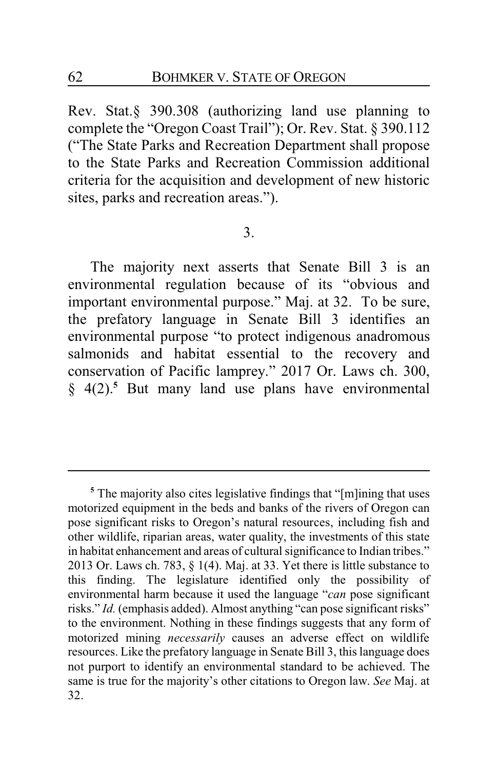Rev. Stat.§ 390.308 (authorizing land use planning to complete the "Oregon Coast Trail"); Or. Rev. Stat. § 390.112 ("The State Parks and Recreation Department shall propose to the State Parks and Recreation Commission additional criteria for the acquisition and development of new historic sites, parks and recreation areas.").

3.

The majority next asserts that Senate Bill 3 is an environmental regulation because of its "obvious and important environmental purpose." Maj. at 32. To be sure, the prefatory language in Senate Bill 3 identifies an environmental purpose "to protect indigenous anadromous salmonids and habitat essential to the recovery and conservation of Pacific lamprey." 2017 Or. Laws ch. 300, § 4(2).[5] But many land use plans have environmental

---

[5] The majority also cites legislative findings that "[m]ining that uses motorized equipment in the beds and banks of the rivers of Oregon can pose significant risks to Oregon's natural resources, including fish and other wildlife, riparian areas, water quality, the investments of this state in habitat enhancement and areas of cultural significance to Indian tribes." 2013 Or. Laws ch. 783, § 1(4). Maj. at 33. Yet there is little substance to this finding. The legislature identified only the possibility of environmental harm because it used the language "*can* pose significant risks." *Id.* (emphasis added). Almost anything "can pose significant risks" to the environment. Nothing in these findings suggests that any form of motorized mining *necessarily* causes an adverse effect on wildlife resources. Like the prefatory language in Senate Bill 3, this language does not purport to identify an environmental standard to be achieved. The same is true for the majority's other citations to Oregon law. *See* Maj. at 32.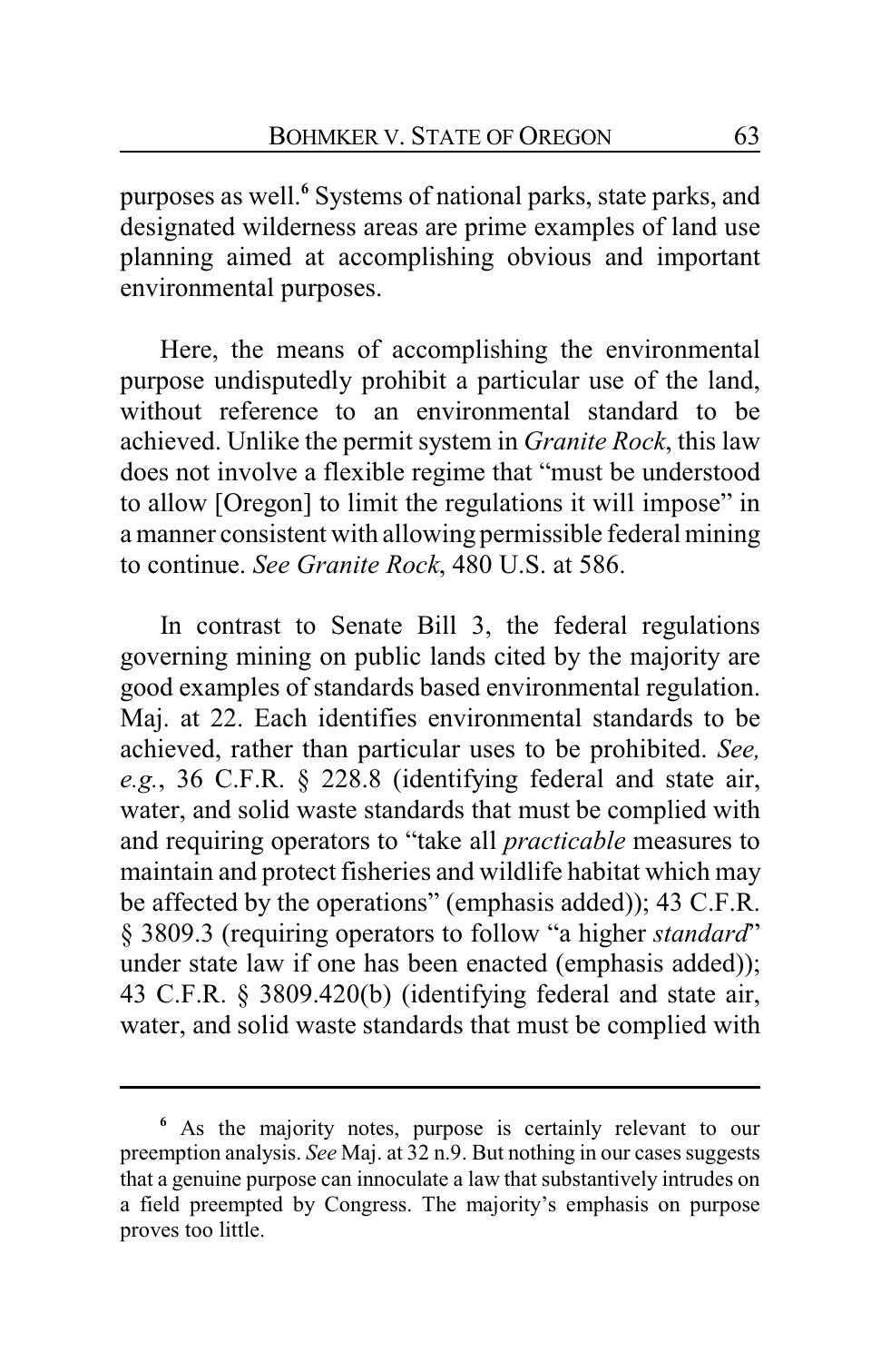purposes as well.[6] Systems of national parks, state parks, and designated wilderness areas are prime examples of land use planning aimed at accomplishing obvious and important environmental purposes.

Here, the means of accomplishing the environmental purpose undisputedly prohibit a particular use of the land, without reference to an environmental standard to be achieved. Unlike the permit system in *Granite Rock*, this law does not involve a flexible regime that "must be understood to allow [Oregon] to limit the regulations it will impose" in a manner consistent with allowing permissible federal mining to continue. *See Granite Rock*, 480 U.S. at 586.

In contrast to Senate Bill 3, the federal regulations governing mining on public lands cited by the majority are good examples of standards based environmental regulation. Maj. at 22. Each identifies environmental standards to be achieved, rather than particular uses to be prohibited. *See, e.g.*, 36 C.F.R. § 228.8 (identifying federal and state air, water, and solid waste standards that must be complied with and requiring operators to "take all *practicable* measures to maintain and protect fisheries and wildlife habitat which may be affected by the operations" (emphasis added)); 43 C.F.R. § 3809.3 (requiring operators to follow "a higher *standard*" under state law if one has been enacted (emphasis added)); 43 C.F.R. § 3809.420(b) (identifying federal and state air, water, and solid waste standards that must be complied with

---

[6] As the majority notes, purpose is certainly relevant to our preemption analysis. *See* Maj. at 32 n.9. But nothing in our cases suggests that a genuine purpose can innoculate a law that substantively intrudes on a field preempted by Congress. The majority's emphasis on purpose proves too little.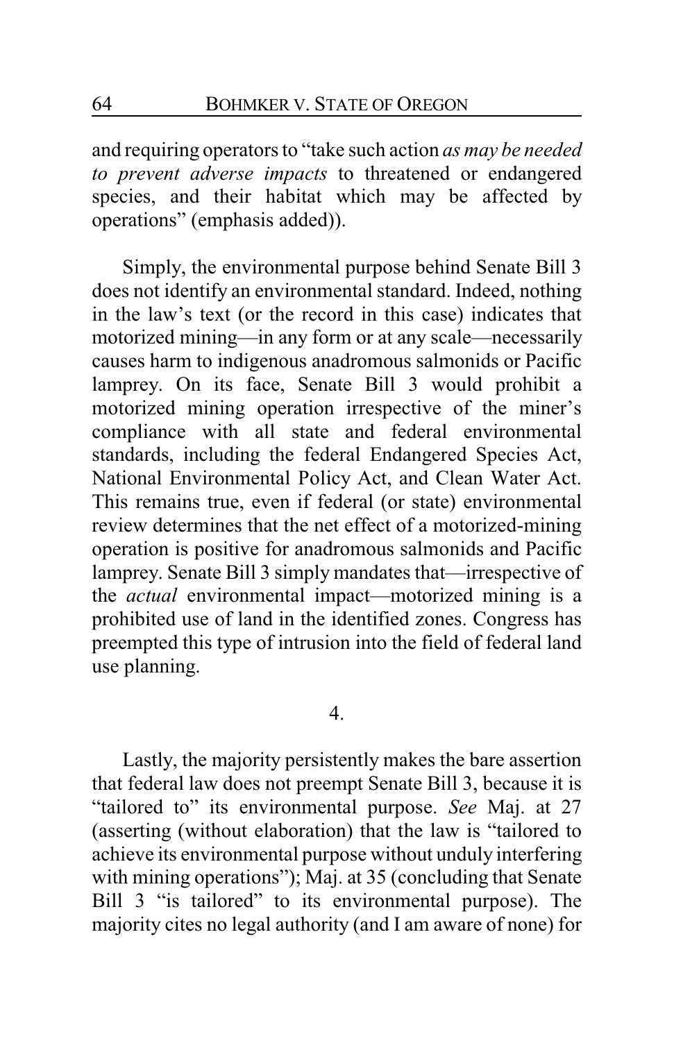and requiring operators to "take such action *as may be needed to prevent adverse impacts* to threatened or endangered species, and their habitat which may be affected by operations" (emphasis added)).

Simply, the environmental purpose behind Senate Bill 3 does not identify an environmental standard. Indeed, nothing in the law's text (or the record in this case) indicates that motorized mining—in any form or at any scale—necessarily causes harm to indigenous anadromous salmonids or Pacific lamprey. On its face, Senate Bill 3 would prohibit a motorized mining operation irrespective of the miner's compliance with all state and federal environmental standards, including the federal Endangered Species Act, National Environmental Policy Act, and Clean Water Act. This remains true, even if federal (or state) environmental review determines that the net effect of a motorized-mining operation is positive for anadromous salmonids and Pacific lamprey. Senate Bill 3 simply mandates that—irrespective of the *actual* environmental impact—motorized mining is a prohibited use of land in the identified zones. Congress has preempted this type of intrusion into the field of federal land use planning.

4.

Lastly, the majority persistently makes the bare assertion that federal law does not preempt Senate Bill 3, because it is "tailored to" its environmental purpose. *See* Maj. at 27 (asserting (without elaboration) that the law is "tailored to achieve its environmental purpose without unduly interfering with mining operations"); Maj. at 35 (concluding that Senate Bill 3 "is tailored" to its environmental purpose). The majority cites no legal authority (and I am aware of none) for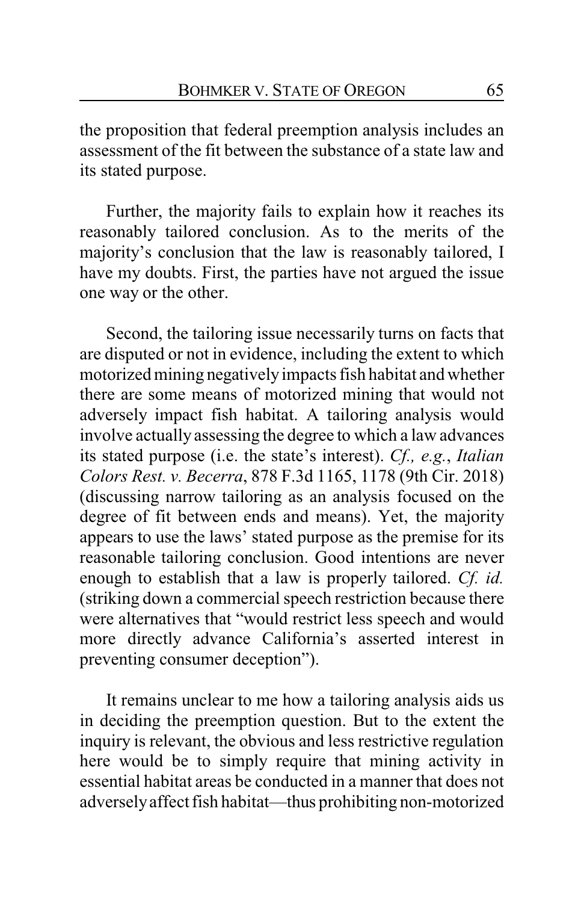the proposition that federal preemption analysis includes an assessment of the fit between the substance of a state law and its stated purpose.

Further, the majority fails to explain how it reaches its reasonably tailored conclusion. As to the merits of the majority's conclusion that the law is reasonably tailored, I have my doubts. First, the parties have not argued the issue one way or the other.

Second, the tailoring issue necessarily turns on facts that are disputed or not in evidence, including the extent to which motorized mining negatively impacts fish habitat and whether there are some means of motorized mining that would not adversely impact fish habitat. A tailoring analysis would involve actually assessing the degree to which a law advances its stated purpose (i.e. the state's interest). *Cf., e.g.*, *Italian Colors Rest. v. Becerra*, 878 F.3d 1165, 1178 (9th Cir. 2018) (discussing narrow tailoring as an analysis focused on the degree of fit between ends and means). Yet, the majority appears to use the laws' stated purpose as the premise for its reasonable tailoring conclusion. Good intentions are never enough to establish that a law is properly tailored. *Cf. id.* (striking down a commercial speech restriction because there were alternatives that "would restrict less speech and would more directly advance California's asserted interest in preventing consumer deception").

It remains unclear to me how a tailoring analysis aids us in deciding the preemption question. But to the extent the inquiry is relevant, the obvious and less restrictive regulation here would be to simply require that mining activity in essential habitat areas be conducted in a manner that does not adversely affect fish habitat—thus prohibiting non-motorized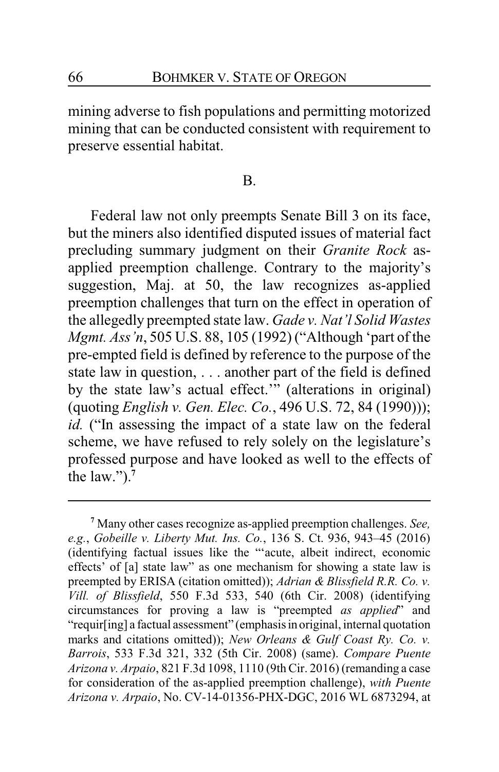mining adverse to fish populations and permitting motorized mining that can be conducted consistent with requirement to preserve essential habitat.

B.

Federal law not only preempts Senate Bill 3 on its face, but the miners also identified disputed issues of material fact precluding summary judgment on their *Granite Rock* as-applied preemption challenge. Contrary to the majority's suggestion, Maj. at 50, the law recognizes as-applied preemption challenges that turn on the effect in operation of the allegedly preempted state law. *Gade v. Nat'l Solid Wastes Mgmt. Ass'n*, 505 U.S. 88, 105 (1992) ("Although 'part of the pre-empted field is defined by reference to the purpose of the state law in question, . . . another part of the field is defined by the state law's actual effect.'" (alterations in original) (quoting *English v. Gen. Elec. Co.*, 496 U.S. 72, 84 (1990))); *id.* ("In assessing the impact of a state law on the federal scheme, we have refused to rely solely on the legislature's professed purpose and have looked as well to the effects of the law.").[7]

---

[7] Many other cases recognize as-applied preemption challenges. *See, e.g.*, *Gobeille v. Liberty Mut. Ins. Co.*, 136 S. Ct. 936, 943–45 (2016) (identifying factual issues like the "'acute, albeit indirect, economic effects' of [a] state law" as one mechanism for showing a state law is preempted by ERISA (citation omitted)); *Adrian & Blissfield R.R. Co. v. Vill. of Blissfield*, 550 F.3d 533, 540 (6th Cir. 2008) (identifying circumstances for proving a law is "preempted *as applied*" and "requir[ing] a factual assessment" (emphasis in original, internal quotation marks and citations omitted)); *New Orleans & Gulf Coast Ry. Co. v. Barrois*, 533 F.3d 321, 332 (5th Cir. 2008) (same). *Compare Puente Arizona v. Arpaio*, 821 F.3d 1098, 1110 (9th Cir. 2016) (remanding a case for consideration of the as-applied preemption challenge), *with Puente Arizona v. Arpaio*, No. CV-14-01356-PHX-DGC, 2016 WL 6873294, at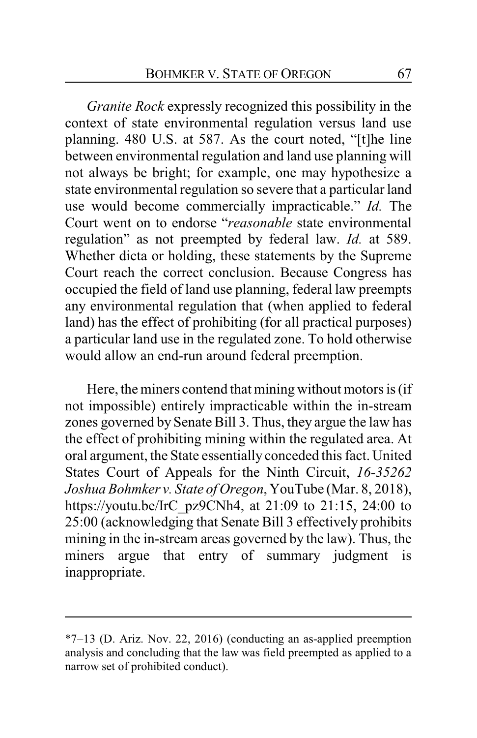*Granite Rock* expressly recognized this possibility in the context of state environmental regulation versus land use planning. 480 U.S. at 587. As the court noted, "[t]he line between environmental regulation and land use planning will not always be bright; for example, one may hypothesize a state environmental regulation so severe that a particular land use would become commercially impracticable." *Id.* The Court went on to endorse "*reasonable* state environmental regulation" as not preempted by federal law. *Id.* at 589. Whether dicta or holding, these statements by the Supreme Court reach the correct conclusion. Because Congress has occupied the field of land use planning, federal law preempts any environmental regulation that (when applied to federal land) has the effect of prohibiting (for all practical purposes) a particular land use in the regulated zone. To hold otherwise would allow an end-run around federal preemption.

Here, the miners contend that mining without motors is (if not impossible) entirely impracticable within the in-stream zones governed by Senate Bill 3. Thus, they argue the law has the effect of prohibiting mining within the regulated area. At oral argument, the State essentially conceded this fact. United States Court of Appeals for the Ninth Circuit, *16-35262 Joshua Bohmker v. State of Oregon*, YouTube (Mar. 8, 2018), https://youtu.be/IrC_pz9CNh4, at 21:09 to 21:15, 24:00 to 25:00 (acknowledging that Senate Bill 3 effectively prohibits mining in the in-stream areas governed by the law). Thus, the miners argue that entry of summary judgment is inappropriate.

---

*7–13 (D. Ariz. Nov. 22, 2016) (conducting an as-applied preemption analysis and concluding that the law was field preempted as applied to a narrow set of prohibited conduct).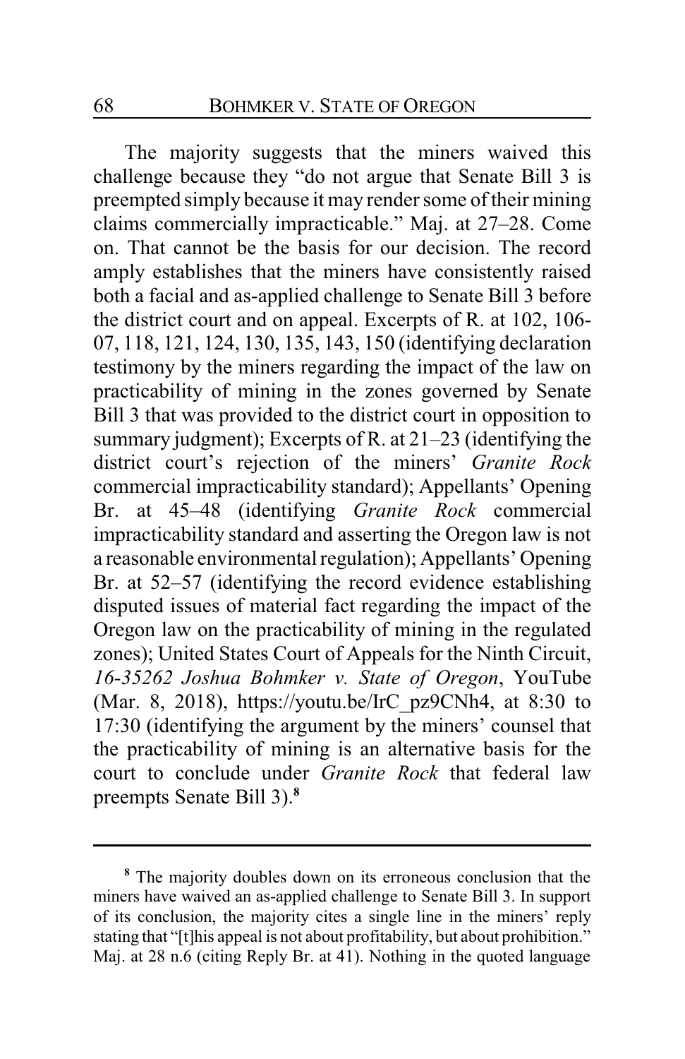The majority suggests that the miners waived this challenge because they "do not argue that Senate Bill 3 is preempted simply because it may render some of their mining claims commercially impracticable." Maj. at 27–28. Come on. That cannot be the basis for our decision. The record amply establishes that the miners have consistently raised both a facial and as-applied challenge to Senate Bill 3 before the district court and on appeal. Excerpts of R. at 102, 106-07, 118, 121, 124, 130, 135, 143, 150 (identifying declaration testimony by the miners regarding the impact of the law on practicability of mining in the zones governed by Senate Bill 3 that was provided to the district court in opposition to summary judgment); Excerpts of R. at 21–23 (identifying the district court's rejection of the miners' *Granite Rock* commercial impracticability standard); Appellants' Opening Br. at 45–48 (identifying *Granite Rock* commercial impracticability standard and asserting the Oregon law is not a reasonable environmental regulation); Appellants' Opening Br. at 52–57 (identifying the record evidence establishing disputed issues of material fact regarding the impact of the Oregon law on the practicability of mining in the regulated zones); United States Court of Appeals for the Ninth Circuit, *16-35262 Joshua Bohmker v. State of Oregon*, YouTube (Mar. 8, 2018), https://youtu.be/IrC_pz9CNh4, at 8:30 to 17:30 (identifying the argument by the miners' counsel that the practicability of mining is an alternative basis for the court to conclude under *Granite Rock* that federal law preempts Senate Bill 3).[8]

---

[8] The majority doubles down on its erroneous conclusion that the miners have waived an as-applied challenge to Senate Bill 3. In support of its conclusion, the majority cites a single line in the miners' reply stating that "[t]his appeal is not about profitability, but about prohibition." Maj. at 28 n.6 (citing Reply Br. at 41). Nothing in the quoted language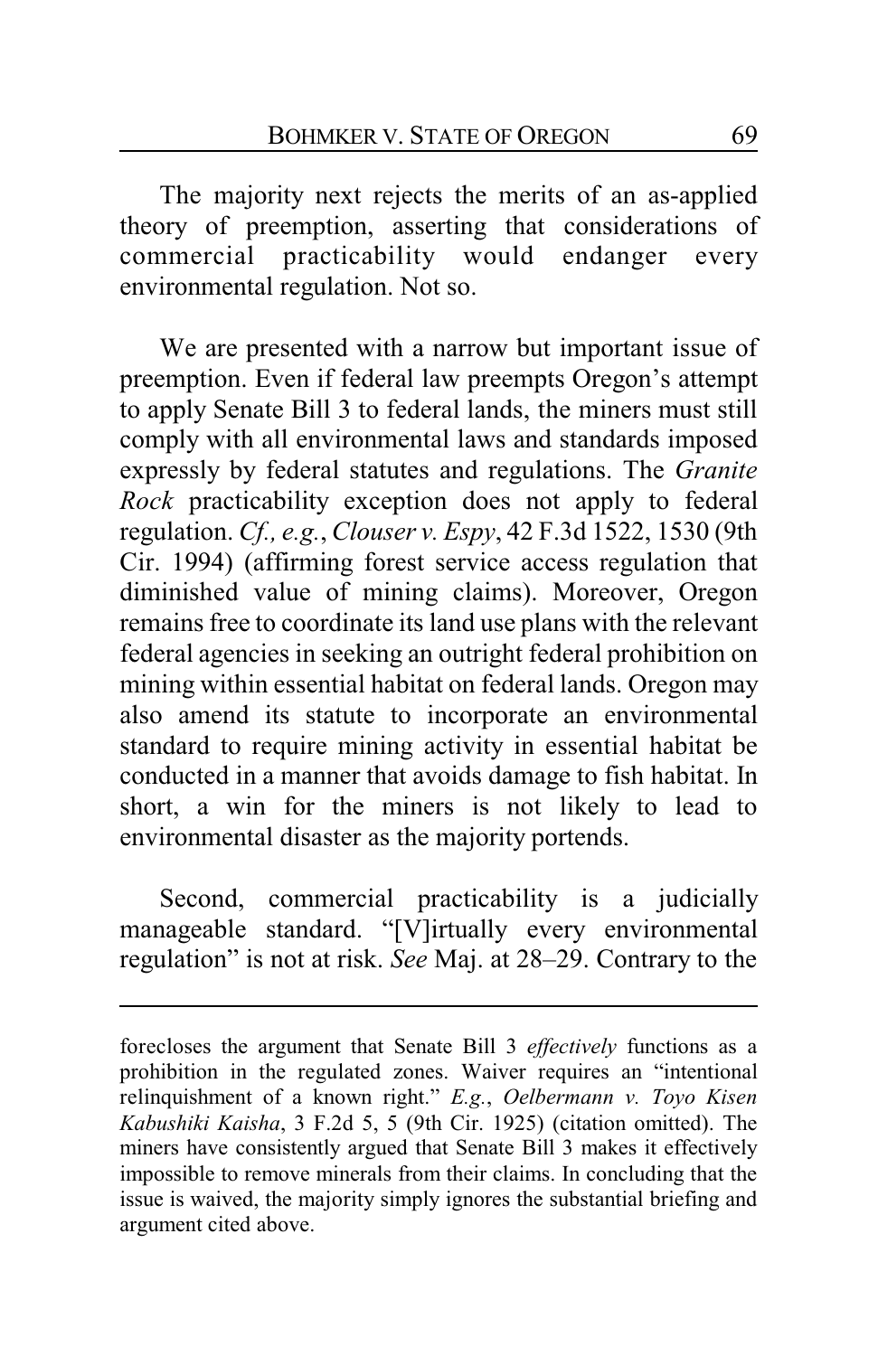The majority next rejects the merits of an as-applied theory of preemption, asserting that considerations of commercial practicability would endanger every environmental regulation. Not so.

We are presented with a narrow but important issue of preemption. Even if federal law preempts Oregon's attempt to apply Senate Bill 3 to federal lands, the miners must still comply with all environmental laws and standards imposed expressly by federal statutes and regulations. The *Granite Rock* practicability exception does not apply to federal regulation. *Cf., e.g.*, *Clouser v. Espy*, 42 F.3d 1522, 1530 (9th Cir. 1994) (affirming forest service access regulation that diminished value of mining claims). Moreover, Oregon remains free to coordinate its land use plans with the relevant federal agencies in seeking an outright federal prohibition on mining within essential habitat on federal lands. Oregon may also amend its statute to incorporate an environmental standard to require mining activity in essential habitat be conducted in a manner that avoids damage to fish habitat. In short, a win for the miners is not likely to lead to environmental disaster as the majority portends.

Second, commercial practicability is a judicially manageable standard. "[V]irtually every environmental regulation" is not at risk. *See* Maj. at 28–29. Contrary to the

---

forecloses the argument that Senate Bill 3 *effectively* functions as a prohibition in the regulated zones. Waiver requires an "intentional relinquishment of a known right." *E.g.*, *Oelbermann v. Toyo Kisen Kabushiki Kaisha*, 3 F.2d 5, 5 (9th Cir. 1925) (citation omitted). The miners have consistently argued that Senate Bill 3 makes it effectively impossible to remove minerals from their claims. In concluding that the issue is waived, the majority simply ignores the substantial briefing and argument cited above.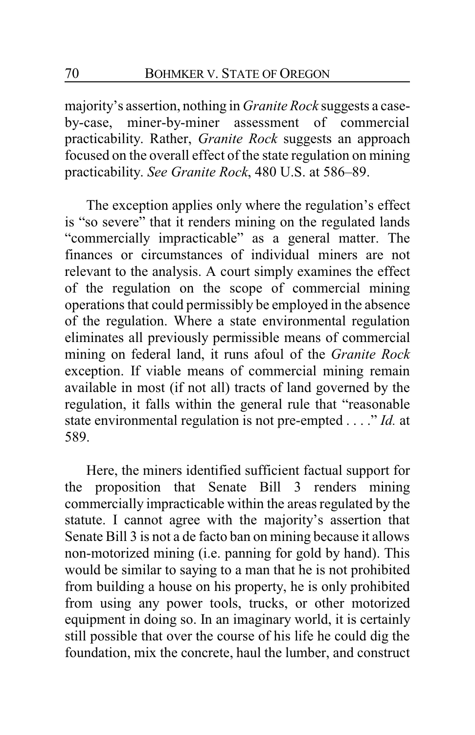majority's assertion, nothing in *Granite Rock* suggests a case-by-case, miner-by-miner assessment of commercial practicability. Rather, *Granite Rock* suggests an approach focused on the overall effect of the state regulation on mining practicability. *See Granite Rock*, 480 U.S. at 586–89.

The exception applies only where the regulation's effect is "so severe" that it renders mining on the regulated lands "commercially impracticable" as a general matter. The finances or circumstances of individual miners are not relevant to the analysis. A court simply examines the effect of the regulation on the scope of commercial mining operations that could permissibly be employed in the absence of the regulation. Where a state environmental regulation eliminates all previously permissible means of commercial mining on federal land, it runs afoul of the *Granite Rock* exception. If viable means of commercial mining remain available in most (if not all) tracts of land governed by the regulation, it falls within the general rule that "reasonable state environmental regulation is not pre-empted . . . ." *Id.* at 589.

Here, the miners identified sufficient factual support for the proposition that Senate Bill 3 renders mining commercially impracticable within the areas regulated by the statute. I cannot agree with the majority's assertion that Senate Bill 3 is not a de facto ban on mining because it allows non-motorized mining (i.e. panning for gold by hand). This would be similar to saying to a man that he is not prohibited from building a house on his property, he is only prohibited from using any power tools, trucks, or other motorized equipment in doing so. In an imaginary world, it is certainly still possible that over the course of his life he could dig the foundation, mix the concrete, haul the lumber, and construct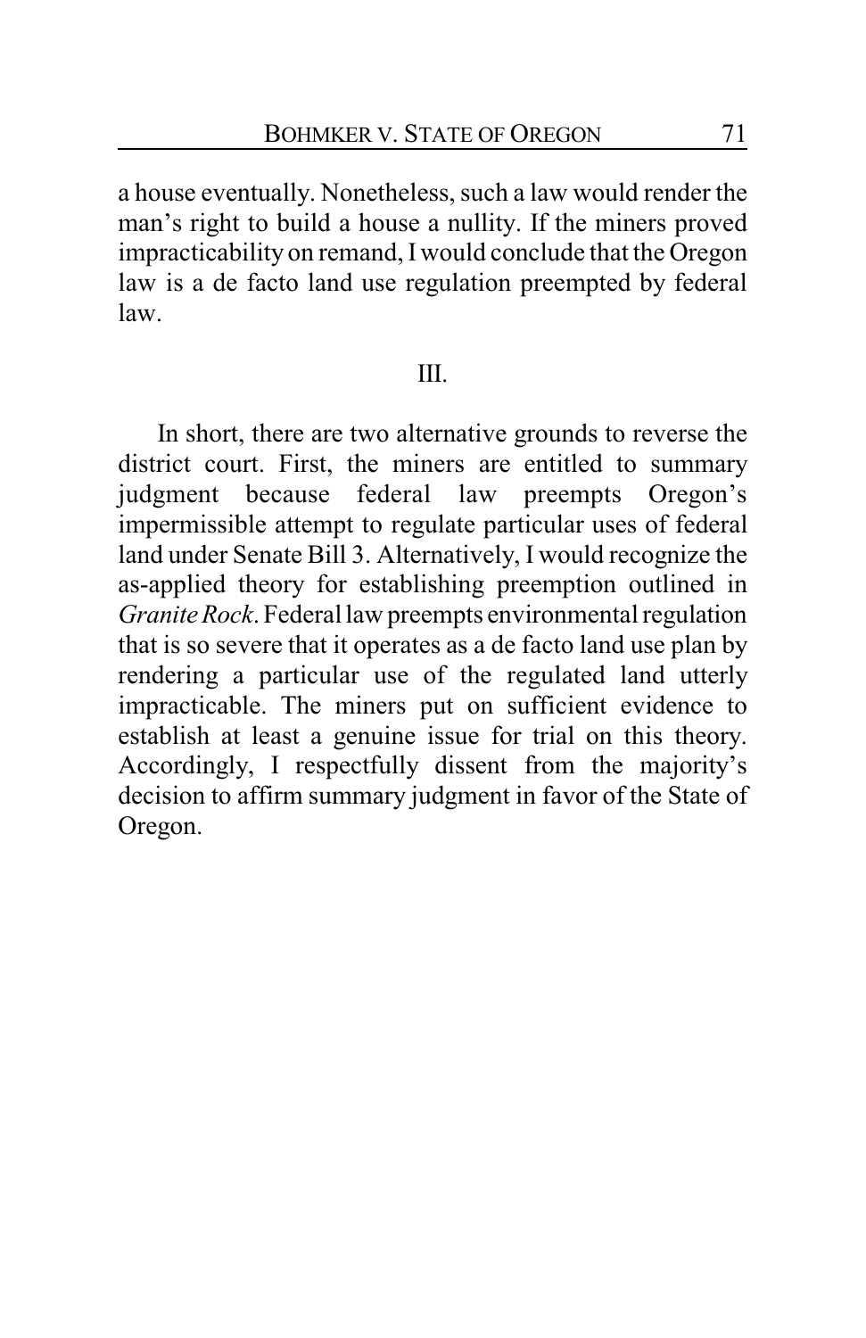a house eventually. Nonetheless, such a law would render the man's right to build a house a nullity. If the miners proved impracticability on remand, I would conclude that the Oregon law is a de facto land use regulation preempted by federal law.

## III.

In short, there are two alternative grounds to reverse the district court. First, the miners are entitled to summary judgment because federal law preempts Oregon's impermissible attempt to regulate particular uses of federal land under Senate Bill 3. Alternatively, I would recognize the as-applied theory for establishing preemption outlined in *Granite Rock*. Federal law preempts environmental regulation that is so severe that it operates as a de facto land use plan by rendering a particular use of the regulated land utterly impracticable. The miners put on sufficient evidence to establish at least a genuine issue for trial on this theory. Accordingly, I respectfully dissent from the majority's decision to affirm summary judgment in favor of the State of Oregon.